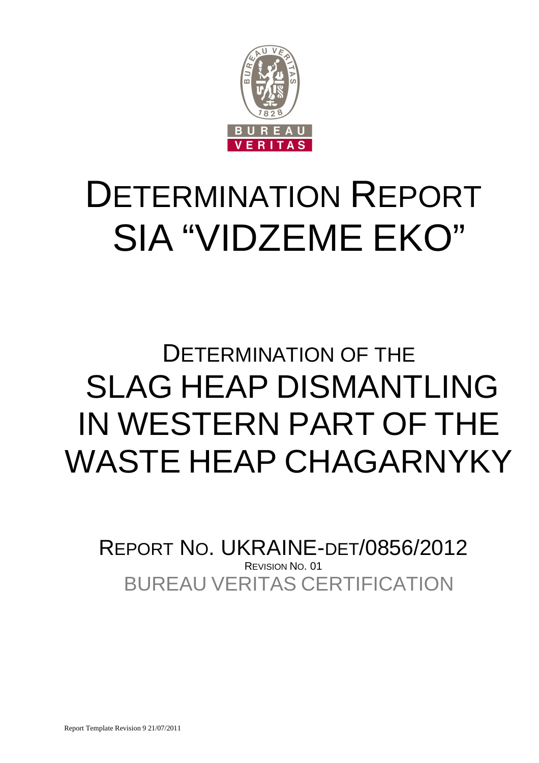# DETERMINATION REPORT SIA "VIDZEME EKO"

## DETERMINATION OF THE SLAG HEAP DISMANTLING IN WESTERN PART OF THE WASTE HEAP CHAGARNYKY

REPORT NO. UKRAINE-DET/0856/2012

REVISION NO. 01

BUREAU VERITAS CERTIFICATION

Report Template Revision 9 21/07/2011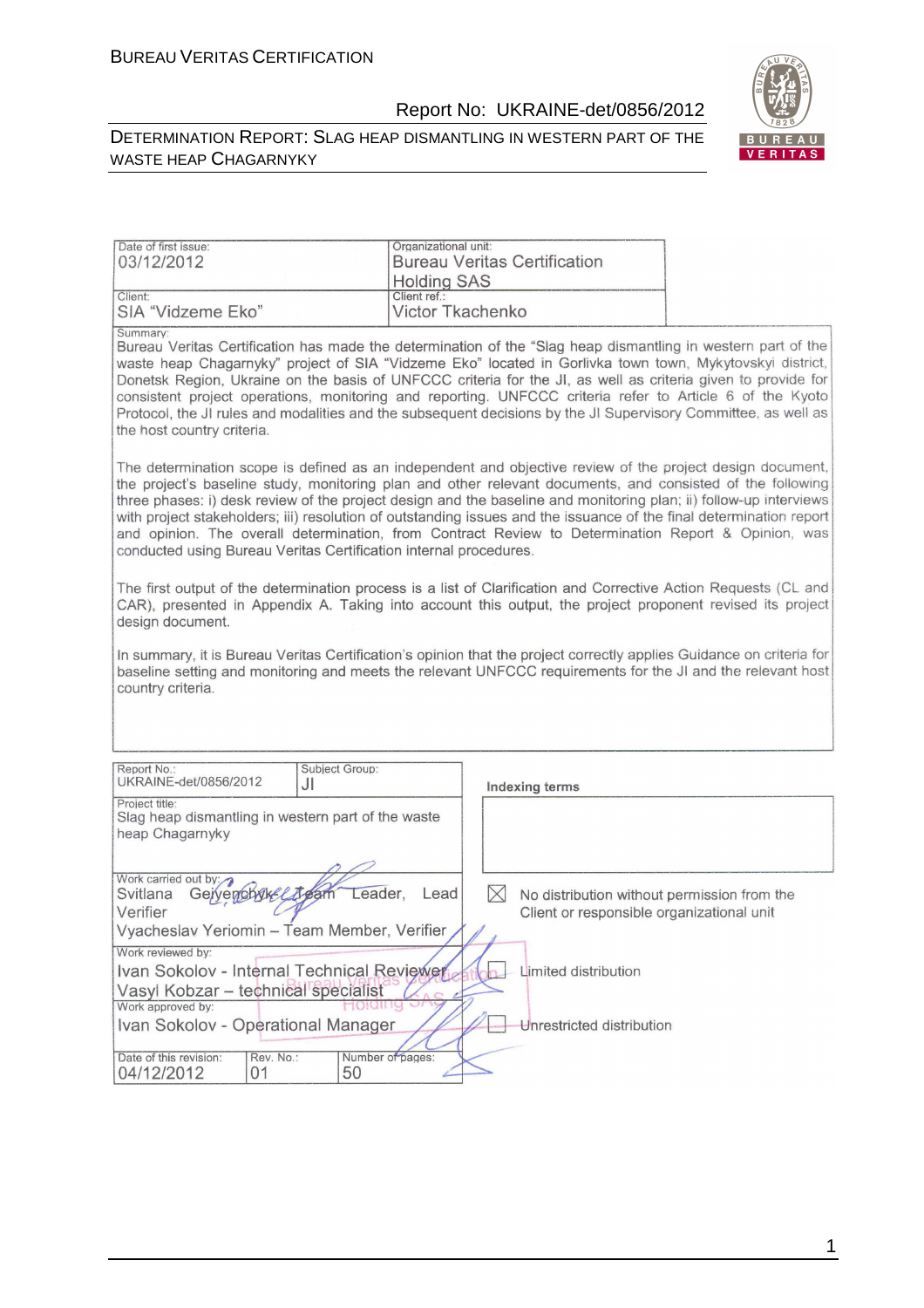| Date of first issue: 03/12/2012 | Organizational unit: Bureau Veritas Certification Holding SAS |
|---|---|
| Client: SIA "Vidzeme Eko" | Client ref.: Victor Tkachenko |

Summary:

Bureau Veritas Certification has made the determination of the "Slag heap dismantling in western part of the waste heap Chagarnyky" project of SIA "Vidzeme Eko" located in Gorlivka town town, Mykytovskyi district, Donetsk Region, Ukraine on the basis of UNFCCC criteria for the JI, as well as criteria given to provide for consistent project operations, monitoring and reporting. UNFCCC criteria refer to Article 6 of the Kyoto Protocol, the JI rules and modalities and the subsequent decisions by the JI Supervisory Committee, as well as the host country criteria.

The determination scope is defined as an independent and objective review of the project design document, the project's baseline study, monitoring plan and other relevant documents, and consisted of the following three phases: i) desk review of the project design and the baseline and monitoring plan; ii) follow-up interviews with project stakeholders; iii) resolution of outstanding issues and the issuance of the final determination report and opinion. The overall determination, from Contract Review to Determination Report & Opinion, was conducted using Bureau Veritas Certification internal procedures.

The first output of the determination process is a list of Clarification and Corrective Action Requests (CL and CAR), presented in Appendix A. Taking into account this output, the project proponent revised its project design document.

In summary, it is Bureau Veritas Certification's opinion that the project correctly applies Guidance on criteria for baseline setting and monitoring and meets the relevant UNFCCC requirements for the JI and the relevant host country criteria.

| Report No.: UKRAINE-det/0856/2012 | Subject Group: JI | Indexing terms |
|---|---|---|
| Project title: Slag heap dismantling in western part of the waste heap Chagarnyky | | |
| Work carried out by: Svitlana Gerjenchyk – Team Leader, Lead Verifier; Vyacheslav Yeriomin – Team Member, Verifier | | ☒ No distribution without permission from the Client or responsible organizational unit |
| Work reviewed by: Ivan Sokolov - Internal Technical Reviewer; Vasyl Kobzar – technical specialist | | ☐ Limited distribution |
| Work approved by: Ivan Sokolov - Operational Manager | | ☐ Unrestricted distribution |
| Date of this revision: 04/12/2012 | Rev. No.: 01 | Number of pages: 50 |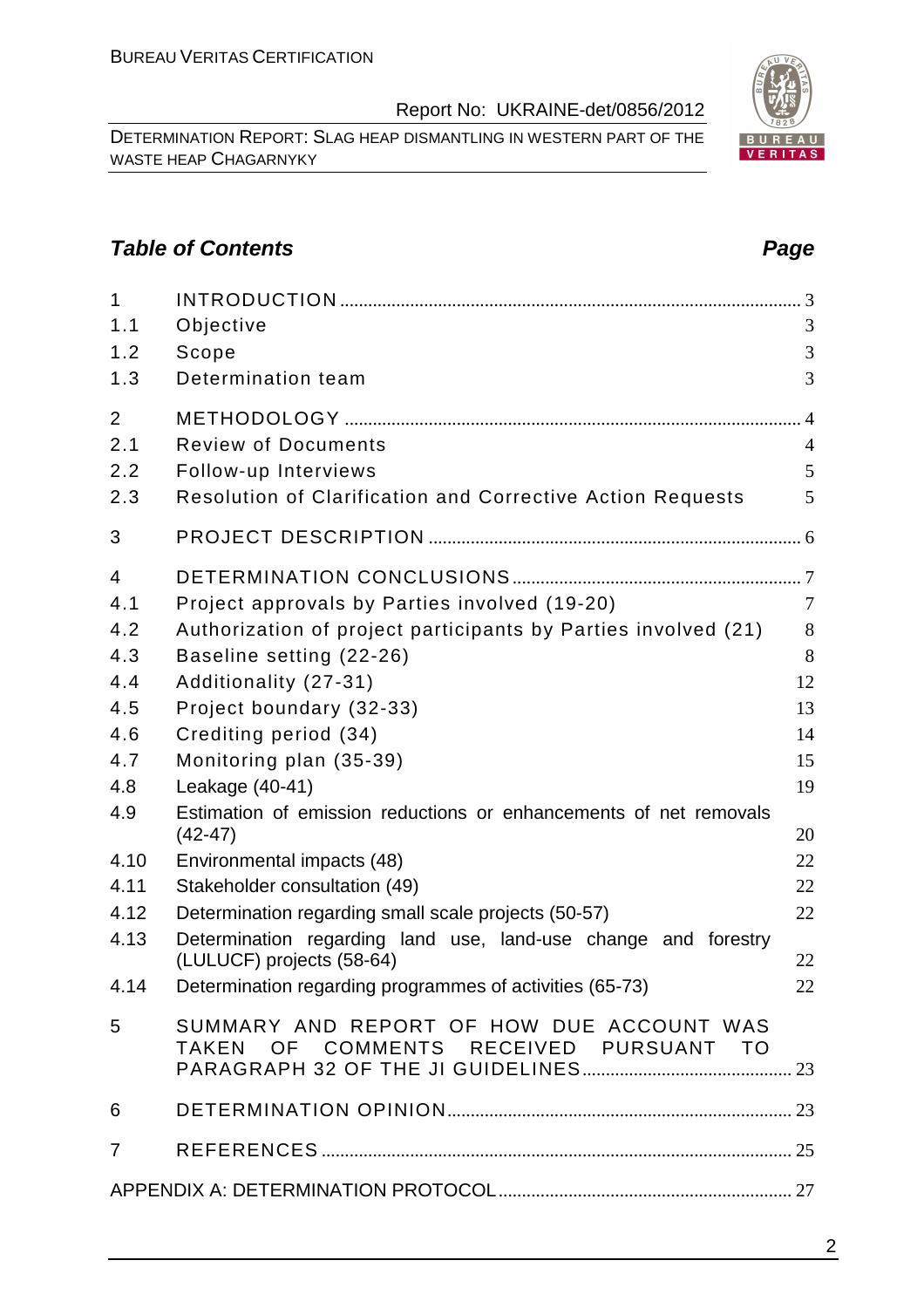## Table of Contents

| | | Page |
|---|---|---|
| 1 | INTRODUCTION | 3 |
| 1.1 | Objective | 3 |
| 1.2 | Scope | 3 |
| 1.3 | Determination team | 3 |
| 2 | METHODOLOGY | 4 |
| 2.1 | Review of Documents | 4 |
| 2.2 | Follow-up Interviews | 5 |
| 2.3 | Resolution of Clarification and Corrective Action Requests | 5 |
| 3 | PROJECT DESCRIPTION | 6 |
| 4 | DETERMINATION CONCLUSIONS | 7 |
| 4.1 | Project approvals by Parties involved (19-20) | 7 |
| 4.2 | Authorization of project participants by Parties involved (21) | 8 |
| 4.3 | Baseline setting (22-26) | 8 |
| 4.4 | Additionality (27-31) | 12 |
| 4.5 | Project boundary (32-33) | 13 |
| 4.6 | Crediting period (34) | 14 |
| 4.7 | Monitoring plan (35-39) | 15 |
| 4.8 | Leakage (40-41) | 19 |
| 4.9 | Estimation of emission reductions or enhancements of net removals (42-47) | 20 |
| 4.10 | Environmental impacts (48) | 22 |
| 4.11 | Stakeholder consultation (49) | 22 |
| 4.12 | Determination regarding small scale projects (50-57) | 22 |
| 4.13 | Determination regarding land use, land-use change and forestry (LULUCF) projects (58-64) | 22 |
| 4.14 | Determination regarding programmes of activities (65-73) | 22 |
| 5 | SUMMARY AND REPORT OF HOW DUE ACCOUNT WAS TAKEN OF COMMENTS RECEIVED PURSUANT TO PARAGRAPH 32 OF THE JI GUIDELINES | 23 |
| 6 | DETERMINATION OPINION | 23 |
| 7 | REFERENCES | 25 |
| | APPENDIX A: DETERMINATION PROTOCOL | 27 |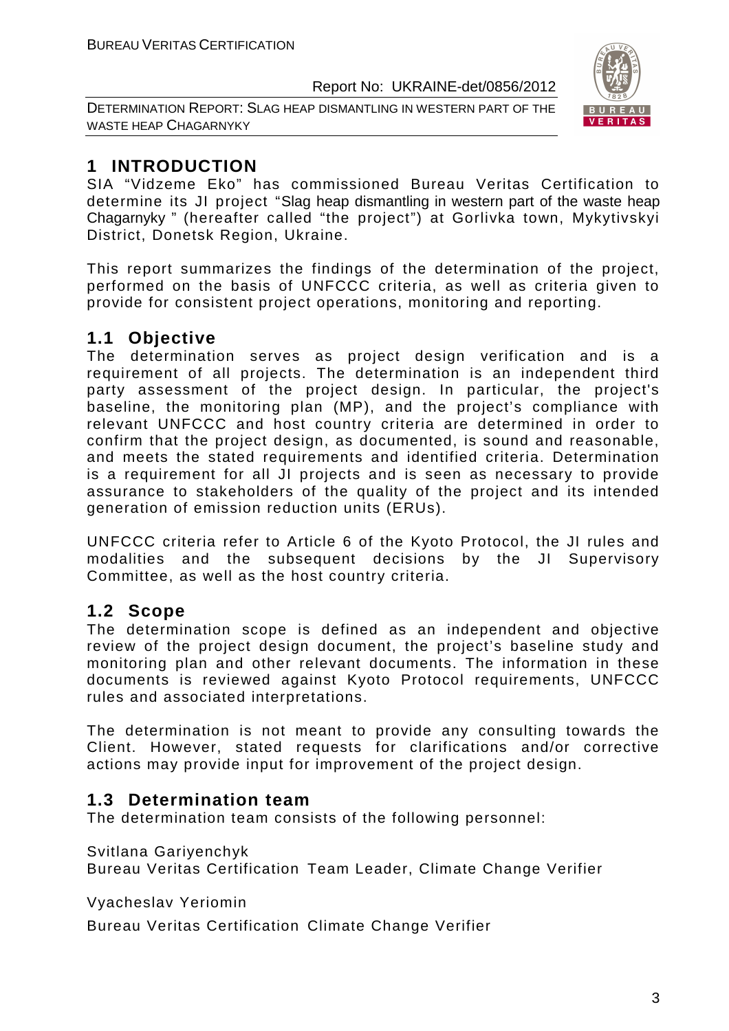# 1 INTRODUCTION

SIA "Vidzeme Eko" has commissioned Bureau Veritas Certification to determine its JI project "Slag heap dismantling in western part of the waste heap Chagarnyky " (hereafter called "the project") at Gorlivka town, Mykytivskyi District, Donetsk Region, Ukraine.

This report summarizes the findings of the determination of the project, performed on the basis of UNFCCC criteria, as well as criteria given to provide for consistent project operations, monitoring and reporting.

## 1.1 Objective

The determination serves as project design verification and is a requirement of all projects. The determination is an independent third party assessment of the project design. In particular, the project's baseline, the monitoring plan (MP), and the project's compliance with relevant UNFCCC and host country criteria are determined in order to confirm that the project design, as documented, is sound and reasonable, and meets the stated requirements and identified criteria. Determination is a requirement for all JI projects and is seen as necessary to provide assurance to stakeholders of the quality of the project and its intended generation of emission reduction units (ERUs).

UNFCCC criteria refer to Article 6 of the Kyoto Protocol, the JI rules and modalities and the subsequent decisions by the JI Supervisory Committee, as well as the host country criteria.

## 1.2 Scope

The determination scope is defined as an independent and objective review of the project design document, the project's baseline study and monitoring plan and other relevant documents. The information in these documents is reviewed against Kyoto Protocol requirements, UNFCCC rules and associated interpretations.

The determination is not meant to provide any consulting towards the Client. However, stated requests for clarifications and/or corrective actions may provide input for improvement of the project design.

## 1.3 Determination team

The determination team consists of the following personnel:

Svitlana Gariyenchyk
Bureau Veritas Certification Team Leader, Climate Change Verifier

Vyacheslav Yeriomin
Bureau Veritas Certification Climate Change Verifier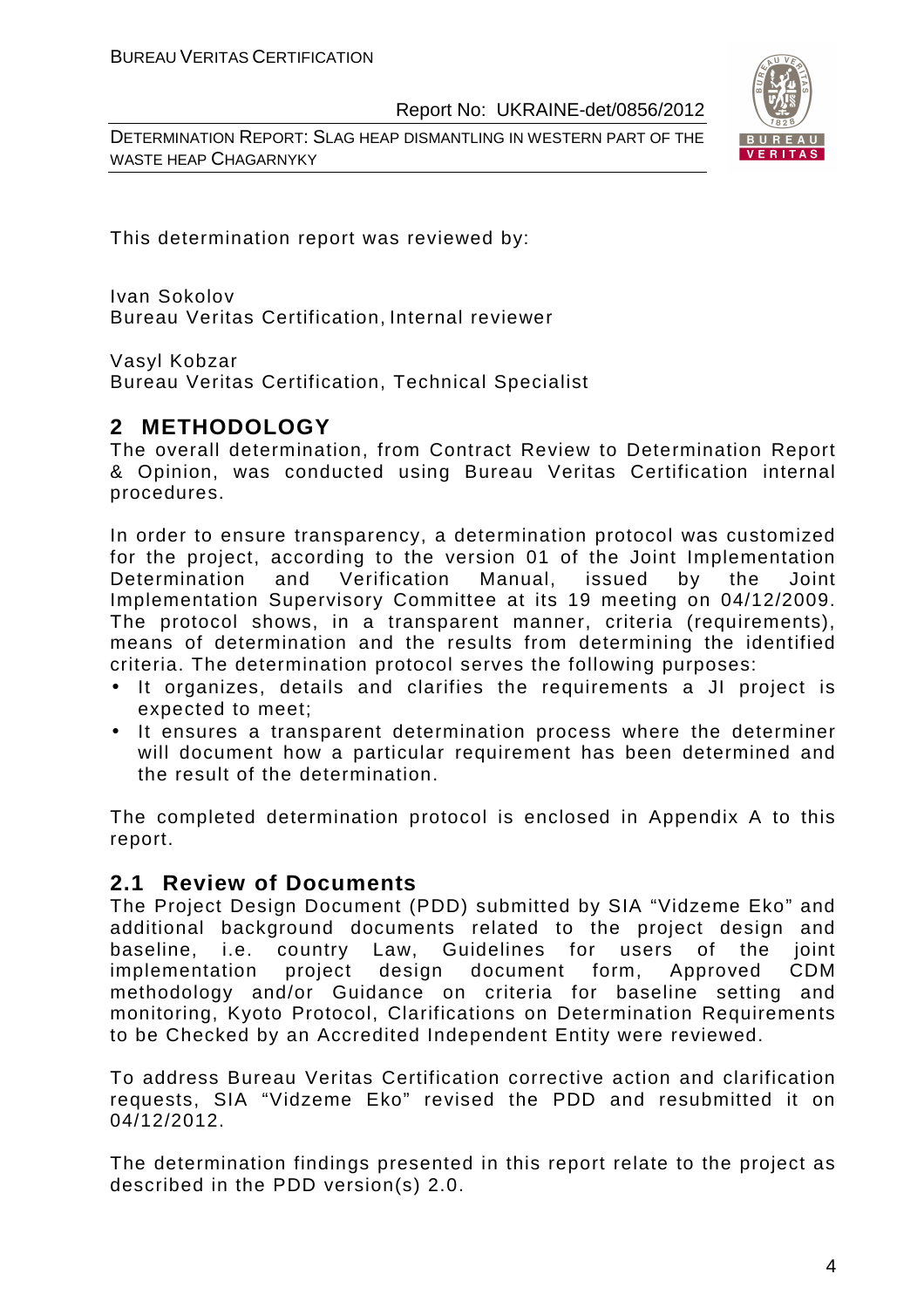This determination report was reviewed by:

Ivan Sokolov
Bureau Veritas Certification, Internal reviewer

Vasyl Kobzar
Bureau Veritas Certification, Technical Specialist

## 2 METHODOLOGY

The overall determination, from Contract Review to Determination Report & Opinion, was conducted using Bureau Veritas Certification internal procedures.

In order to ensure transparency, a determination protocol was customized for the project, according to the version 01 of the Joint Implementation Determination and Verification Manual, issued by the Joint Implementation Supervisory Committee at its 19 meeting on 04/12/2009. The protocol shows, in a transparent manner, criteria (requirements), means of determination and the results from determining the identified criteria. The determination protocol serves the following purposes:

- It organizes, details and clarifies the requirements a JI project is expected to meet;
- It ensures a transparent determination process where the determiner will document how a particular requirement has been determined and the result of the determination.

The completed determination protocol is enclosed in Appendix A to this report.

### 2.1 Review of Documents

The Project Design Document (PDD) submitted by SIA "Vidzeme Eko" and additional background documents related to the project design and baseline, i.e. country Law, Guidelines for users of the joint implementation project design document form, Approved CDM methodology and/or Guidance on criteria for baseline setting and monitoring, Kyoto Protocol, Clarifications on Determination Requirements to be Checked by an Accredited Independent Entity were reviewed.

To address Bureau Veritas Certification corrective action and clarification requests, SIA "Vidzeme Eko" revised the PDD and resubmitted it on 04/12/2012.

The determination findings presented in this report relate to the project as described in the PDD version(s) 2.0.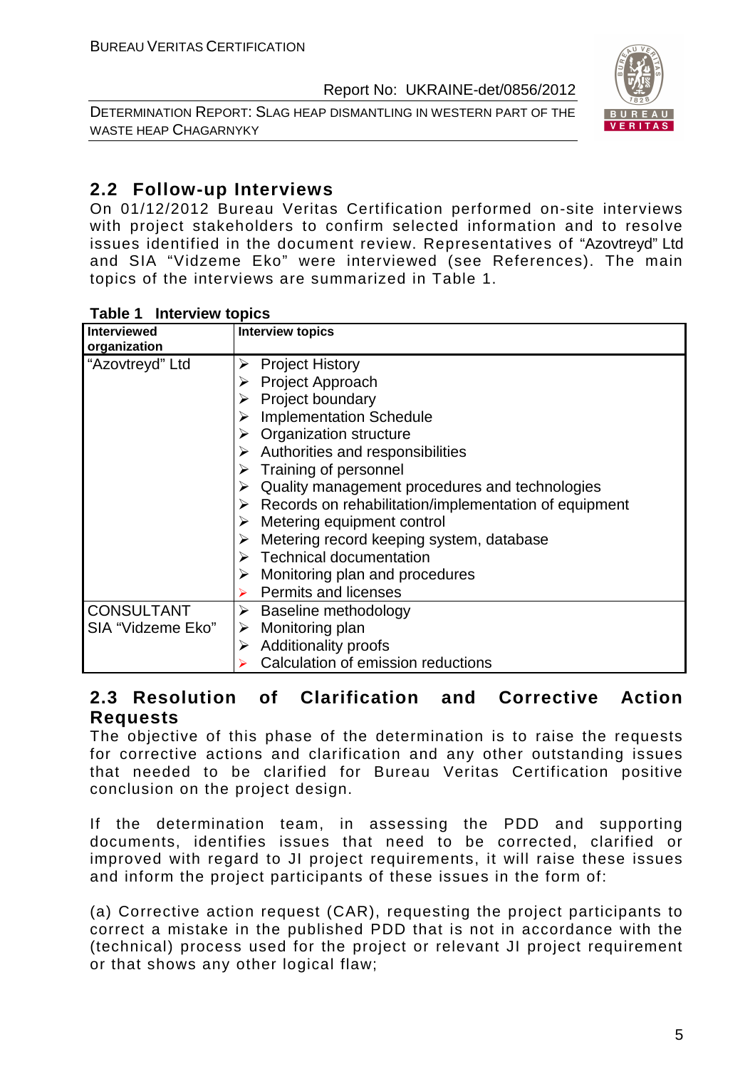## 2.2 Follow-up Interviews

On 01/12/2012 Bureau Veritas Certification performed on-site interviews with project stakeholders to confirm selected information and to resolve issues identified in the document review. Representatives of "Azovtreyd" Ltd and SIA "Vidzeme Eko" were interviewed (see References). The main topics of the interviews are summarized in Table 1.

**Table 1 Interview topics**

| Interviewed organization | Interview topics |
|---|---|
| "Azovtreyd" Ltd | ➢ Project History<br>➢ Project Approach<br>➢ Project boundary<br>➢ Implementation Schedule<br>➢ Organization structure<br>➢ Authorities and responsibilities<br>➢ Training of personnel<br>➢ Quality management procedures and technologies<br>➢ Records on rehabilitation/implementation of equipment<br>➢ Metering equipment control<br>➢ Metering record keeping system, database<br>➢ Technical documentation<br>➢ Monitoring plan and procedures<br>➢ Permits and licenses |
| CONSULTANT SIA "Vidzeme Eko" | ➢ Baseline methodology<br>➢ Monitoring plan<br>➢ Additionality proofs<br>➢ Calculation of emission reductions |

## 2.3 Resolution of Clarification and Corrective Action Requests

The objective of this phase of the determination is to raise the requests for corrective actions and clarification and any other outstanding issues that needed to be clarified for Bureau Veritas Certification positive conclusion on the project design.

If the determination team, in assessing the PDD and supporting documents, identifies issues that need to be corrected, clarified or improved with regard to JI project requirements, it will raise these issues and inform the project participants of these issues in the form of:

(a) Corrective action request (CAR), requesting the project participants to correct a mistake in the published PDD that is not in accordance with the (technical) process used for the project or relevant JI project requirement or that shows any other logical flaw;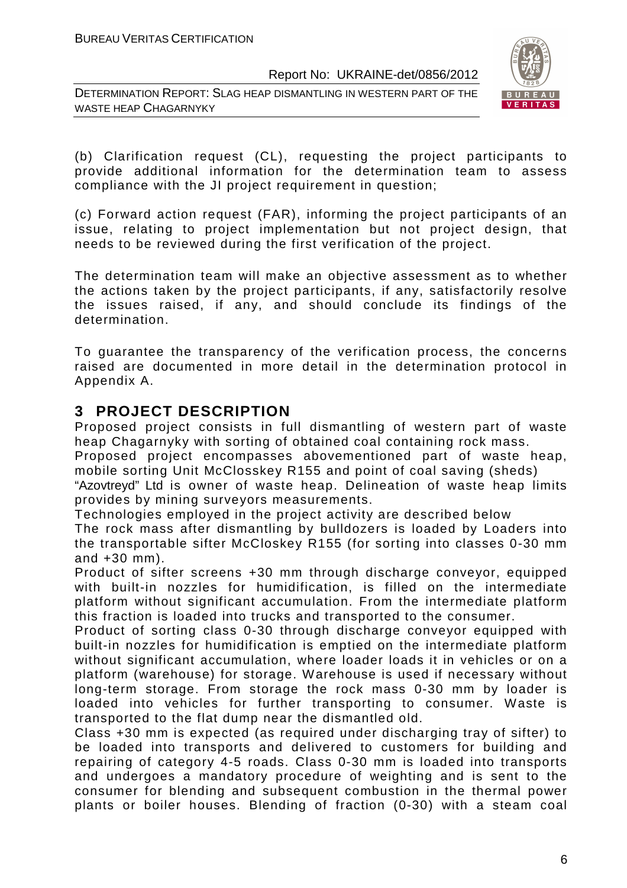(b) Clarification request (CL), requesting the project participants to provide additional information for the determination team to assess compliance with the JI project requirement in question;

(c) Forward action request (FAR), informing the project participants of an issue, relating to project implementation but not project design, that needs to be reviewed during the first verification of the project.

The determination team will make an objective assessment as to whether the actions taken by the project participants, if any, satisfactorily resolve the issues raised, if any, and should conclude its findings of the determination.

To guarantee the transparency of the verification process, the concerns raised are documented in more detail in the determination protocol in Appendix A.

## 3 PROJECT DESCRIPTION

Proposed project consists in full dismantling of western part of waste heap Chagarnyky with sorting of obtained coal containing rock mass.

Proposed project encompasses abovementioned part of waste heap, mobile sorting Unit McClosskey R155 and point of coal saving (sheds)

"Azovtreyd" Ltd is owner of waste heap. Delineation of waste heap limits provides by mining surveyors measurements.

Technologies employed in the project activity are described below

The rock mass after dismantling by bulldozers is loaded by Loaders into the transportable sifter McCloskey R155 (for sorting into classes 0-30 mm and +30 mm).

Product of sifter screens +30 mm through discharge conveyor, equipped with built-in nozzles for humidification, is filled on the intermediate platform without significant accumulation. From the intermediate platform this fraction is loaded into trucks and transported to the consumer.

Product of sorting class 0-30 through discharge conveyor equipped with built-in nozzles for humidification is emptied on the intermediate platform without significant accumulation, where loader loads it in vehicles or on a platform (warehouse) for storage. Warehouse is used if necessary without long-term storage. From storage the rock mass 0-30 mm by loader is loaded into vehicles for further transporting to consumer. Waste is transported to the flat dump near the dismantled old.

Class +30 mm is expected (as required under discharging tray of sifter) to be loaded into transports and delivered to customers for building and repairing of category 4-5 roads. Class 0-30 mm is loaded into transports and undergoes a mandatory procedure of weighting and is sent to the consumer for blending and subsequent combustion in the thermal power plants or boiler houses. Blending of fraction (0-30) with a steam coal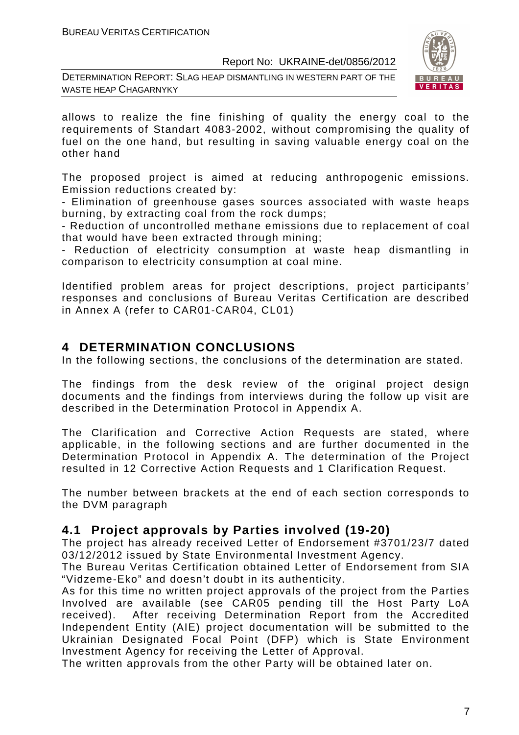allows to realize the fine finishing of quality the energy coal to the requirements of Standart 4083-2002, without compromising the quality of fuel on the one hand, but resulting in saving valuable energy coal on the other hand

The proposed project is aimed at reducing anthropogenic emissions. Emission reductions created by:

- Elimination of greenhouse gases sources associated with waste heaps burning, by extracting coal from the rock dumps;
- Reduction of uncontrolled methane emissions due to replacement of coal that would have been extracted through mining;
- Reduction of electricity consumption at waste heap dismantling in comparison to electricity consumption at coal mine.

Identified problem areas for project descriptions, project participants' responses and conclusions of Bureau Veritas Certification are described in Annex A (refer to CAR01-CAR04, CL01)

# 4 DETERMINATION CONCLUSIONS

In the following sections, the conclusions of the determination are stated.

The findings from the desk review of the original project design documents and the findings from interviews during the follow up visit are described in the Determination Protocol in Appendix A.

The Clarification and Corrective Action Requests are stated, where applicable, in the following sections and are further documented in the Determination Protocol in Appendix A. The determination of the Project resulted in 12 Corrective Action Requests and 1 Clarification Request.

The number between brackets at the end of each section corresponds to the DVM paragraph

## 4.1 Project approvals by Parties involved (19-20)

The project has already received Letter of Endorsement #3701/23/7 dated 03/12/2012 issued by State Environmental Investment Agency.

The Bureau Veritas Certification obtained Letter of Endorsement from SIA "Vidzeme-Eko" and doesn't doubt in its authenticity.

As for this time no written project approvals of the project from the Parties Involved are available (see CAR05 pending till the Host Party LoA received). After receiving Determination Report from the Accredited Independent Entity (AIE) project documentation will be submitted to the Ukrainian Designated Focal Point (DFP) which is State Environment Investment Agency for receiving the Letter of Approval.

The written approvals from the other Party will be obtained later on.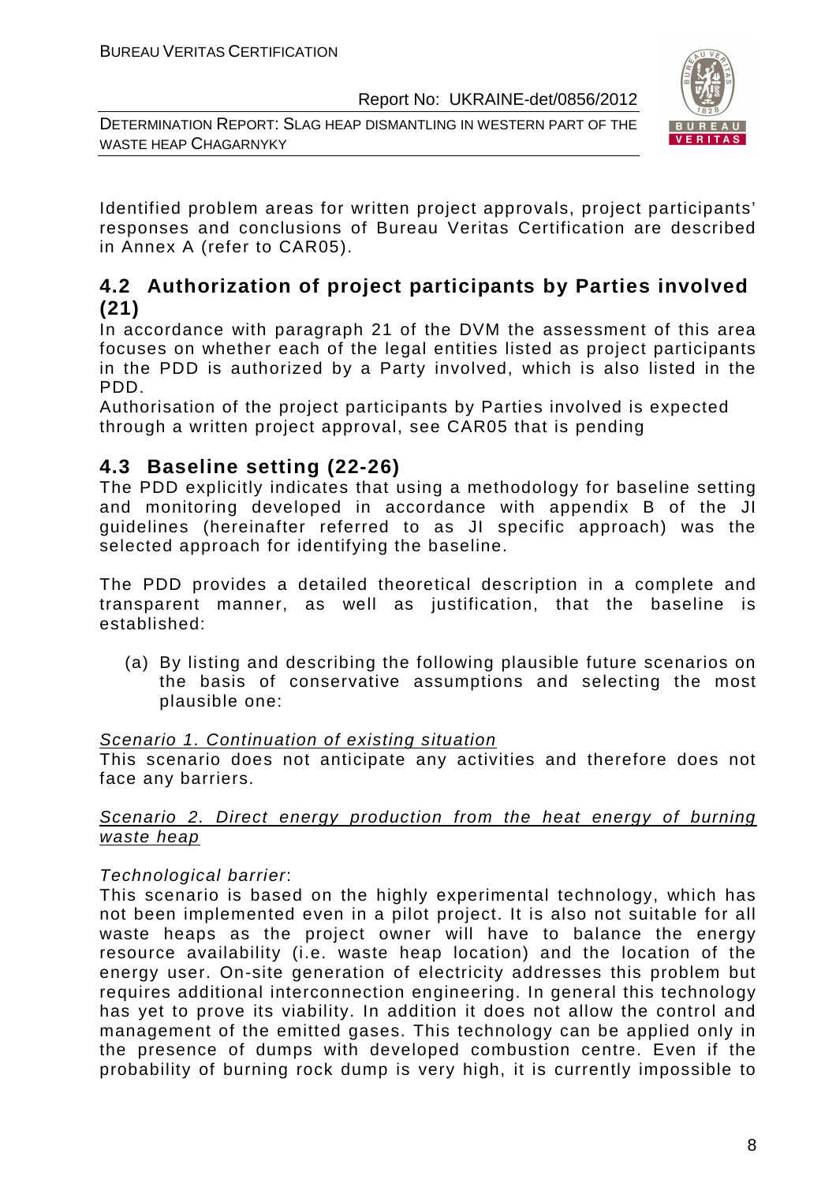Identified problem areas for written project approvals, project participants' responses and conclusions of Bureau Veritas Certification are described in Annex A (refer to CAR05).

## 4.2 Authorization of project participants by Parties involved (21)

In accordance with paragraph 21 of the DVM the assessment of this area focuses on whether each of the legal entities listed as project participants in the PDD is authorized by a Party involved, which is also listed in the PDD.

Authorisation of the project participants by Parties involved is expected through a written project approval, see CAR05 that is pending

## 4.3 Baseline setting (22-26)

The PDD explicitly indicates that using a methodology for baseline setting and monitoring developed in accordance with appendix B of the JI guidelines (hereinafter referred to as JI specific approach) was the selected approach for identifying the baseline.

The PDD provides a detailed theoretical description in a complete and transparent manner, as well as justification, that the baseline is established:

(a) By listing and describing the following plausible future scenarios on the basis of conservative assumptions and selecting the most plausible one:

<u>Scenario 1. Continuation of existing situation</u>

This scenario does not anticipate any activities and therefore does not face any barriers.

<u>*Scenario 2. Direct energy production from the heat energy of burning waste heap*</u>

*Technological barrier*:

This scenario is based on the highly experimental technology, which has not been implemented even in a pilot project. It is also not suitable for all waste heaps as the project owner will have to balance the energy resource availability (i.e. waste heap location) and the location of the energy user. On-site generation of electricity addresses this problem but requires additional interconnection engineering. In general this technology has yet to prove its viability. In addition it does not allow the control and management of the emitted gases. This technology can be applied only in the presence of dumps with developed combustion centre. Even if the probability of burning rock dump is very high, it is currently impossible to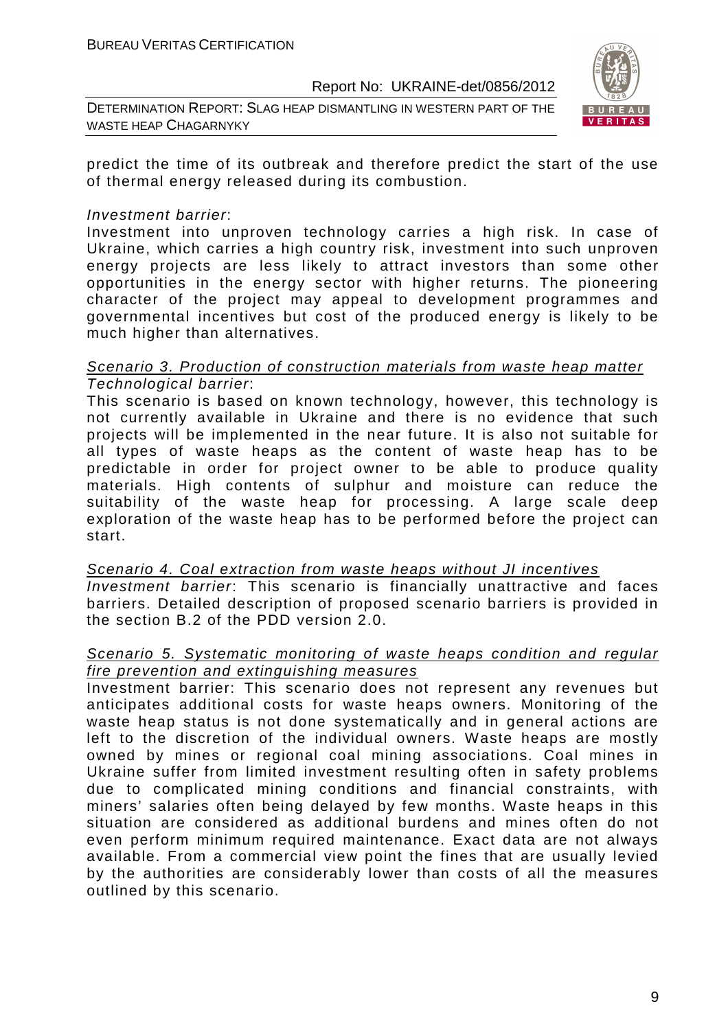predict the time of its outbreak and therefore predict the start of the use of thermal energy released during its combustion.

*Investment barrier*:
Investment into unproven technology carries a high risk. In case of Ukraine, which carries a high country risk, investment into such unproven energy projects are less likely to attract investors than some other opportunities in the energy sector with higher returns. The pioneering character of the project may appeal to development programmes and governmental incentives but cost of the produced energy is likely to be much higher than alternatives.

*Scenario 3. Production of construction materials from waste heap matter*

*Technological barrier*:
This scenario is based on known technology, however, this technology is not currently available in Ukraine and there is no evidence that such projects will be implemented in the near future. It is also not suitable for all types of waste heaps as the content of waste heap has to be predictable in order for project owner to be able to produce quality materials. High contents of sulphur and moisture can reduce the suitability of the waste heap for processing. A large scale deep exploration of the waste heap has to be performed before the project can start.

*Scenario 4. Coal extraction from waste heaps without JI incentives*

*Investment barrier*: This scenario is financially unattractive and faces barriers. Detailed description of proposed scenario barriers is provided in the section B.2 of the PDD version 2.0.

*Scenario 5. Systematic monitoring of waste heaps condition and regular fire prevention and extinguishing measures*

Investment barrier: This scenario does not represent any revenues but anticipates additional costs for waste heaps owners. Monitoring of the waste heap status is not done systematically and in general actions are left to the discretion of the individual owners. Waste heaps are mostly owned by mines or regional coal mining associations. Coal mines in Ukraine suffer from limited investment resulting often in safety problems due to complicated mining conditions and financial constraints, with miners' salaries often being delayed by few months. Waste heaps in this situation are considered as additional burdens and mines often do not even perform minimum required maintenance. Exact data are not always available. From a commercial view point the fines that are usually levied by the authorities are considerably lower than costs of all the measures outlined by this scenario.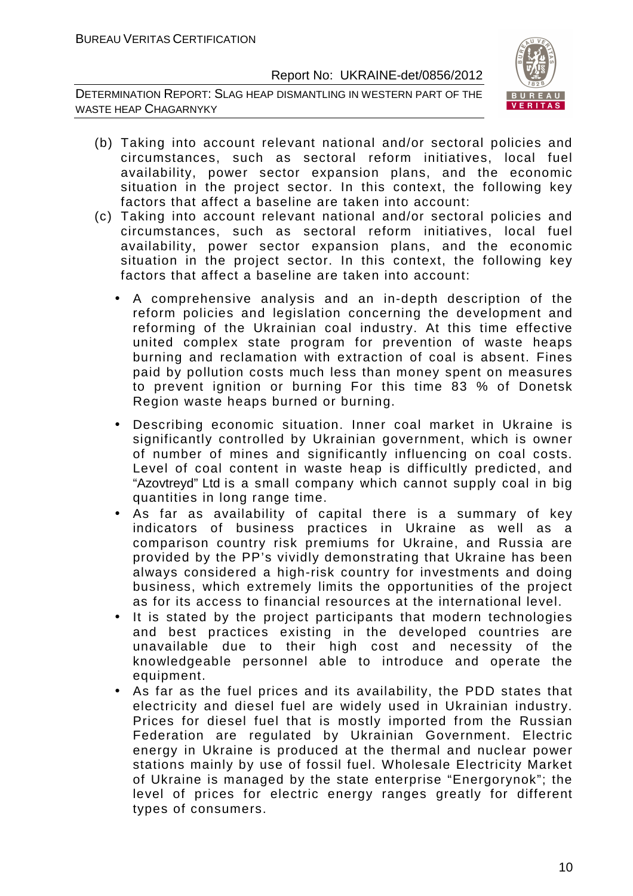(b) Taking into account relevant national and/or sectoral policies and circumstances, such as sectoral reform initiatives, local fuel availability, power sector expansion plans, and the economic situation in the project sector. In this context, the following key factors that affect a baseline are taken into account:

(c) Taking into account relevant national and/or sectoral policies and circumstances, such as sectoral reform initiatives, local fuel availability, power sector expansion plans, and the economic situation in the project sector. In this context, the following key factors that affect a baseline are taken into account:

- A comprehensive analysis and an in-depth description of the reform policies and legislation concerning the development and reforming of the Ukrainian coal industry. At this time effective united complex state program for prevention of waste heaps burning and reclamation with extraction of coal is absent. Fines paid by pollution costs much less than money spent on measures to prevent ignition or burning For this time 83 % of Donetsk Region waste heaps burned or burning.
- Describing economic situation. Inner coal market in Ukraine is significantly controlled by Ukrainian government, which is owner of number of mines and significantly influencing on coal costs. Level of coal content in waste heap is difficultly predicted, and "Azovtreyd" Ltd is a small company which cannot supply coal in big quantities in long range time.
- As far as availability of capital there is a summary of key indicators of business practices in Ukraine as well as a comparison country risk premiums for Ukraine, and Russia are provided by the PP's vividly demonstrating that Ukraine has been always considered a high-risk country for investments and doing business, which extremely limits the opportunities of the project as for its access to financial resources at the international level.
- It is stated by the project participants that modern technologies and best practices existing in the developed countries are unavailable due to their high cost and necessity of the knowledgeable personnel able to introduce and operate the equipment.
- As far as the fuel prices and its availability, the PDD states that electricity and diesel fuel are widely used in Ukrainian industry. Prices for diesel fuel that is mostly imported from the Russian Federation are regulated by Ukrainian Government. Electric energy in Ukraine is produced at the thermal and nuclear power stations mainly by use of fossil fuel. Wholesale Electricity Market of Ukraine is managed by the state enterprise "Energorynok"; the level of prices for electric energy ranges greatly for different types of consumers.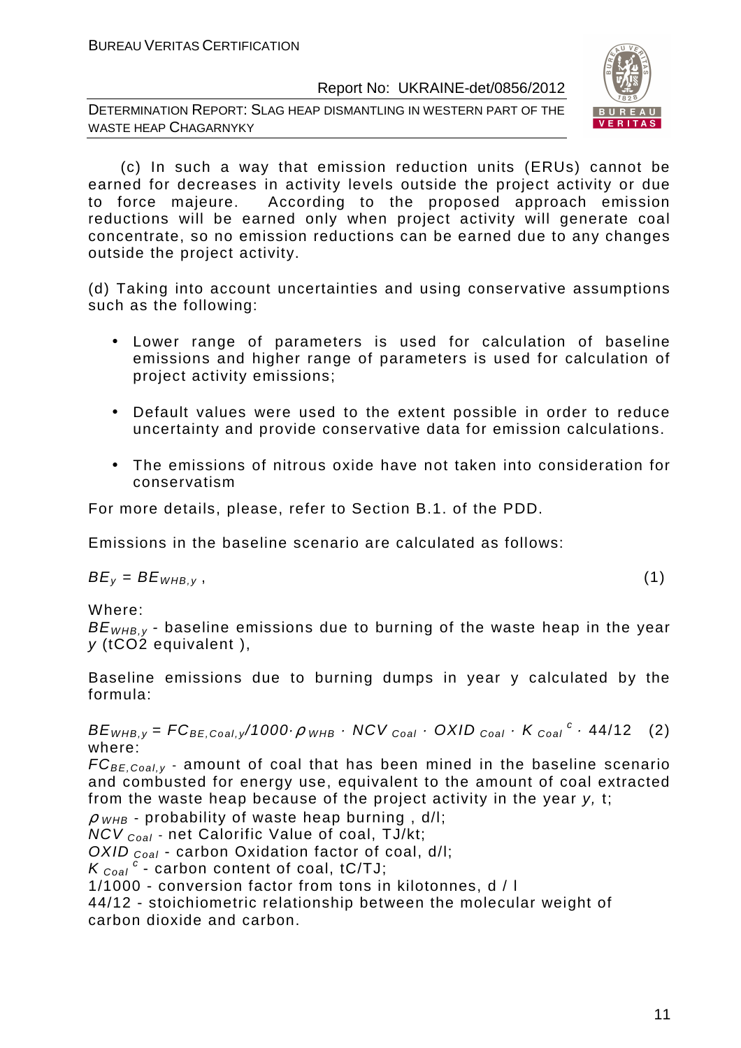(c) In such a way that emission reduction units (ERUs) cannot be earned for decreases in activity levels outside the project activity or due to force majeure. According to the proposed approach emission reductions will be earned only when project activity will generate coal concentrate, so no emission reductions can be earned due to any changes outside the project activity.

(d) Taking into account uncertainties and using conservative assumptions such as the following:

- Lower range of parameters is used for calculation of baseline emissions and higher range of parameters is used for calculation of project activity emissions;
- Default values were used to the extent possible in order to reduce uncertainty and provide conservative data for emission calculations.
- The emissions of nitrous oxide have not taken into consideration for conservatism

For more details, please, refer to Section B.1. of the PDD.

Emissions in the baseline scenario are calculated as follows:

$$BE_y = BE_{WHB,y}, \quad (1)$$

Where:

$BE_{WHB,y}$ - baseline emissions due to burning of the waste heap in the year $y$ (tCO2 equivalent ),

Baseline emissions due to burning dumps in year y calculated by the formula:

$$BE_{WHB,y} = FC_{BE,Coal,y}/1000 \cdot \rho_{WHB} \cdot NCV_{Coal} \cdot OXID_{Coal} \cdot K_{Coal}^{c} \cdot 44/12 \quad (2)$$

where:

$FC_{BE,Coal,y}$ - amount of coal that has been mined in the baseline scenario and combusted for energy use, equivalent to the amount of coal extracted from the waste heap because of the project activity in the year $y$, t;

$\rho_{WHB}$ - probability of waste heap burning , d/l;

$NCV_{Coal}$ - net Calorific Value of coal, TJ/kt;

$OXID_{Coal}$ - carbon Oxidation factor of coal, d/l;

$K_{Coal}^{c}$ - carbon content of coal, tC/TJ;

1/1000 - conversion factor from tons in kilotonnes, d / l

44/12 - stoichiometric relationship between the molecular weight of carbon dioxide and carbon.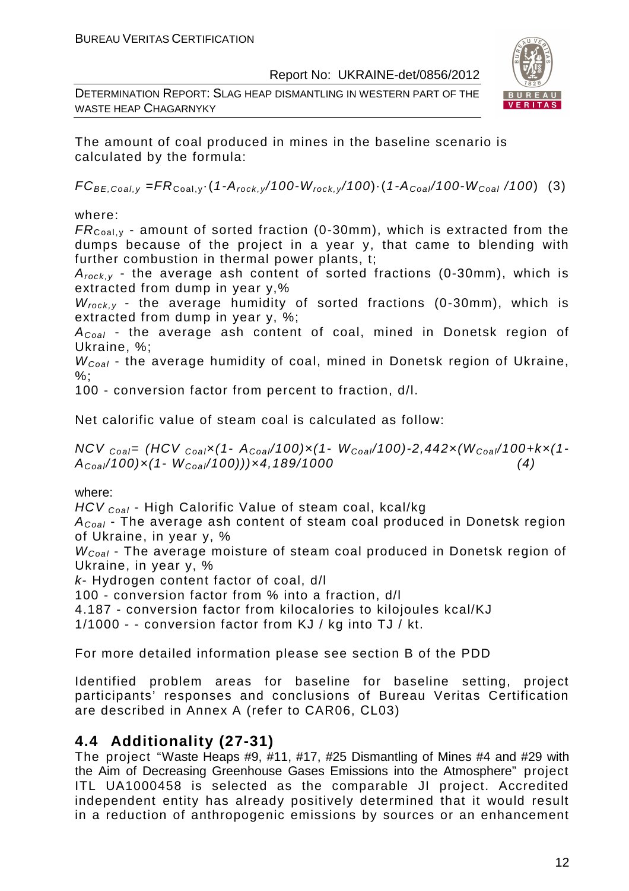The amount of coal produced in mines in the baseline scenario is calculated by the formula:

$$FC_{BE,Coal,y} = FR_{Coal,y} \cdot (1 - A_{rock,y}/100 - W_{rock,y}/100) \cdot (1 - A_{Coal}/100 - W_{Coal}/100) \quad (3)$$

where:

$FR_{Coal,y}$ - amount of sorted fraction (0-30mm), which is extracted from the dumps because of the project in a year y, that came to blending with further combustion in thermal power plants, t;

$A_{rock,y}$ - the average ash content of sorted fractions (0-30mm), which is extracted from dump in year y,%

$W_{rock,y}$ - the average humidity of sorted fractions (0-30mm), which is extracted from dump in year y, %;

$A_{Coal}$ - the average ash content of coal, mined in Donetsk region of Ukraine, %;

$W_{Coal}$ - the average humidity of coal, mined in Donetsk region of Ukraine, %;

100 - conversion factor from percent to fraction, d/l.

Net calorific value of steam coal is calculated as follow:

$$NCV_{Coal} = (HCV_{Coal} \times (1 - A_{Coal}/100) \times (1 - W_{Coal}/100) - 2{,}442 \times (W_{Coal}/100 + k \times (1 - A_{Coal}/100) \times (1 - W_{Coal}/100))) \times 4{,}189/1000 \quad (4)$$

where:

$HCV_{Coal}$ - High Calorific Value of steam coal, kcal/kg

$A_{Coal}$ - The average ash content of steam coal produced in Donetsk region of Ukraine, in year y, %

$W_{Coal}$ - The average moisture of steam coal produced in Donetsk region of Ukraine, in year y, %

$k$- Hydrogen content factor of coal, d/l

100 - conversion factor from % into a fraction, d/l

4.187 - conversion factor from kilocalories to kilojoules kcal/KJ

1/1000 - - conversion factor from KJ / kg into TJ / kt.

For more detailed information please see section B of the PDD

Identified problem areas for baseline for baseline setting, project participants' responses and conclusions of Bureau Veritas Certification are described in Annex A (refer to CAR06, CL03)

## 4.4 Additionality (27-31)

The project "Waste Heaps #9, #11, #17, #25 Dismantling of Mines #4 and #29 with the Aim of Decreasing Greenhouse Gases Emissions into the Atmosphere" project ITL UA1000458 is selected as the comparable JI project. Accredited independent entity has already positively determined that it would result in a reduction of anthropogenic emissions by sources or an enhancement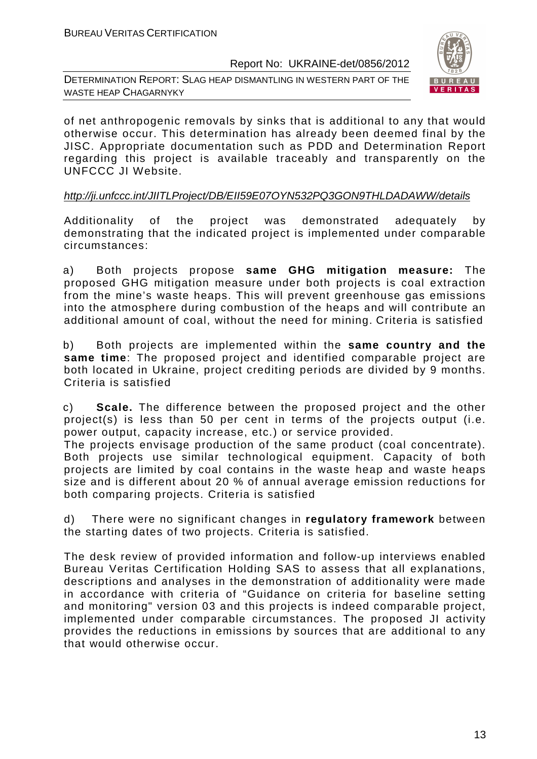of net anthropogenic removals by sinks that is additional to any that would otherwise occur. This determination has already been deemed final by the JISC. Appropriate documentation such as PDD and Determination Report regarding this project is available traceably and transparently on the UNFCCC JI Website.

*http://ji.unfccc.int/JIITLProject/DB/EII59E07OYN532PQ3GON9THLDADAWW/details*

Additionality of the project was demonstrated adequately by demonstrating that the indicated project is implemented under comparable circumstances:

a) Both projects propose **same GHG mitigation measure:** The proposed GHG mitigation measure under both projects is coal extraction from the mine's waste heaps. This will prevent greenhouse gas emissions into the atmosphere during combustion of the heaps and will contribute an additional amount of coal, without the need for mining. Criteria is satisfied

b) Both projects are implemented within the **same country and the same time**: The proposed project and identified comparable project are both located in Ukraine, project crediting periods are divided by 9 months. Criteria is satisfied

c) **Scale.** The difference between the proposed project and the other project(s) is less than 50 per cent in terms of the projects output (i.e. power output, capacity increase, etc.) or service provided.
The projects envisage production of the same product (coal concentrate). Both projects use similar technological equipment. Capacity of both projects are limited by coal contains in the waste heap and waste heaps size and is different about 20 % of annual average emission reductions for both comparing projects. Criteria is satisfied

d) There were no significant changes in **regulatory framework** between the starting dates of two projects. Criteria is satisfied.

The desk review of provided information and follow-up interviews enabled Bureau Veritas Certification Holding SAS to assess that all explanations, descriptions and analyses in the demonstration of additionality were made in accordance with criteria of "Guidance on criteria for baseline setting and monitoring" version 03 and this projects is indeed comparable project, implemented under comparable circumstances. The proposed JI activity provides the reductions in emissions by sources that are additional to any that would otherwise occur.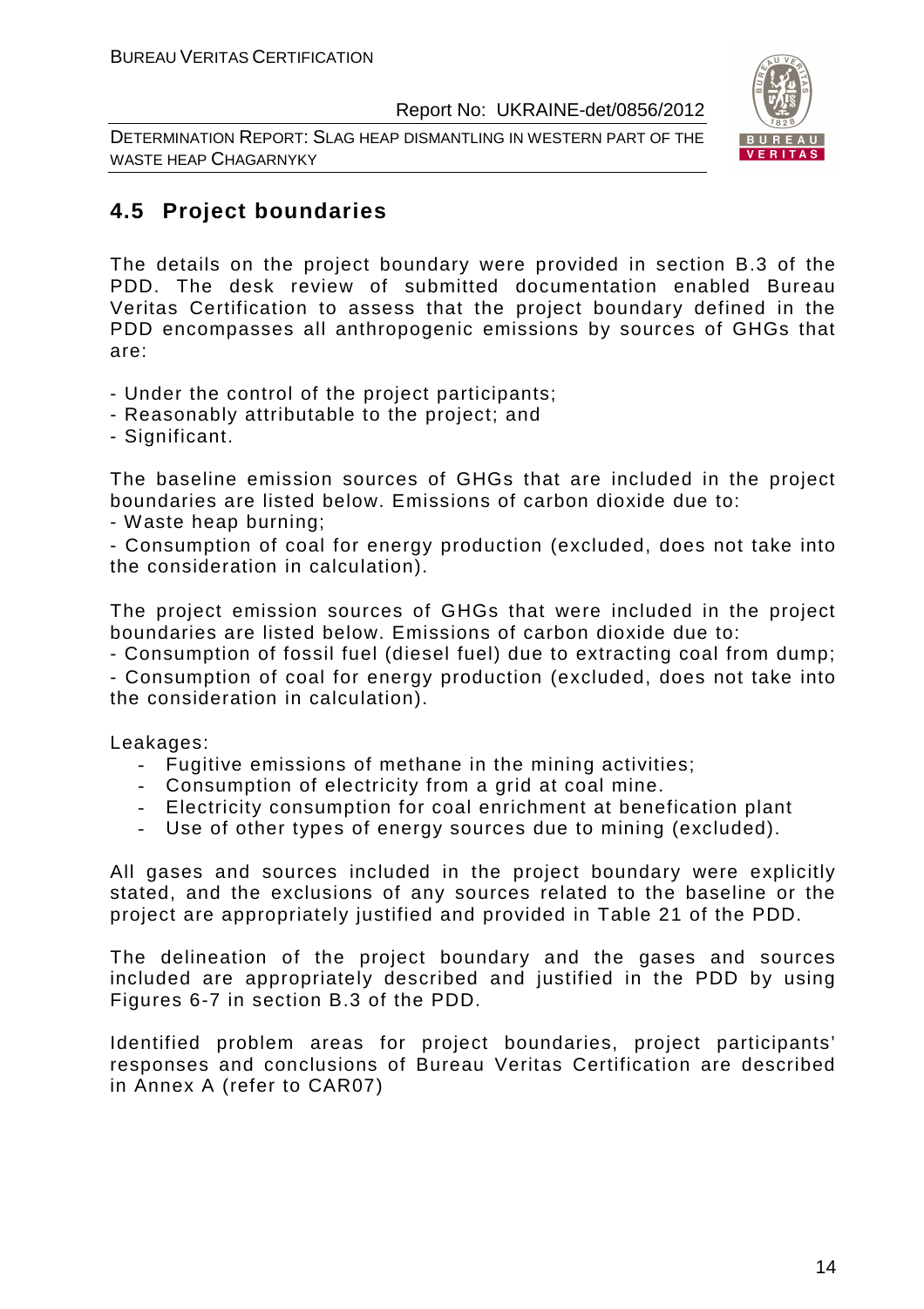## 4.5 Project boundaries

The details on the project boundary were provided in section B.3 of the PDD. The desk review of submitted documentation enabled Bureau Veritas Certification to assess that the project boundary defined in the PDD encompasses all anthropogenic emissions by sources of GHGs that are:

- Under the control of the project participants;
- Reasonably attributable to the project; and
- Significant.

The baseline emission sources of GHGs that are included in the project boundaries are listed below. Emissions of carbon dioxide due to:
- Waste heap burning;
- Consumption of coal for energy production (excluded, does not take into the consideration in calculation).

The project emission sources of GHGs that were included in the project boundaries are listed below. Emissions of carbon dioxide due to:
- Consumption of fossil fuel (diesel fuel) due to extracting coal from dump;
- Consumption of coal for energy production (excluded, does not take into the consideration in calculation).

Leakages:

- Fugitive emissions of methane in the mining activities;
- Consumption of electricity from a grid at coal mine.
- Electricity consumption for coal enrichment at benefication plant
- Use of other types of energy sources due to mining (excluded).

All gases and sources included in the project boundary were explicitly stated, and the exclusions of any sources related to the baseline or the project are appropriately justified and provided in Table 21 of the PDD.

The delineation of the project boundary and the gases and sources included are appropriately described and justified in the PDD by using Figures 6-7 in section B.3 of the PDD.

Identified problem areas for project boundaries, project participants' responses and conclusions of Bureau Veritas Certification are described in Annex A (refer to CAR07)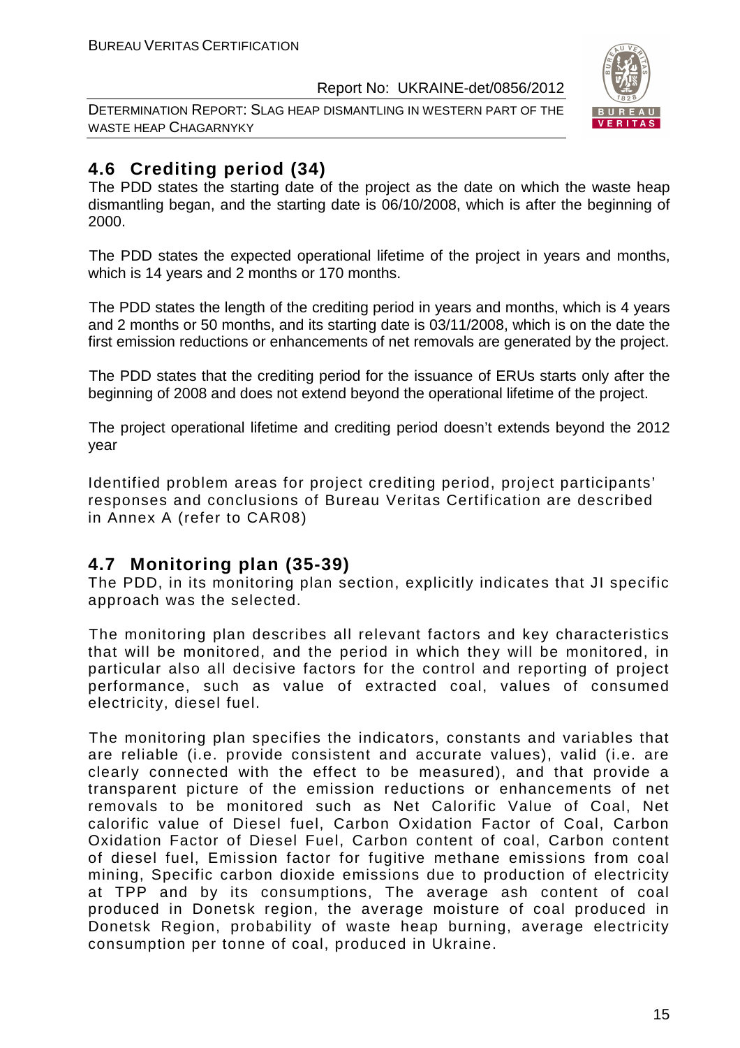## 4.6 Crediting period (34)

The PDD states the starting date of the project as the date on which the waste heap dismantling began, and the starting date is 06/10/2008, which is after the beginning of 2000.

The PDD states the expected operational lifetime of the project in years and months, which is 14 years and 2 months or 170 months.

The PDD states the length of the crediting period in years and months, which is 4 years and 2 months or 50 months, and its starting date is 03/11/2008, which is on the date the first emission reductions or enhancements of net removals are generated by the project.

The PDD states that the crediting period for the issuance of ERUs starts only after the beginning of 2008 and does not extend beyond the operational lifetime of the project.

The project operational lifetime and crediting period doesn't extends beyond the 2012 year

Identified problem areas for project crediting period, project participants' responses and conclusions of Bureau Veritas Certification are described in Annex A (refer to CAR08)

## 4.7 Monitoring plan (35-39)

The PDD, in its monitoring plan section, explicitly indicates that JI specific approach was the selected.

The monitoring plan describes all relevant factors and key characteristics that will be monitored, and the period in which they will be monitored, in particular also all decisive factors for the control and reporting of project performance, such as value of extracted coal, values of consumed electricity, diesel fuel.

The monitoring plan specifies the indicators, constants and variables that are reliable (i.e. provide consistent and accurate values), valid (i.e. are clearly connected with the effect to be measured), and that provide a transparent picture of the emission reductions or enhancements of net removals to be monitored such as Net Calorific Value of Coal, Net calorific value of Diesel fuel, Carbon Oxidation Factor of Coal, Carbon Oxidation Factor of Diesel Fuel, Carbon content of coal, Carbon content of diesel fuel, Emission factor for fugitive methane emissions from coal mining, Specific carbon dioxide emissions due to production of electricity at TPP and by its consumptions, The average ash content of coal produced in Donetsk region, the average moisture of coal produced in Donetsk Region, probability of waste heap burning, average electricity consumption per tonne of coal, produced in Ukraine.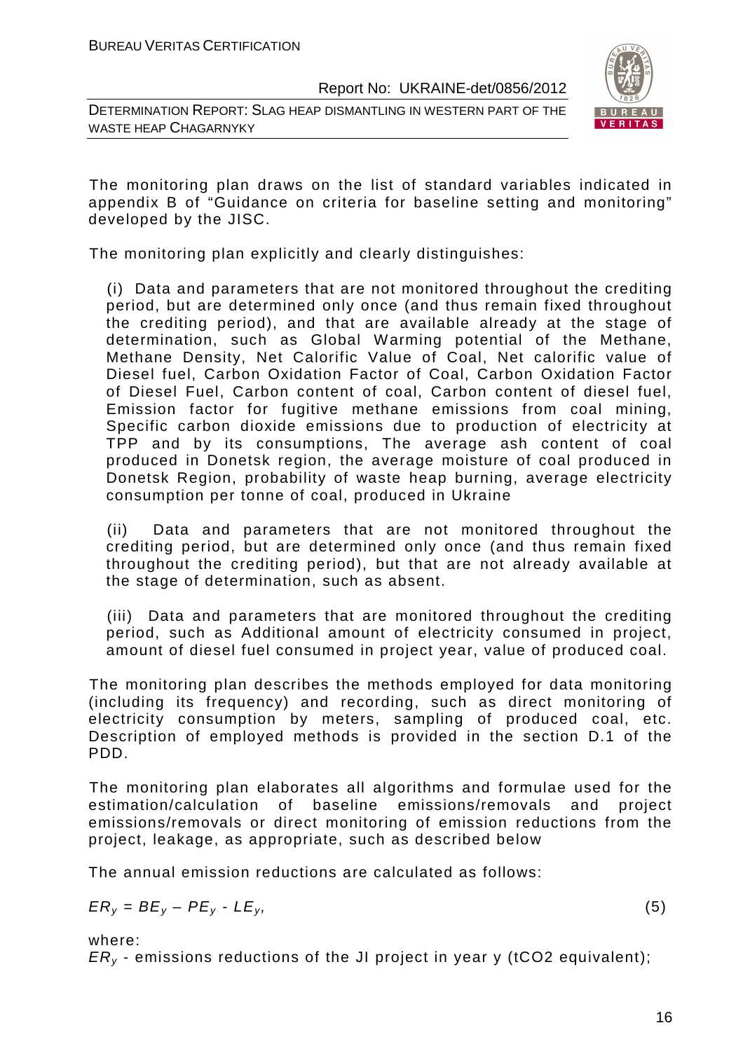The monitoring plan draws on the list of standard variables indicated in appendix B of "Guidance on criteria for baseline setting and monitoring" developed by the JISC.

The monitoring plan explicitly and clearly distinguishes:

(i) Data and parameters that are not monitored throughout the crediting period, but are determined only once (and thus remain fixed throughout the crediting period), and that are available already at the stage of determination, such as Global Warming potential of the Methane, Methane Density, Net Calorific Value of Coal, Net calorific value of Diesel fuel, Carbon Oxidation Factor of Coal, Carbon Oxidation Factor of Diesel Fuel, Carbon content of coal, Carbon content of diesel fuel, Emission factor for fugitive methane emissions from coal mining, Specific carbon dioxide emissions due to production of electricity at TPP and by its consumptions, The average ash content of coal produced in Donetsk region, the average moisture of coal produced in Donetsk Region, probability of waste heap burning, average electricity consumption per tonne of coal, produced in Ukraine

(ii) Data and parameters that are not monitored throughout the crediting period, but are determined only once (and thus remain fixed throughout the crediting period), but that are not already available at the stage of determination, such as absent.

(iii) Data and parameters that are monitored throughout the crediting period, such as Additional amount of electricity consumed in project, amount of diesel fuel consumed in project year, value of produced coal.

The monitoring plan describes the methods employed for data monitoring (including its frequency) and recording, such as direct monitoring of electricity consumption by meters, sampling of produced coal, etc. Description of employed methods is provided in the section D.1 of the PDD.

The monitoring plan elaborates all algorithms and formulae used for the estimation/calculation of baseline emissions/removals and project emissions/removals or direct monitoring of emission reductions from the project, leakage, as appropriate, such as described below

The annual emission reductions are calculated as follows:

$$ER_y = BE_y - PE_y - LE_y, \quad (5)$$

where:

$ER_y$ - emissions reductions of the JI project in year y (tCO2 equivalent);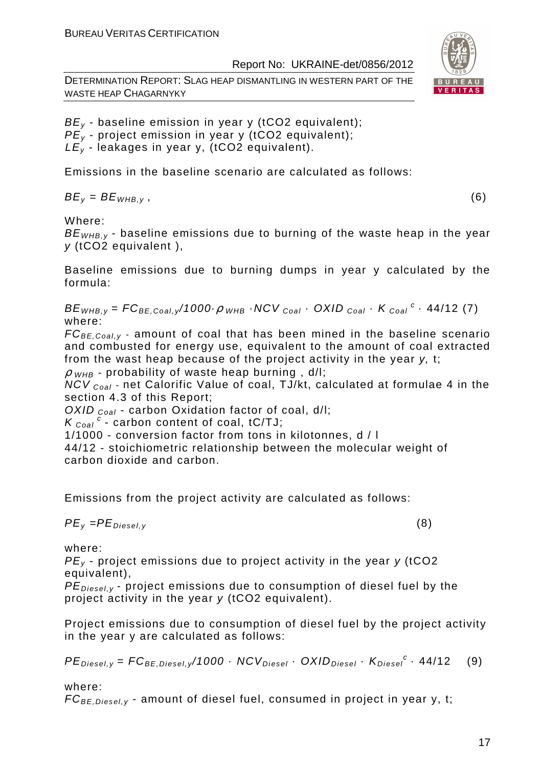$BE_y$ - baseline emission in year y (tCO2 equivalent);
$PE_y$ - project emission in year y (tCO2 equivalent);
$LE_y$ - leakages in year y, (tCO2 equivalent).

Emissions in the baseline scenario are calculated as follows:

$$BE_y = BE_{WHB,y}\ , \qquad (6)$$

Where:
$BE_{WHB,y}$ - baseline emissions due to burning of the waste heap in the year $y$ (tCO2 equivalent ),

Baseline emissions due to burning dumps in year y calculated by the formula:

$$BE_{WHB,y} = FC_{BE,Coal,y}/1000 \cdot \rho_{WHB} \cdot NCV_{Coal} \cdot OXID_{Coal} \cdot K_{Coal}^{c} \cdot 44/12 \quad (7)$$

where:
$FC_{BE,Coal,y}$ - amount of coal that has been mined in the baseline scenario and combusted for energy use, equivalent to the amount of coal extracted from the wast heap because of the project activity in the year $y$, t;
$\rho_{WHB}$ - probability of waste heap burning , d/l;
$NCV_{Coal}$ - net Calorific Value of coal, TJ/kt, calculated at formulae 4 in the section 4.3 of this Report;
$OXID_{Coal}$ - carbon Oxidation factor of coal, d/l;
$K_{Coal}^{c}$ - carbon content of coal, tC/TJ;
1/1000 - conversion factor from tons in kilotonnes, d / l
44/12 - stoichiometric relationship between the molecular weight of carbon dioxide and carbon.

Emissions from the project activity are calculated as follows:

$$PE_y = PE_{Diesel,y} \qquad (8)$$

where:
$PE_y$ - project emissions due to project activity in the year $y$ (tCO2 equivalent),
$PE_{Diesel,y}$ - project emissions due to consumption of diesel fuel by the project activity in the year $y$ (tCO2 equivalent).

Project emissions due to consumption of diesel fuel by the project activity in the year y are calculated as follows:

$$PE_{Diesel,y} = FC_{BE,Diesel,y}/1000 \cdot NCV_{Diesel} \cdot OXID_{Diesel} \cdot K_{Diesel}^{c} \cdot 44/12 \quad (9)$$

where:
$FC_{BE,Diesel,y}$ - amount of diesel fuel, consumed in project in year y, t;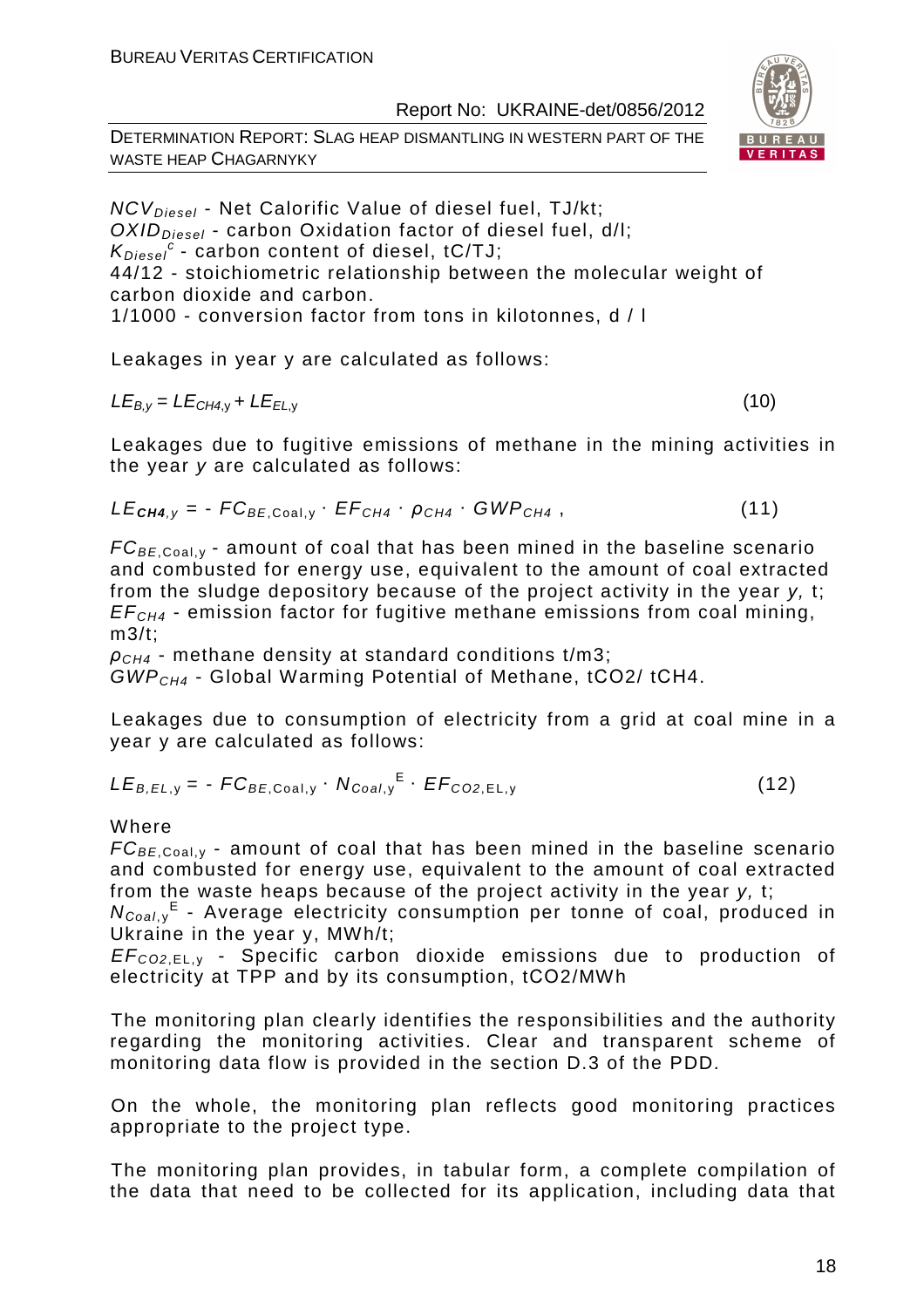$NCV_{Diesel}$ - Net Calorific Value of diesel fuel, TJ/kt;
$OXID_{Diesel}$ - carbon Oxidation factor of diesel fuel, d/l;
$K_{Diesel}^{c}$ - carbon content of diesel, tC/TJ;
44/12 - stoichiometric relationship between the molecular weight of carbon dioxide and carbon.
1/1000 - conversion factor from tons in kilotonnes, d / l

Leakages in year y are calculated as follows:

$$LE_{B,y} = LE_{CH4,y} + LE_{EL,y} \tag{10}$$

Leakages due to fugitive emissions of methane in the mining activities in the year *y* are calculated as follows:

$$LE_{\mathbf{CH4},y} = - FC_{BE,\text{Coal},y} \cdot EF_{CH4} \cdot \rho_{CH4} \cdot GWP_{CH4} \,, \tag{11}$$

$FC_{BE,\text{Coal},y}$ - amount of coal that has been mined in the baseline scenario and combusted for energy use, equivalent to the amount of coal extracted from the sludge depository because of the project activity in the year *y,* t;
$EF_{CH4}$ - emission factor for fugitive methane emissions from coal mining, m3/t;
$\rho_{CH4}$ - methane density at standard conditions t/m3;
$GWP_{CH4}$ - Global Warming Potential of Methane, tCO2/ tCH4.

Leakages due to consumption of electricity from a grid at coal mine in a year y are calculated as follows:

$$LE_{B,EL,y} = - FC_{BE,\text{Coal},y} \cdot N_{Coal,y}^{E} \cdot EF_{CO2,\text{EL},y} \tag{12}$$

Where
$FC_{BE,\text{Coal},y}$ - amount of coal that has been mined in the baseline scenario and combusted for energy use, equivalent to the amount of coal extracted from the waste heaps because of the project activity in the year *y,* t;
$N_{Coal,y}^{E}$ - Average electricity consumption per tonne of coal, produced in Ukraine in the year y, MWh/t;
$EF_{CO2,\text{EL},y}$ - Specific carbon dioxide emissions due to production of electricity at TPP and by its consumption, tCO2/MWh

The monitoring plan clearly identifies the responsibilities and the authority regarding the monitoring activities. Clear and transparent scheme of monitoring data flow is provided in the section D.3 of the PDD.

On the whole, the monitoring plan reflects good monitoring practices appropriate to the project type.

The monitoring plan provides, in tabular form, a complete compilation of the data that need to be collected for its application, including data that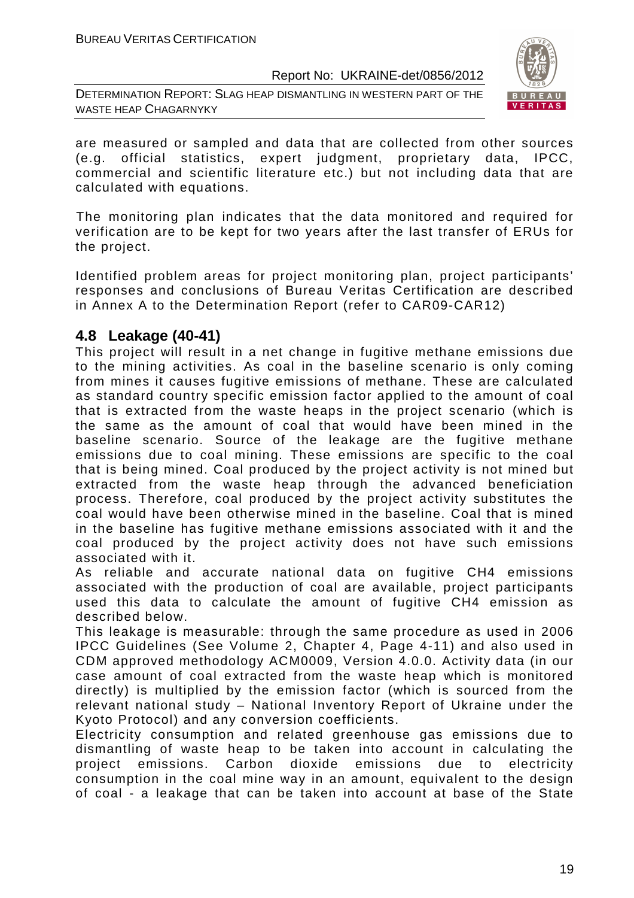are measured or sampled and data that are collected from other sources (e.g. official statistics, expert judgment, proprietary data, IPCC, commercial and scientific literature etc.) but not including data that are calculated with equations.

The monitoring plan indicates that the data monitored and required for verification are to be kept for two years after the last transfer of ERUs for the project.

Identified problem areas for project monitoring plan, project participants' responses and conclusions of Bureau Veritas Certification are described in Annex A to the Determination Report (refer to CAR09-CAR12)

## 4.8 Leakage (40-41)

This project will result in a net change in fugitive methane emissions due to the mining activities. As coal in the baseline scenario is only coming from mines it causes fugitive emissions of methane. These are calculated as standard country specific emission factor applied to the amount of coal that is extracted from the waste heaps in the project scenario (which is the same as the amount of coal that would have been mined in the baseline scenario. Source of the leakage are the fugitive methane emissions due to coal mining. These emissions are specific to the coal that is being mined. Coal produced by the project activity is not mined but extracted from the waste heap through the advanced beneficiation process. Therefore, coal produced by the project activity substitutes the coal would have been otherwise mined in the baseline. Coal that is mined in the baseline has fugitive methane emissions associated with it and the coal produced by the project activity does not have such emissions associated with it.

As reliable and accurate national data on fugitive $CH_4$ emissions associated with the production of coal are available, project participants used this data to calculate the amount of fugitive $CH_4$ emission as described below.

This leakage is measurable: through the same procedure as used in 2006 IPCC Guidelines (See Volume 2, Chapter 4, Page 4-11) and also used in CDM approved methodology ACM0009, Version 4.0.0. Activity data (in our case amount of coal extracted from the waste heap which is monitored directly) is multiplied by the emission factor (which is sourced from the relevant national study – National Inventory Report of Ukraine under the Kyoto Protocol) and any conversion coefficients.

Electricity consumption and related greenhouse gas emissions due to dismantling of waste heap to be taken into account in calculating the project emissions. Carbon dioxide emissions due to electricity consumption in the coal mine way in an amount, equivalent to the design of coal - a leakage that can be taken into account at base of the State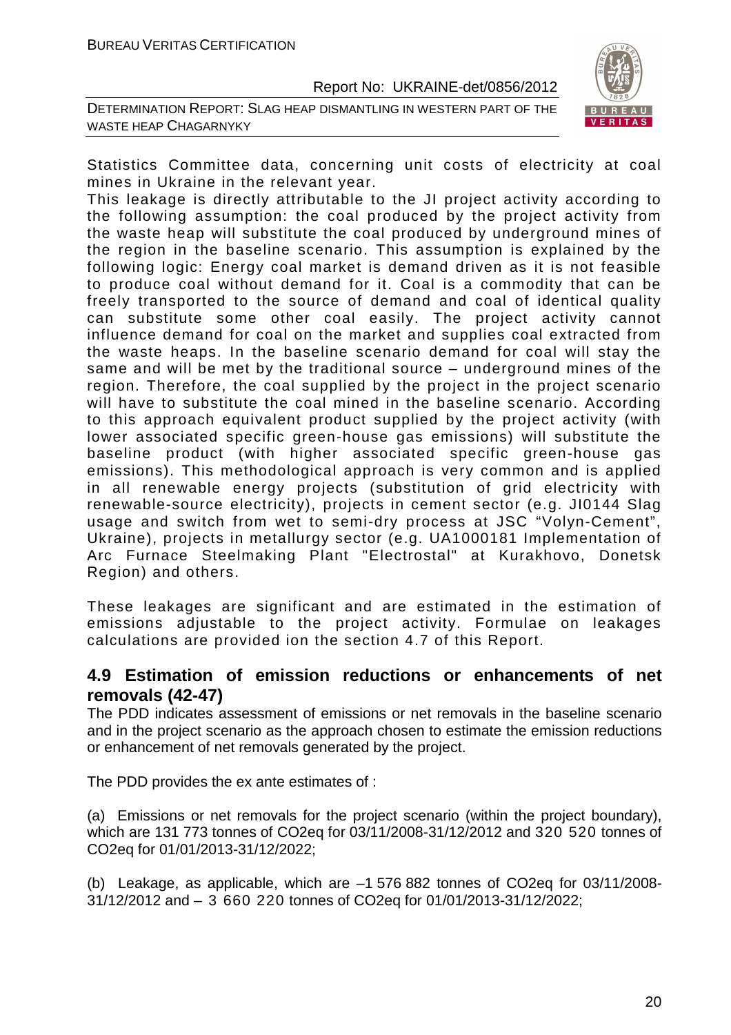Statistics Committee data, concerning unit costs of electricity at coal mines in Ukraine in the relevant year.

This leakage is directly attributable to the JI project activity according to the following assumption: the coal produced by the project activity from the waste heap will substitute the coal produced by underground mines of the region in the baseline scenario. This assumption is explained by the following logic: Energy coal market is demand driven as it is not feasible to produce coal without demand for it. Coal is a commodity that can be freely transported to the source of demand and coal of identical quality can substitute some other coal easily. The project activity cannot influence demand for coal on the market and supplies coal extracted from the waste heaps. In the baseline scenario demand for coal will stay the same and will be met by the traditional source – underground mines of the region. Therefore, the coal supplied by the project in the project scenario will have to substitute the coal mined in the baseline scenario. According to this approach equivalent product supplied by the project activity (with lower associated specific green-house gas emissions) will substitute the baseline product (with higher associated specific green-house gas emissions). This methodological approach is very common and is applied in all renewable energy projects (substitution of grid electricity with renewable-source electricity), projects in cement sector (e.g. JI0144 Slag usage and switch from wet to semi-dry process at JSC "Volyn-Cement", Ukraine), projects in metallurgy sector (e.g. UA1000181 Implementation of Arc Furnace Steelmaking Plant "Electrostal" at Kurakhovo, Donetsk Region) and others.

These leakages are significant and are estimated in the estimation of emissions adjustable to the project activity. Formulae on leakages calculations are provided ion the section 4.7 of this Report.

## 4.9 Estimation of emission reductions or enhancements of net removals (42-47)

The PDD indicates assessment of emissions or net removals in the baseline scenario and in the project scenario as the approach chosen to estimate the emission reductions or enhancement of net removals generated by the project.

The PDD provides the ex ante estimates of :

(a) Emissions or net removals for the project scenario (within the project boundary), which are 131 773 tonnes of $CO_2$eq for 03/11/2008-31/12/2012 and 320 520 tonnes of $CO_2$eq for 01/01/2013-31/12/2022;

(b) Leakage, as applicable, which are –1 576 882 tonnes of $CO_2$eq for 03/11/2008-31/12/2012 and – 3 660 220 tonnes of $CO_2$eq for 01/01/2013-31/12/2022;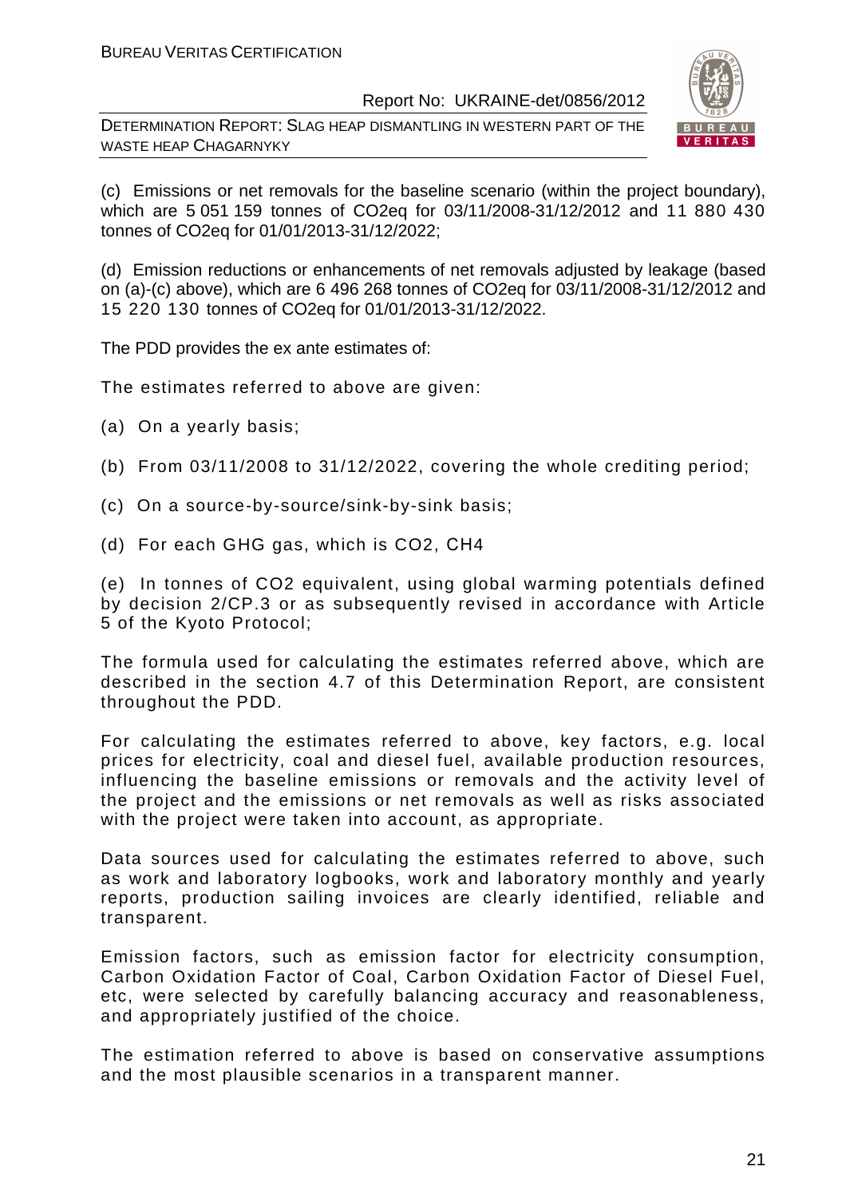(c) Emissions or net removals for the baseline scenario (within the project boundary), which are 5 051 159 tonnes of CO2eq for 03/11/2008-31/12/2012 and 11 880 430 tonnes of CO2eq for 01/01/2013-31/12/2022;

(d) Emission reductions or enhancements of net removals adjusted by leakage (based on (a)-(c) above), which are 6 496 268 tonnes of CO2eq for 03/11/2008-31/12/2012 and 15 220 130 tonnes of CO2eq for 01/01/2013-31/12/2022.

The PDD provides the ex ante estimates of:

The estimates referred to above are given:

(a) On a yearly basis;

(b) From 03/11/2008 to 31/12/2022, covering the whole crediting period;

(c) On a source-by-source/sink-by-sink basis;

(d) For each GHG gas, which is CO2, CH4

(e) In tonnes of CO2 equivalent, using global warming potentials defined by decision 2/CP.3 or as subsequently revised in accordance with Article 5 of the Kyoto Protocol;

The formula used for calculating the estimates referred above, which are described in the section 4.7 of this Determination Report, are consistent throughout the PDD.

For calculating the estimates referred to above, key factors, e.g. local prices for electricity, coal and diesel fuel, available production resources, influencing the baseline emissions or removals and the activity level of the project and the emissions or net removals as well as risks associated with the project were taken into account, as appropriate.

Data sources used for calculating the estimates referred to above, such as work and laboratory logbooks, work and laboratory monthly and yearly reports, production sailing invoices are clearly identified, reliable and transparent.

Emission factors, such as emission factor for electricity consumption, Carbon Oxidation Factor of Coal, Carbon Oxidation Factor of Diesel Fuel, etc, were selected by carefully balancing accuracy and reasonableness, and appropriately justified of the choice.

The estimation referred to above is based on conservative assumptions and the most plausible scenarios in a transparent manner.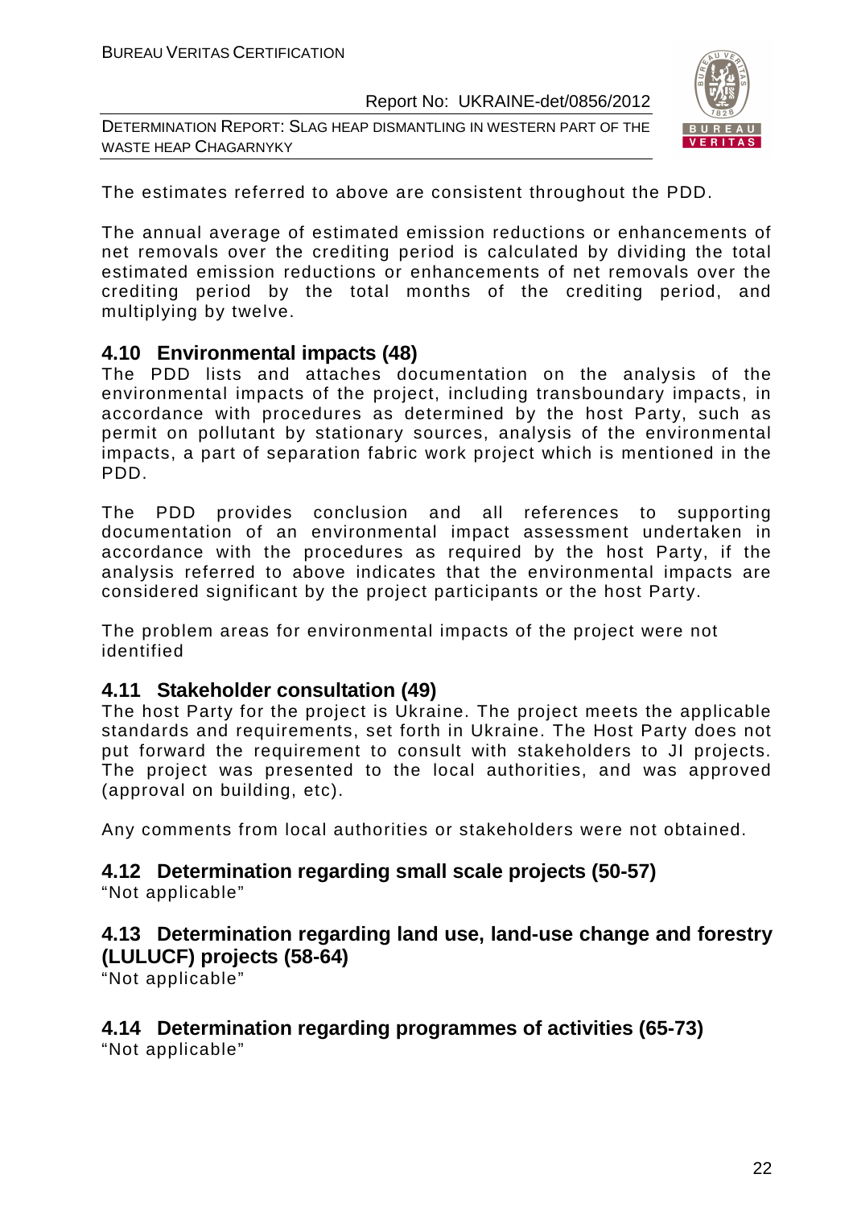The estimates referred to above are consistent throughout the PDD.

The annual average of estimated emission reductions or enhancements of net removals over the crediting period is calculated by dividing the total estimated emission reductions or enhancements of net removals over the crediting period by the total months of the crediting period, and multiplying by twelve.

## 4.10 Environmental impacts (48)

The PDD lists and attaches documentation on the analysis of the environmental impacts of the project, including transboundary impacts, in accordance with procedures as determined by the host Party, such as permit on pollutant by stationary sources, analysis of the environmental impacts, a part of separation fabric work project which is mentioned in the PDD.

The PDD provides conclusion and all references to supporting documentation of an environmental impact assessment undertaken in accordance with the procedures as required by the host Party, if the analysis referred to above indicates that the environmental impacts are considered significant by the project participants or the host Party.

The problem areas for environmental impacts of the project were not identified

## 4.11 Stakeholder consultation (49)

The host Party for the project is Ukraine. The project meets the applicable standards and requirements, set forth in Ukraine. The Host Party does not put forward the requirement to consult with stakeholders to JI projects. The project was presented to the local authorities, and was approved (approval on building, etc).

Any comments from local authorities or stakeholders were not obtained.

## 4.12 Determination regarding small scale projects (50-57)

"Not applicable"

## 4.13 Determination regarding land use, land-use change and forestry (LULUCF) projects (58-64)

"Not applicable"

## 4.14 Determination regarding programmes of activities (65-73)

"Not applicable"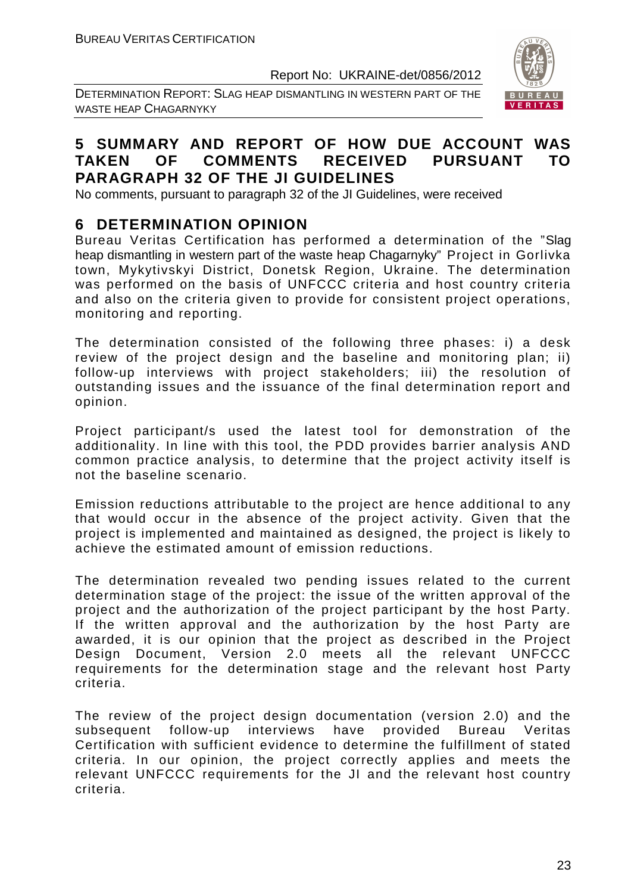## 5 SUMMARY AND REPORT OF HOW DUE ACCOUNT WAS TAKEN OF COMMENTS RECEIVED PURSUANT TO PARAGRAPH 32 OF THE JI GUIDELINES

No comments, pursuant to paragraph 32 of the JI Guidelines, were received

## 6 DETERMINATION OPINION

Bureau Veritas Certification has performed a determination of the "Slag heap dismantling in western part of the waste heap Chagarnyky" Project in Gorlivka town, Mykytivskyi District, Donetsk Region, Ukraine. The determination was performed on the basis of UNFCCC criteria and host country criteria and also on the criteria given to provide for consistent project operations, monitoring and reporting.

The determination consisted of the following three phases: i) a desk review of the project design and the baseline and monitoring plan; ii) follow-up interviews with project stakeholders; iii) the resolution of outstanding issues and the issuance of the final determination report and opinion.

Project participant/s used the latest tool for demonstration of the additionality. In line with this tool, the PDD provides barrier analysis AND common practice analysis, to determine that the project activity itself is not the baseline scenario.

Emission reductions attributable to the project are hence additional to any that would occur in the absence of the project activity. Given that the project is implemented and maintained as designed, the project is likely to achieve the estimated amount of emission reductions.

The determination revealed two pending issues related to the current determination stage of the project: the issue of the written approval of the project and the authorization of the project participant by the host Party. If the written approval and the authorization by the host Party are awarded, it is our opinion that the project as described in the Project Design Document, Version 2.0 meets all the relevant UNFCCC requirements for the determination stage and the relevant host Party criteria.

The review of the project design documentation (version 2.0) and the subsequent follow-up interviews have provided Bureau Veritas Certification with sufficient evidence to determine the fulfillment of stated criteria. In our opinion, the project correctly applies and meets the relevant UNFCCC requirements for the JI and the relevant host country criteria.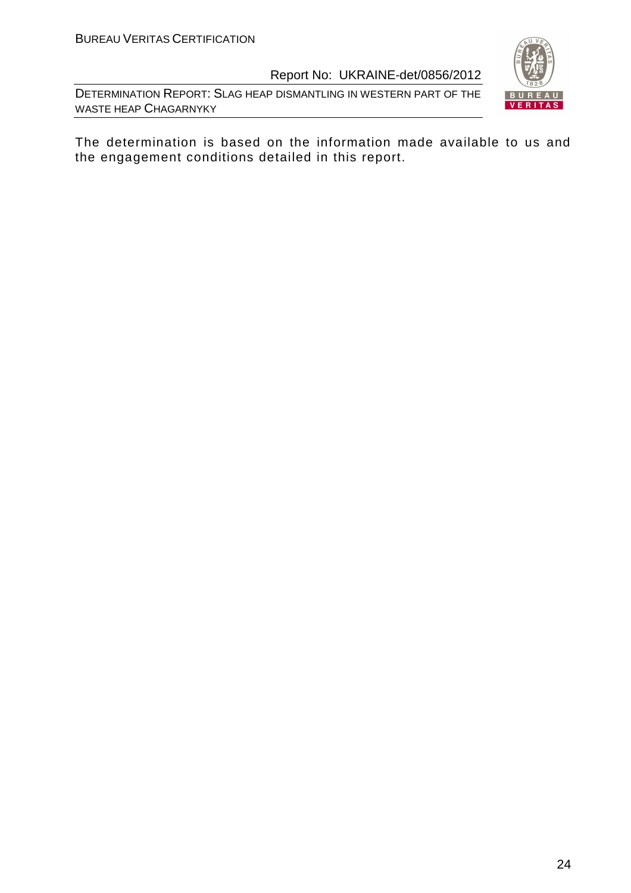The determination is based on the information made available to us and the engagement conditions detailed in this report.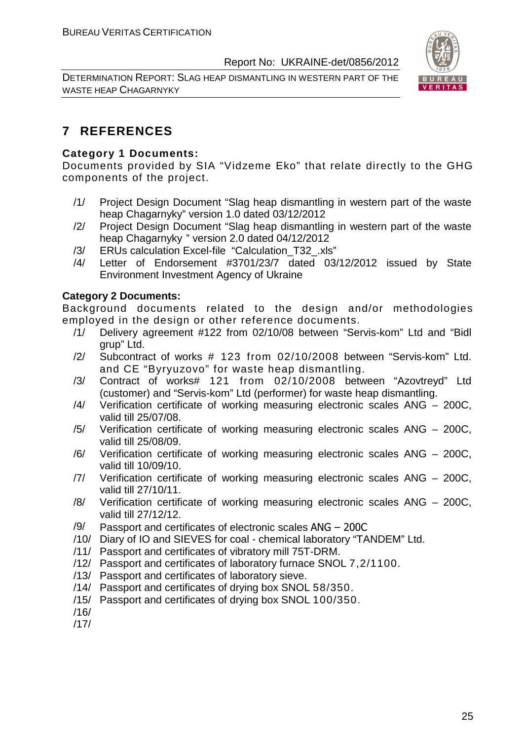# 7 REFERENCES

**Category 1 Documents:**

Documents provided by SIA "Vidzeme Eko" that relate directly to the GHG components of the project.

/1/ Project Design Document "Slag heap dismantling in western part of the waste heap Chagarnyky" version 1.0 dated 03/12/2012

/2/ Project Design Document "Slag heap dismantling in western part of the waste heap Chagarnyky " version 2.0 dated 04/12/2012

/3/ ERUs calculation Excel-file "Calculation_T32_.xls"

/4/ Letter of Endorsement #3701/23/7 dated 03/12/2012 issued by State Environment Investment Agency of Ukraine

**Category 2 Documents:**

Background documents related to the design and/or methodologies employed in the design or other reference documents.

/1/ Delivery agreement #122 from 02/10/08 between "Servis-kom" Ltd and "Bidl grup" Ltd.

/2/ Subcontract of works # 123 from 02/10/2008 between "Servis-kom" Ltd. and CE "Byryuzovo" for waste heap dismantling.

/3/ Contract of works# 121 from 02/10/2008 between "Azovtreyd" Ltd (customer) and "Servis-kom" Ltd (performer) for waste heap dismantling.

/4/ Verification certificate of working measuring electronic scales ANG – 200C, valid till 25/07/08.

/5/ Verification certificate of working measuring electronic scales ANG – 200C, valid till 25/08/09.

/6/ Verification certificate of working measuring electronic scales ANG – 200C, valid till 10/09/10.

/7/ Verification certificate of working measuring electronic scales ANG – 200C, valid till 27/10/11.

/8/ Verification certificate of working measuring electronic scales ANG – 200C, valid till 27/12/12.

/9/ Passport and certificates of electronic scales ANG – 200C

/10/ Diary of IO and SIEVES for coal - chemical laboratory "TANDEM" Ltd.

/11/ Passport and certificates of vibratory mill 75T-DRM.

/12/ Passport and certificates of laboratory furnace SNOL 7,2/1100.

/13/ Passport and certificates of laboratory sieve.

/14/ Passport and certificates of drying box SNOL 58/350.

/15/ Passport and certificates of drying box SNOL 100/350.

/16/

/17/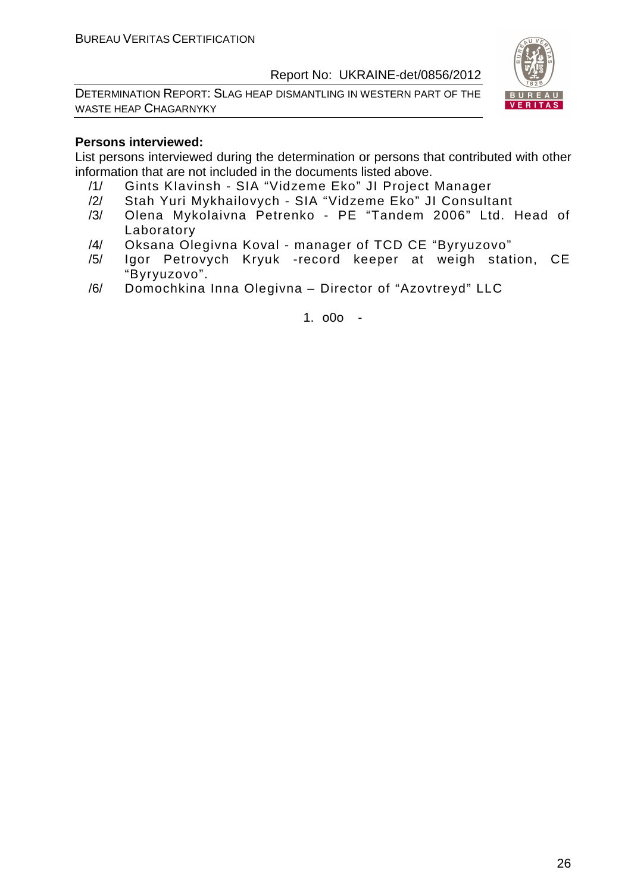**Persons interviewed:**

List persons interviewed during the determination or persons that contributed with other information that are not included in the documents listed above.

/1/ Gints Klavinsh - SIA "Vidzeme Eko" JI Project Manager

/2/ Stah Yuri Mykhailovych - SIA "Vidzeme Eko" JI Consultant

/3/ Olena Mykolaivna Petrenko - PE "Tandem 2006" Ltd. Head of Laboratory

/4/ Oksana Olegivna Koval - manager of TCD CE "Byryuzovo"

/5/ Igor Petrovych Kryuk -record keeper at weigh station, CE "Byryuzovo".

/6/ Domochkina Inna Olegivna – Director of "Azovtreyd" LLC

1. o0o -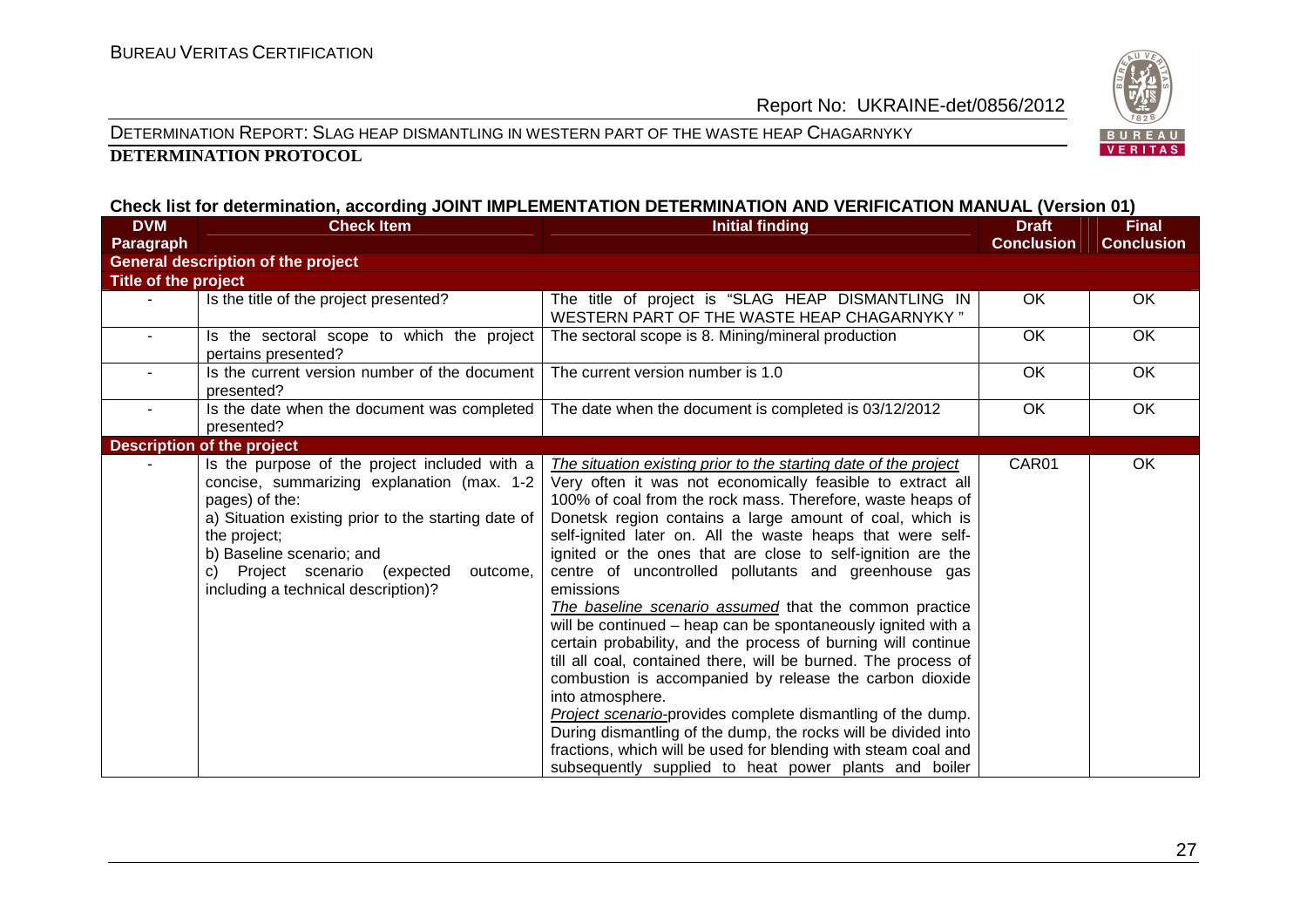**DETERMINATION PROTOCOL**

**Check list for determination, according JOINT IMPLEMENTATION DETERMINATION AND VERIFICATION MANUAL (Version 01)**

| DVM Paragraph | Check Item | Initial finding | Draft Conclusion | Final Conclusion |
|---|---|---|---|---|
| **General description of the project** | | | | |
| **Title of the project** | | | | |
| - | Is the title of the project presented? | The title of project is "SLAG HEAP DISMANTLING IN WESTERN PART OF THE WASTE HEAP CHAGARNYKY " | OK | OK |
| - | Is the sectoral scope to which the project pertains presented? | The sectoral scope is 8. Mining/mineral production | OK | OK |
| - | Is the current version number of the document presented? | The current version number is 1.0 | OK | OK |
| - | Is the date when the document was completed presented? | The date when the document is completed is 03/12/2012 | OK | OK |
| **Description of the project** | | | | |
| - | Is the purpose of the project included with a concise, summarizing explanation (max. 1-2 pages) of the:<br>a) Situation existing prior to the starting date of the project;<br>b) Baseline scenario; and<br>c) Project scenario (expected outcome, including a technical description)? | *The situation existing prior to the starting date of the project* Very often it was not economically feasible to extract all 100% of coal from the rock mass. Therefore, waste heaps of Donetsk region contains a large amount of coal, which is self-ignited later on. All the waste heaps that were self-ignited or the ones that are close to self-ignition are the centre of uncontrolled pollutants and greenhouse gas emissions<br>*The baseline scenario assumed* that the common practice will be continued – heap can be spontaneously ignited with a certain probability, and the process of burning will continue till all coal, contained there, will be burned. The process of combustion is accompanied by release the carbon dioxide into atmosphere.<br>*Project scenario*-provides complete dismantling of the dump. During dismantling of the dump, the rocks will be divided into fractions, which will be used for blending with steam coal and subsequently supplied to heat power plants and boiler | CAR01 | OK |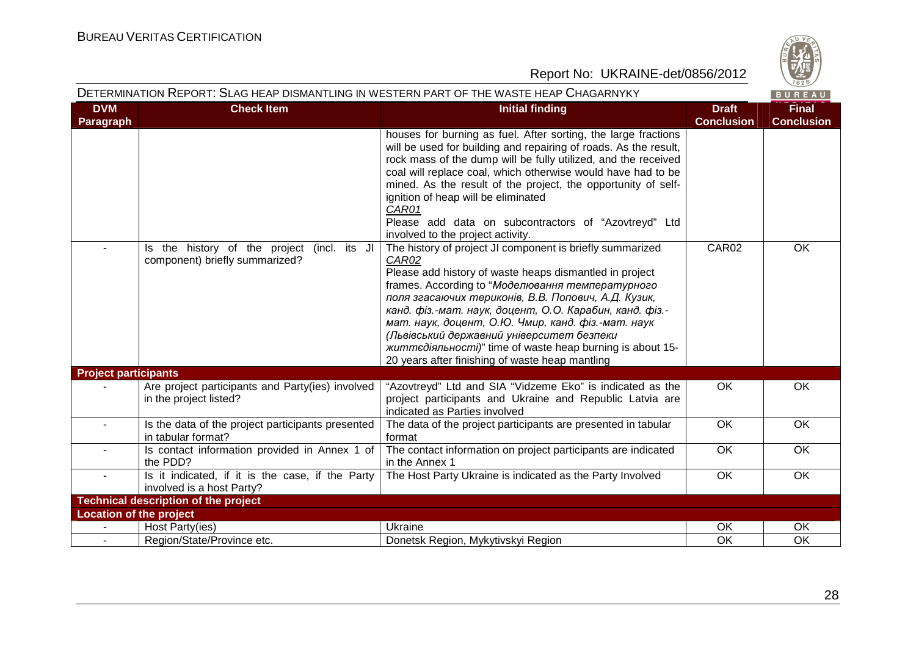| DVM Paragraph | Check Item | Initial finding | Draft Conclusion | Final Conclusion |
|---|---|---|---|---|
| | | houses for burning as fuel. After sorting, the large fractions will be used for building and repairing of roads. As the result, rock mass of the dump will be fully utilized, and the received coal will replace coal, which otherwise would have had to be mined. As the result of the project, the opportunity of self-ignition of heap will be eliminated<br>*CAR01*<br>Please add data on subcontractors of "Azovtreyd" Ltd involved to the project activity. | | |
| - | Is the history of the project (incl. its JI component) briefly summarized? | The history of project JI component is briefly summarized<br>*CAR02*<br>Please add history of waste heaps dismantled in project frames. According to "*Моделювання температурного поля згасаючих териконів, В.В. Попович, А.Д. Кузик, канд. фіз.-мат. наук, доцент, О.О. Карабин, канд. фіз.-мат. наук, доцент, О.Ю. Чмир, канд. фіз.-мат. наук (Львівський державний університет безпеки життєдіяльності)*" time of waste heap burning is about 15-20 years after finishing of waste heap mantling | CAR02 | OK |
| **Project participants** | | | | |
| - | Are project participants and Party(ies) involved in the project listed? | "Azovtreyd" Ltd and SIA "Vidzeme Eko" is indicated as the project participants and Ukraine and Republic Latvia are indicated as Parties involved | OK | OK |
| - | Is the data of the project participants presented in tabular format? | The data of the project participants are presented in tabular format | OK | OK |
| - | Is contact information provided in Annex 1 of the PDD? | The contact information on project participants are indicated in the Annex 1 | OK | OK |
| - | Is it indicated, if it is the case, if the Party involved is a host Party? | The Host Party Ukraine is indicated as the Party Involved | OK | OK |
| **Technical description of the project** | | | | |
| **Location of the project** | | | | |
| - | Host Party(ies) | Ukraine | OK | OK |
| - | Region/State/Province etc. | Donetsk Region, Mykytivskyi Region | OK | OK |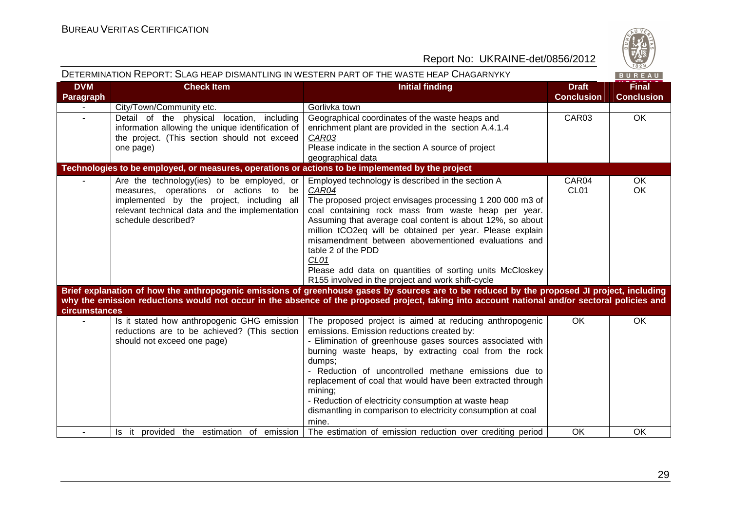DETERMINATION REPORT: SLAG HEAP DISMANTLING IN WESTERN PART OF THE WASTE HEAP CHAGARNYKY

| DVM Paragraph | Check Item | Initial finding | Draft Conclusion | Final Conclusion |
|---|---|---|---|---|
| - | City/Town/Community etc. | Gorlivka town | | |
| - | Detail of the physical location, including information allowing the unique identification of the project. (This section should not exceed one page) | Geographical coordinates of the waste heaps and enrichment plant are provided in the section A.4.1.4<br>*CAR03*<br>Please indicate in the section A source of project geographical data | CAR03 | OK |
| **Technologies to be employed, or measures, operations or actions to be implemented by the project** | | | | |
| - | Are the technology(ies) to be employed, or measures, operations or actions to be implemented by the project, including all relevant technical data and the implementation schedule described? | Employed technology is described in the section A<br>*CAR04*<br>The proposed project envisages processing 1 200 000 m3 of coal containing rock mass from waste heap per year. Assuming that average coal content is about 12%, so about million tCO2eq will be obtained per year. Please explain misamendment between abovementioned evaluations and table 2 of the PDD<br>*CL01*<br>Please add data on quantities of sorting units McCloskey R155 involved in the project and work shift-cycle | CAR04<br>CL01 | OK<br>OK |
| **Brief explanation of how the anthropogenic emissions of greenhouse gases by sources are to be reduced by the proposed JI project, including why the emission reductions would not occur in the absence of the proposed project, taking into account national and/or sectoral policies and circumstances** | | | | |
| - | Is it stated how anthropogenic GHG emission reductions are to be achieved? (This section should not exceed one page) | The proposed project is aimed at reducing anthropogenic emissions. Emission reductions created by:<br>- Elimination of greenhouse gases sources associated with burning waste heaps, by extracting coal from the rock dumps;<br>- Reduction of uncontrolled methane emissions due to replacement of coal that would have been extracted through mining;<br>- Reduction of electricity consumption at waste heap dismantling in comparison to electricity consumption at coal mine. | OK | OK |
| - | Is it provided the estimation of emission | The estimation of emission reduction over crediting period | OK | OK |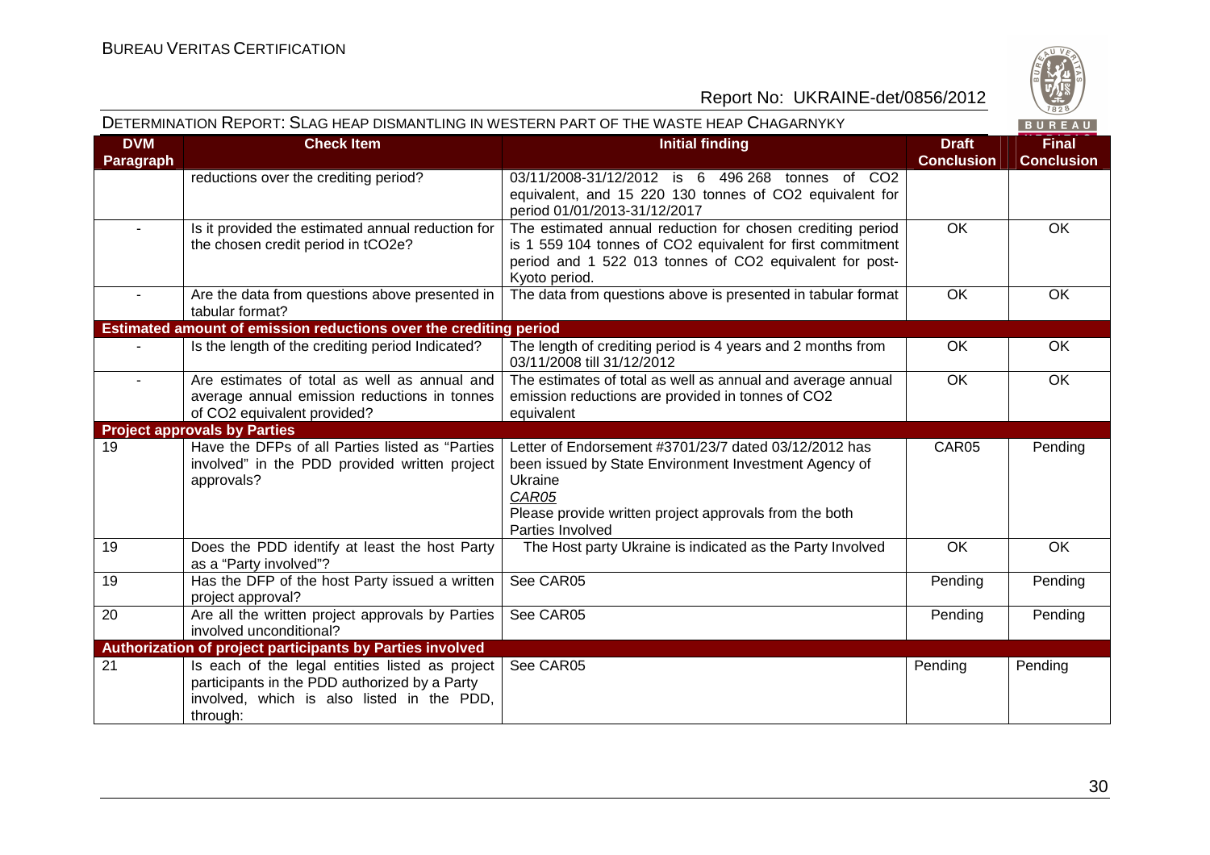DETERMINATION REPORT: SLAG HEAP DISMANTLING IN WESTERN PART OF THE WASTE HEAP CHAGARNYKY

| DVM Paragraph | Check Item | Initial finding | Draft Conclusion | Final Conclusion |
|---|---|---|---|---|
| | reductions over the crediting period? | 03/11/2008-31/12/2012 is 6 496 268 tonnes of $CO_2$ equivalent, and 15 220 130 tonnes of $CO_2$ equivalent for period 01/01/2013-31/12/2017 | | |
| - | Is it provided the estimated annual reduction for the chosen credit period in $tCO_2e$? | The estimated annual reduction for chosen crediting period is 1 559 104 tonnes of $CO_2$ equivalent for first commitment period and 1 522 013 tonnes of $CO_2$ equivalent for post-Kyoto period. | OK | OK |
| - | Are the data from questions above presented in tabular format? | The data from questions above is presented in tabular format | OK | OK |
| **Estimated amount of emission reductions over the crediting period** | | | | |
| - | Is the length of the crediting period Indicated? | The length of crediting period is 4 years and 2 months from 03/11/2008 till 31/12/2012 | OK | OK |
| - | Are estimates of total as well as annual and average annual emission reductions in tonnes of $CO_2$ equivalent provided? | The estimates of total as well as annual and average annual emission reductions are provided in tonnes of $CO_2$ equivalent | OK | OK |
| **Project approvals by Parties** | | | | |
| 19 | Have the DFPs of all Parties listed as "Parties involved" in the PDD provided written project approvals? | Letter of Endorsement #3701/23/7 dated 03/12/2012 has been issued by State Environment Investment Agency of Ukraine<br>*CAR05*<br>Please provide written project approvals from the both Parties Involved | CAR05 | Pending |
| 19 | Does the PDD identify at least the host Party as a "Party involved"? | The Host party Ukraine is indicated as the Party Involved | OK | OK |
| 19 | Has the DFP of the host Party issued a written project approval? | See CAR05 | Pending | Pending |
| 20 | Are all the written project approvals by Parties involved unconditional? | See CAR05 | Pending | Pending |
| **Authorization of project participants by Parties involved** | | | | |
| 21 | Is each of the legal entities listed as project participants in the PDD authorized by a Party involved, which is also listed in the PDD, through: | See CAR05 | Pending | Pending |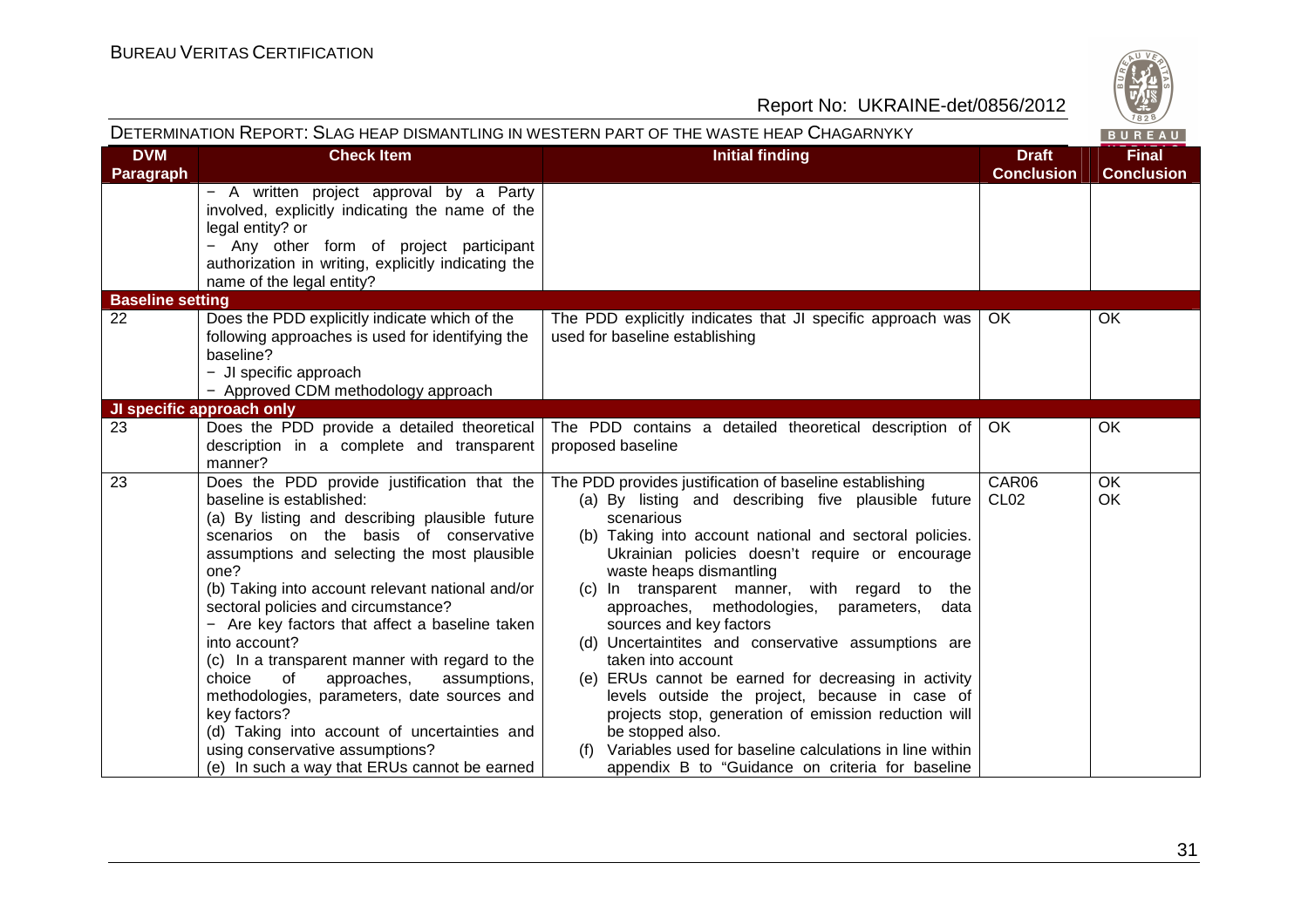DETERMINATION REPORT: SLAG HEAP DISMANTLING IN WESTERN PART OF THE WASTE HEAP CHAGARNYKY

| DVM Paragraph | Check Item | Initial finding | Draft Conclusion | Final Conclusion |
|---|---|---|---|---|
| | − A written project approval by a Party involved, explicitly indicating the name of the legal entity? or<br>− Any other form of project participant authorization in writing, explicitly indicating the name of the legal entity? | | | |
| **Baseline setting** | | | | |
| 22 | Does the PDD explicitly indicate which of the following approaches is used for identifying the baseline?<br>− JI specific approach<br>− Approved CDM methodology approach | The PDD explicitly indicates that JI specific approach was used for baseline establishing | OK | OK |
| **JI specific approach only** | | | | |
| 23 | Does the PDD provide a detailed theoretical description in a complete and transparent manner? | The PDD contains a detailed theoretical description of proposed baseline | OK | OK |
| 23 | Does the PDD provide justification that the baseline is established:<br>(a) By listing and describing plausible future scenarios on the basis of conservative assumptions and selecting the most plausible one?<br>(b) Taking into account relevant national and/or sectoral policies and circumstance?<br>− Are key factors that affect a baseline taken into account?<br>(c) In a transparent manner with regard to the choice of approaches, assumptions, methodologies, parameters, date sources and key factors?<br>(d) Taking into account of uncertainties and using conservative assumptions?<br>(e) In such a way that ERUs cannot be earned | The PDD provides justification of baseline establishing<br>(a) By listing and describing five plausible future scenarious<br>(b) Taking into account national and sectoral policies. Ukrainian policies doesn't require or encourage waste heaps dismantling<br>(c) In transparent manner, with regard to the approaches, methodologies, parameters, data sources and key factors<br>(d) Uncertaintites and conservative assumptions are taken into account<br>(e) ERUs cannot be earned for decreasing in activity levels outside the project, because in case of projects stop, generation of emission reduction will be stopped also.<br>(f) Variables used for baseline calculations in line within appendix B to "Guidance on criteria for baseline | CAR06<br>CL02 | OK<br>OK |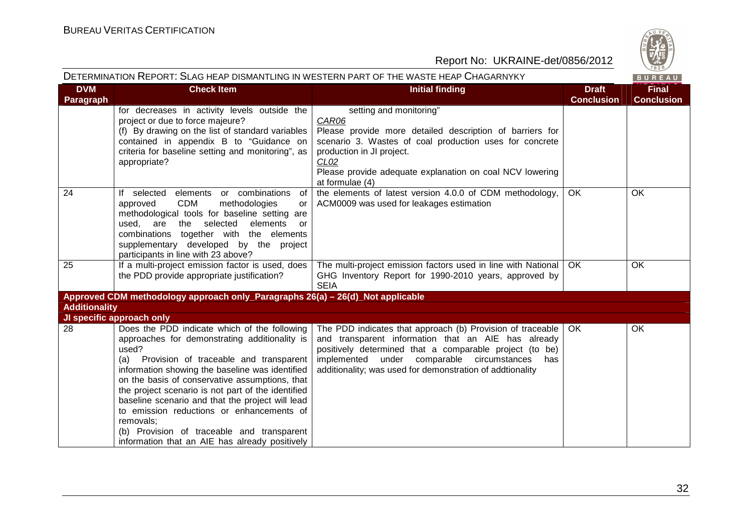DETERMINATION REPORT: SLAG HEAP DISMANTLING IN WESTERN PART OF THE WASTE HEAP CHAGARNYKY

| DVM Paragraph | Check Item | Initial finding | Draft Conclusion | Final Conclusion |
|---|---|---|---|---|
| | for decreases in activity levels outside the project or due to force majeure?<br>(f) By drawing on the list of standard variables contained in appendix B to "Guidance on criteria for baseline setting and monitoring", as appropriate? | setting and monitoring"<br>*CAR06*<br>Please provide more detailed description of barriers for scenario 3. Wastes of coal production uses for concrete production in JI project.<br>*CL02*<br>Please provide adequate explanation on coal NCV lowering at formulae (4) | | |
| 24 | If selected elements or combinations of approved CDM methodologies or methodological tools for baseline setting are used, are the selected elements or combinations together with the elements supplementary developed by the project participants in line with 23 above? | the elements of latest version 4.0.0 of CDM methodology, ACM0009 was used for leakages estimation | OK | OK |
| 25 | If a multi-project emission factor is used, does the PDD provide appropriate justification? | The multi-project emission factors used in line with National GHG Inventory Report for 1990-2010 years, approved by SEIA | OK | OK |
| **Approved CDM methodology approach only_Paragraphs 26(a) – 26(d)_Not applicable** | | | | |
| **Additionality** | | | | |
| **JI specific approach only** | | | | |
| 28 | Does the PDD indicate which of the following approaches for demonstrating additionality is used?<br>(a) Provision of traceable and transparent information showing the baseline was identified on the basis of conservative assumptions, that the project scenario is not part of the identified baseline scenario and that the project will lead to emission reductions or enhancements of removals;<br>(b) Provision of traceable and transparent information that an AIE has already positively | The PDD indicates that approach (b) Provision of traceable and transparent information that an AIE has already positively determined that a comparable project (to be) implemented under comparable circumstances has additionality; was used for demonstration of addtionality | OK | OK |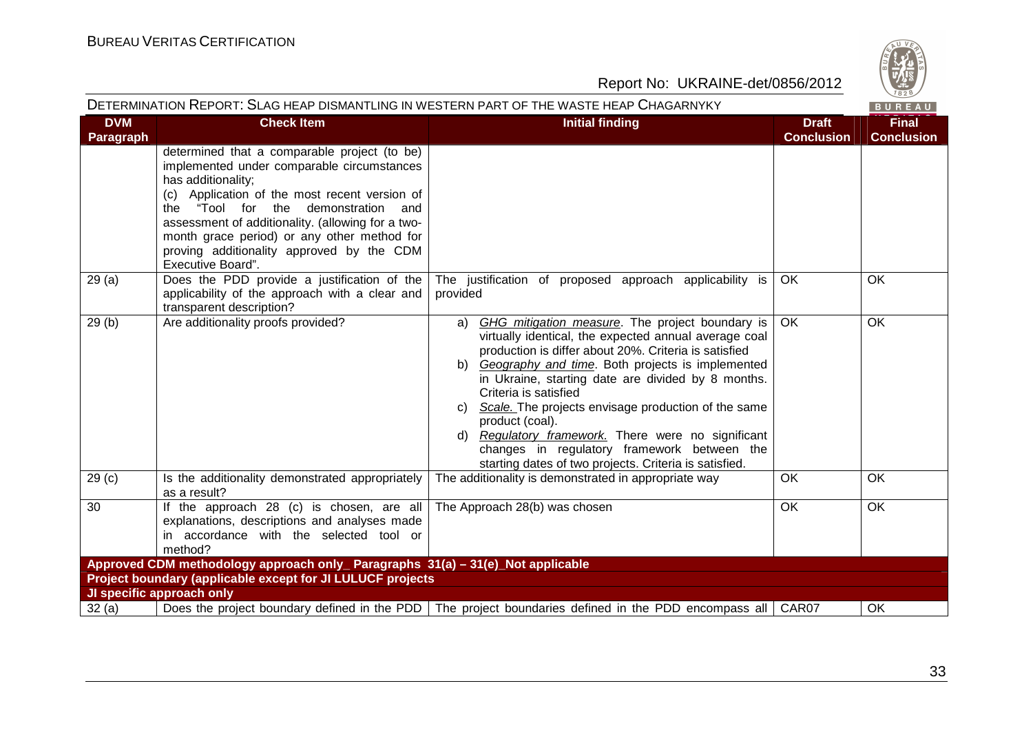DETERMINATION REPORT: SLAG HEAP DISMANTLING IN WESTERN PART OF THE WASTE HEAP CHAGARNYKY

| DVM Paragraph | Check Item | Initial finding | Draft Conclusion | Final Conclusion |
|---|---|---|---|---|
| | determined that a comparable project (to be) implemented under comparable circumstances has additionality;<br>(c) Application of the most recent version of the "Tool for the demonstration and assessment of additionality. (allowing for a two-month grace period) or any other method for proving additionality approved by the CDM Executive Board". | | | |
| 29 (a) | Does the PDD provide a justification of the applicability of the approach with a clear and transparent description? | The justification of proposed approach applicability is provided | OK | OK |
| 29 (b) | Are additionality proofs provided? | a) *GHG mitigation measure*. The project boundary is virtually identical, the expected annual average coal production is differ about 20%. Criteria is satisfied<br>b) *Geography and time*. Both projects is implemented in Ukraine, starting date are divided by 8 months. Criteria is satisfied<br>c) *Scale.* The projects envisage production of the same product (coal).<br>d) *Regulatory framework.* There were no significant changes in regulatory framework between the starting dates of two projects. Criteria is satisfied. | OK | OK |
| 29 (c) | Is the additionality demonstrated appropriately as a result? | The additionality is demonstrated in appropriate way | OK | OK |
| 30 | If the approach 28 (c) is chosen, are all explanations, descriptions and analyses made in accordance with the selected tool or method? | The Approach 28(b) was chosen | OK | OK |
| **Approved CDM methodology approach only_ Paragraphs 31(a) – 31(e)_Not applicable** | | | | |
| **Project boundary (applicable except for JI LULUCF projects** | | | | |
| **JI specific approach only** | | | | |
| 32 (a) | Does the project boundary defined in the PDD | The project boundaries defined in the PDD encompass all | CAR07 | OK |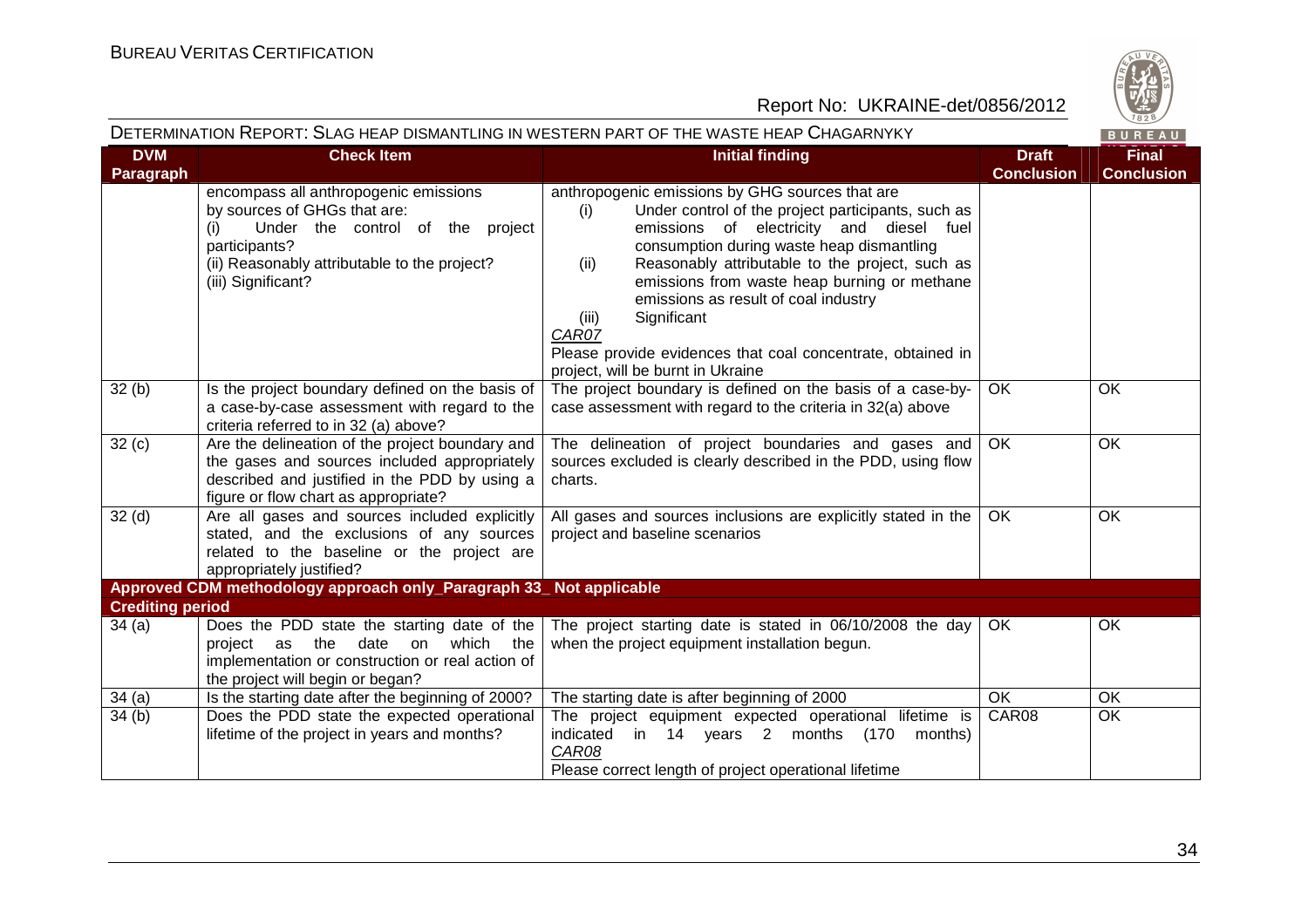DETERMINATION REPORT: SLAG HEAP DISMANTLING IN WESTERN PART OF THE WASTE HEAP CHAGARNYKY

| DVM Paragraph | Check Item | Initial finding | Draft Conclusion | Final Conclusion |
|---|---|---|---|---|
| | encompass all anthropogenic emissions by sources of GHGs that are:<br>(i) Under the control of the project participants?<br>(ii) Reasonably attributable to the project?<br>(iii) Significant? | anthropogenic emissions by GHG sources that are<br>(i) Under control of the project participants, such as emissions of electricity and diesel fuel consumption during waste heap dismantling<br>(ii) Reasonably attributable to the project, such as emissions from waste heap burning or methane emissions as result of coal industry<br>(iii) Significant<br>*CAR07*<br>Please provide evidences that coal concentrate, obtained in project, will be burnt in Ukraine | | |
| 32 (b) | Is the project boundary defined on the basis of a case-by-case assessment with regard to the criteria referred to in 32 (a) above? | The project boundary is defined on the basis of a case-by-case assessment with regard to the criteria in 32(a) above | OK | OK |
| 32 (c) | Are the delineation of the project boundary and the gases and sources included appropriately described and justified in the PDD by using a figure or flow chart as appropriate? | The delineation of project boundaries and gases and sources excluded is clearly described in the PDD, using flow charts. | OK | OK |
| 32 (d) | Are all gases and sources included explicitly stated, and the exclusions of any sources related to the baseline or the project are appropriately justified? | All gases and sources inclusions are explicitly stated in the project and baseline scenarios | OK | OK |
| **Approved CDM methodology approach only_Paragraph 33_ Not applicable** | | | | |
| **Crediting period** | | | | |
| 34 (a) | Does the PDD state the starting date of the project as the date on which the implementation or construction or real action of the project will begin or began? | The project starting date is stated in 06/10/2008 the day when the project equipment installation begun. | OK | OK |
| 34 (a) | Is the starting date after the beginning of 2000? | The starting date is after beginning of 2000 | OK | OK |
| 34 (b) | Does the PDD state the expected operational lifetime of the project in years and months? | The project equipment expected operational lifetime is indicated in 14 years 2 months (170 months)<br>*CAR08*<br>Please correct length of project operational lifetime | CAR08 | OK |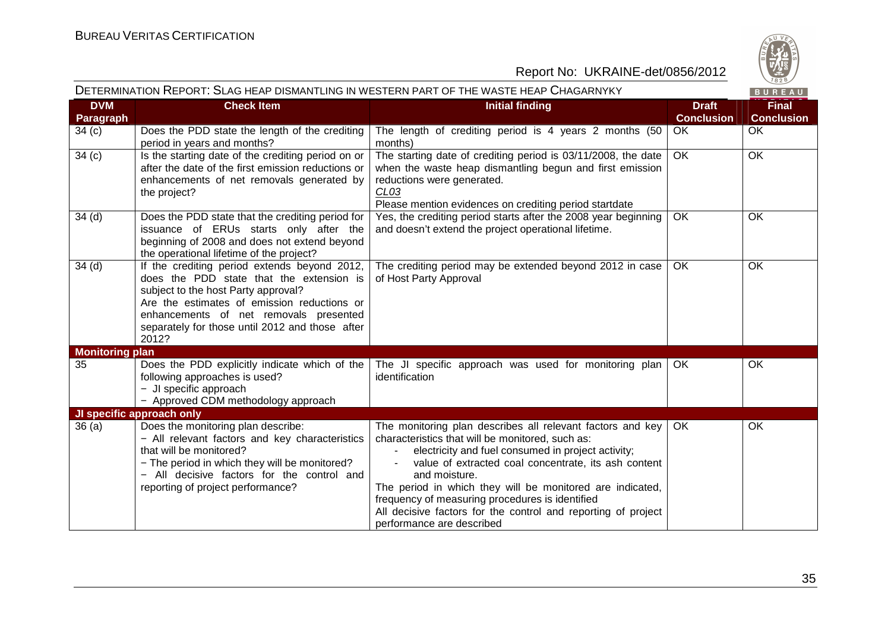DETERMINATION REPORT: SLAG HEAP DISMANTLING IN WESTERN PART OF THE WASTE HEAP CHAGARNYKY

| DVM Paragraph | Check Item | Initial finding | Draft Conclusion | Final Conclusion |
|---|---|---|---|---|
| 34 (c) | Does the PDD state the length of the crediting period in years and months? | The length of crediting period is 4 years 2 months (50 months) | OK | OK |
| 34 (c) | Is the starting date of the crediting period on or after the date of the first emission reductions or enhancements of net removals generated by the project? | The starting date of crediting period is 03/11/2008, the date when the waste heap dismantling begun and first emission reductions were generated.<br>_CL03_<br>Please mention evidences on crediting period startdate | OK | OK |
| 34 (d) | Does the PDD state that the crediting period for issuance of ERUs starts only after the beginning of 2008 and does not extend beyond the operational lifetime of the project? | Yes, the crediting period starts after the 2008 year beginning and doesn't extend the project operational lifetime. | OK | OK |
| 34 (d) | If the crediting period extends beyond 2012, does the PDD state that the extension is subject to the host Party approval?<br>Are the estimates of emission reductions or enhancements of net removals presented separately for those until 2012 and those after 2012? | The crediting period may be extended beyond 2012 in case of Host Party Approval | OK | OK |
| **Monitoring plan** | | | | |
| 35 | Does the PDD explicitly indicate which of the following approaches is used?<br>− JI specific approach<br>− Approved CDM methodology approach | The JI specific approach was used for monitoring plan identification | OK | OK |
| **JI specific approach only** | | | | |
| 36 (a) | Does the monitoring plan describe:<br>− All relevant factors and key characteristics that will be monitored?<br>− The period in which they will be monitored?<br>− All decisive factors for the control and reporting of project performance? | The monitoring plan describes all relevant factors and key characteristics that will be monitored, such as:<br>- electricity and fuel consumed in project activity;<br>- value of extracted coal concentrate, its ash content and moisture.<br>The period in which they will be monitored are indicated, frequency of measuring procedures is identified<br>All decisive factors for the control and reporting of project performance are described | OK | OK |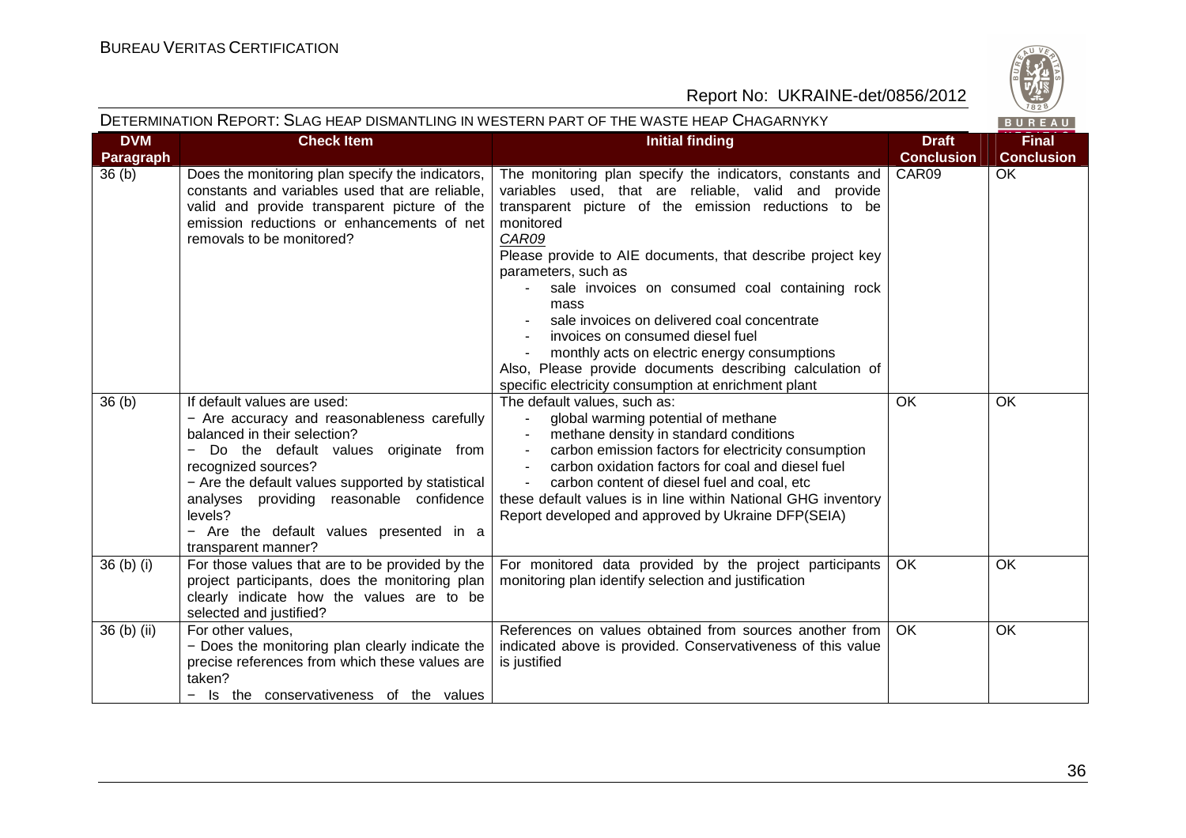| DVM Paragraph | Check Item | Initial finding | Draft Conclusion | Final Conclusion |
|---|---|---|---|---|
| 36 (b) | Does the monitoring plan specify the indicators, constants and variables used that are reliable, valid and provide transparent picture of the emission reductions or enhancements of net removals to be monitored? | The monitoring plan specify the indicators, constants and variables used, that are reliable, valid and provide transparent picture of the emission reductions to be monitored<br>*CAR09*<br>Please provide to AIE documents, that describe project key parameters, such as<br>- sale invoices on consumed coal containing rock mass<br>- sale invoices on delivered coal concentrate<br>- invoices on consumed diesel fuel<br>- monthly acts on electric energy consumptions<br>Also, Please provide documents describing calculation of specific electricity consumption at enrichment plant | CAR09 | OK |
| 36 (b) | If default values are used:<br>− Are accuracy and reasonableness carefully balanced in their selection?<br>− Do the default values originate from recognized sources?<br>− Are the default values supported by statistical analyses providing reasonable confidence levels?<br>− Are the default values presented in a transparent manner? | The default values, such as:<br>- global warming potential of methane<br>- methane density in standard conditions<br>- carbon emission factors for electricity consumption<br>- carbon oxidation factors for coal and diesel fuel<br>- carbon content of diesel fuel and coal, etc<br>these default values is in line within National GHG inventory Report developed and approved by Ukraine DFP(SEIA) | OK | OK |
| 36 (b) (i) | For those values that are to be provided by the project participants, does the monitoring plan clearly indicate how the values are to be selected and justified? | For monitored data provided by the project participants monitoring plan identify selection and justification | OK | OK |
| 36 (b) (ii) | For other values,<br>− Does the monitoring plan clearly indicate the precise references from which these values are taken?<br>− Is the conservativeness of the values | References on values obtained from sources another from indicated above is provided. Conservativeness of this value is justified | OK | OK |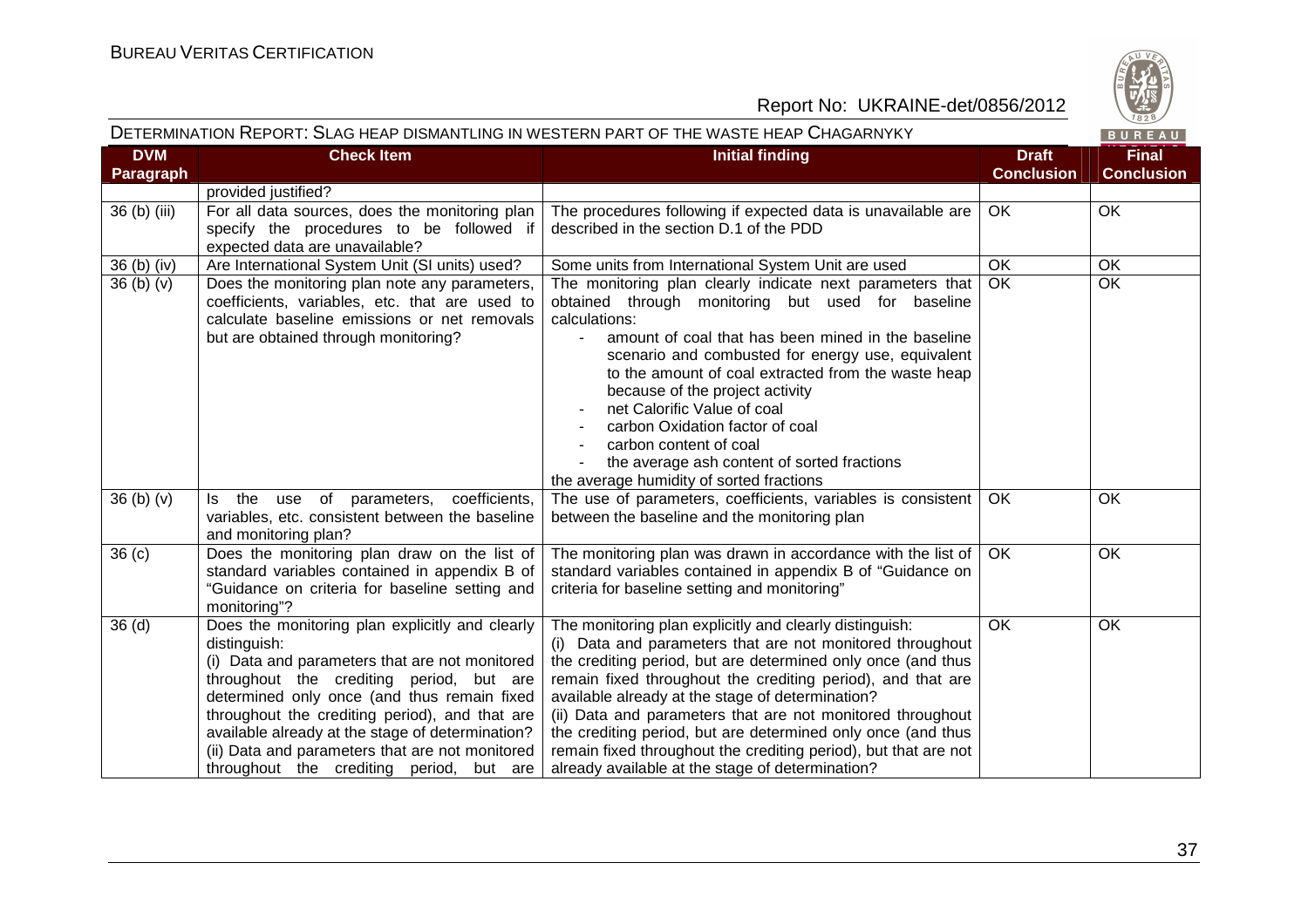| DVM Paragraph | Check Item | Initial finding | Draft Conclusion | Final Conclusion |
|---|---|---|---|---|
| | provided justified? | | | |
| 36 (b) (iii) | For all data sources, does the monitoring plan specify the procedures to be followed if expected data are unavailable? | The procedures following if expected data is unavailable are described in the section D.1 of the PDD | OK | OK |
| 36 (b) (iv) | Are International System Unit (SI units) used? | Some units from International System Unit are used | OK | OK |
| 36 (b) (v) | Does the monitoring plan note any parameters, coefficients, variables, etc. that are used to calculate baseline emissions or net removals but are obtained through monitoring? | The monitoring plan clearly indicate next parameters that obtained through monitoring but used for baseline calculations:<br>- amount of coal that has been mined in the baseline scenario and combusted for energy use, equivalent to the amount of coal extracted from the waste heap because of the project activity<br>- net Calorific Value of coal<br>- carbon Oxidation factor of coal<br>- carbon content of coal<br>- the average ash content of sorted fractions<br>the average humidity of sorted fractions | OK | OK |
| 36 (b) (v) | Is the use of parameters, coefficients, variables, etc. consistent between the baseline and monitoring plan? | The use of parameters, coefficients, variables is consistent between the baseline and the monitoring plan | OK | OK |
| 36 (c) | Does the monitoring plan draw on the list of standard variables contained in appendix B of "Guidance on criteria for baseline setting and monitoring"? | The monitoring plan was drawn in accordance with the list of standard variables contained in appendix B of "Guidance on criteria for baseline setting and monitoring" | OK | OK |
| 36 (d) | Does the monitoring plan explicitly and clearly distinguish:<br>(i) Data and parameters that are not monitored throughout the crediting period, but are determined only once (and thus remain fixed throughout the crediting period), and that are available already at the stage of determination?<br>(ii) Data and parameters that are not monitored throughout the crediting period, but are | The monitoring plan explicitly and clearly distinguish:<br>(i) Data and parameters that are not monitored throughout the crediting period, but are determined only once (and thus remain fixed throughout the crediting period), and that are available already at the stage of determination?<br>(ii) Data and parameters that are not monitored throughout the crediting period, but are determined only once (and thus remain fixed throughout the crediting period), but that are not already available at the stage of determination? | OK | OK |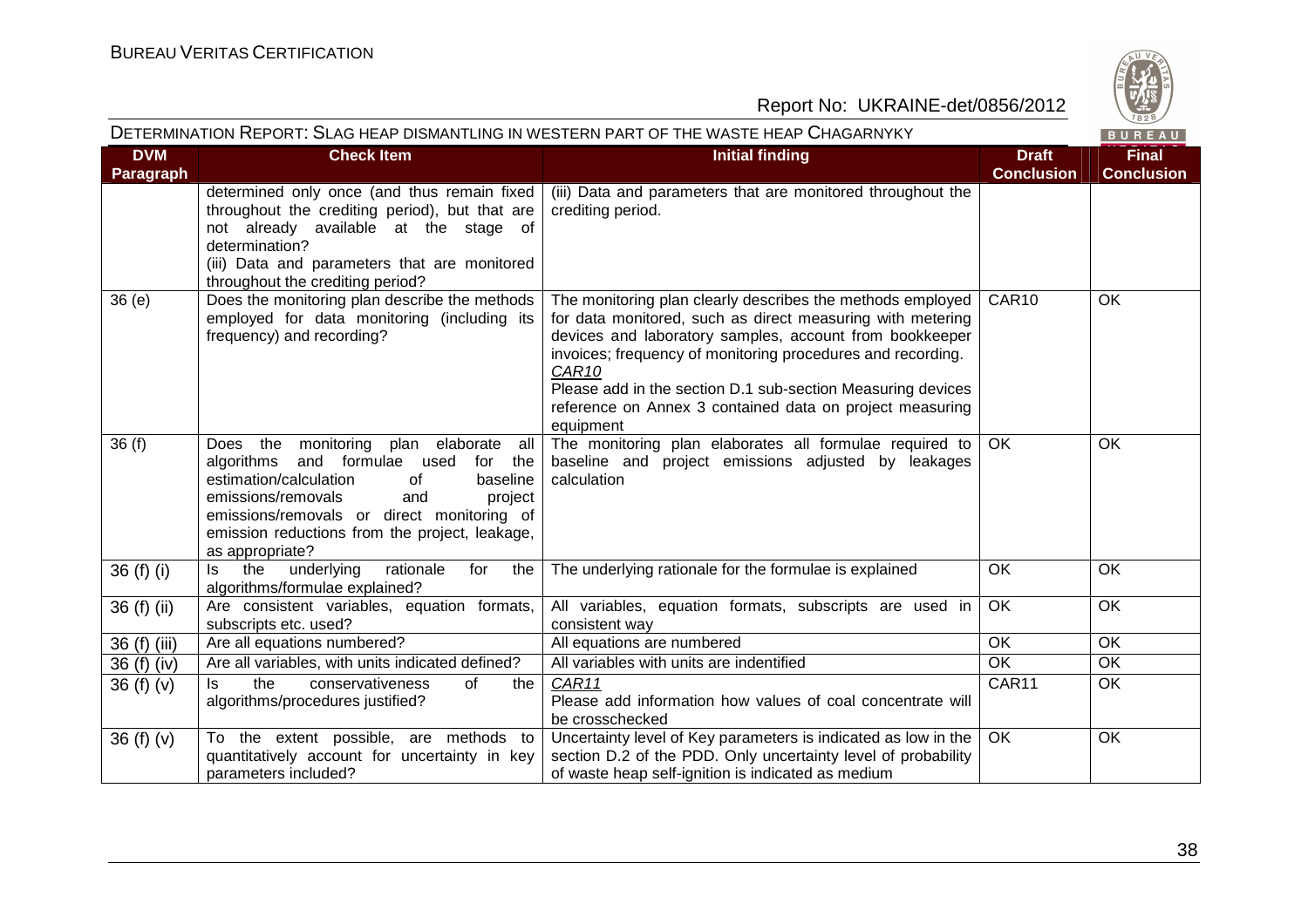| DVM Paragraph | Check Item | Initial finding | Draft Conclusion | Final Conclusion |
|---|---|---|---|---|
| | determined only once (and thus remain fixed throughout the crediting period), but that are not already available at the stage of determination?<br>(iii) Data and parameters that are monitored throughout the crediting period? | (iii) Data and parameters that are monitored throughout the crediting period. | | |
| 36 (e) | Does the monitoring plan describe the methods employed for data monitoring (including its frequency) and recording? | The monitoring plan clearly describes the methods employed for data monitored, such as direct measuring with metering devices and laboratory samples, account from bookkeeper invoices; frequency of monitoring procedures and recording.<br>*CAR10*<br>Please add in the section D.1 sub-section Measuring devices reference on Annex 3 contained data on project measuring equipment | CAR10 | OK |
| 36 (f) | Does the monitoring plan elaborate all algorithms and formulae used for the estimation/calculation of baseline emissions/removals and project emissions/removals or direct monitoring of emission reductions from the project, leakage, as appropriate? | The monitoring plan elaborates all formulae required to baseline and project emissions adjusted by leakages calculation | OK | OK |
| 36 (f) (i) | Is the underlying rationale for the algorithms/formulae explained? | The underlying rationale for the formulae is explained | OK | OK |
| 36 (f) (ii) | Are consistent variables, equation formats, subscripts etc. used? | All variables, equation formats, subscripts are used in consistent way | OK | OK |
| 36 (f) (iii) | Are all equations numbered? | All equations are numbered | OK | OK |
| 36 (f) (iv) | Are all variables, with units indicated defined? | All variables with units are indentified | OK | OK |
| 36 (f) (v) | Is the conservativeness of the algorithms/procedures justified? | *CAR11*<br>Please add information how values of coal concentrate will be crosschecked | CAR11 | OK |
| 36 (f) (v) | To the extent possible, are methods to quantitatively account for uncertainty in key parameters included? | Uncertainty level of Key parameters is indicated as low in the section D.2 of the PDD. Only uncertainty level of probability of waste heap self-ignition is indicated as medium | OK | OK |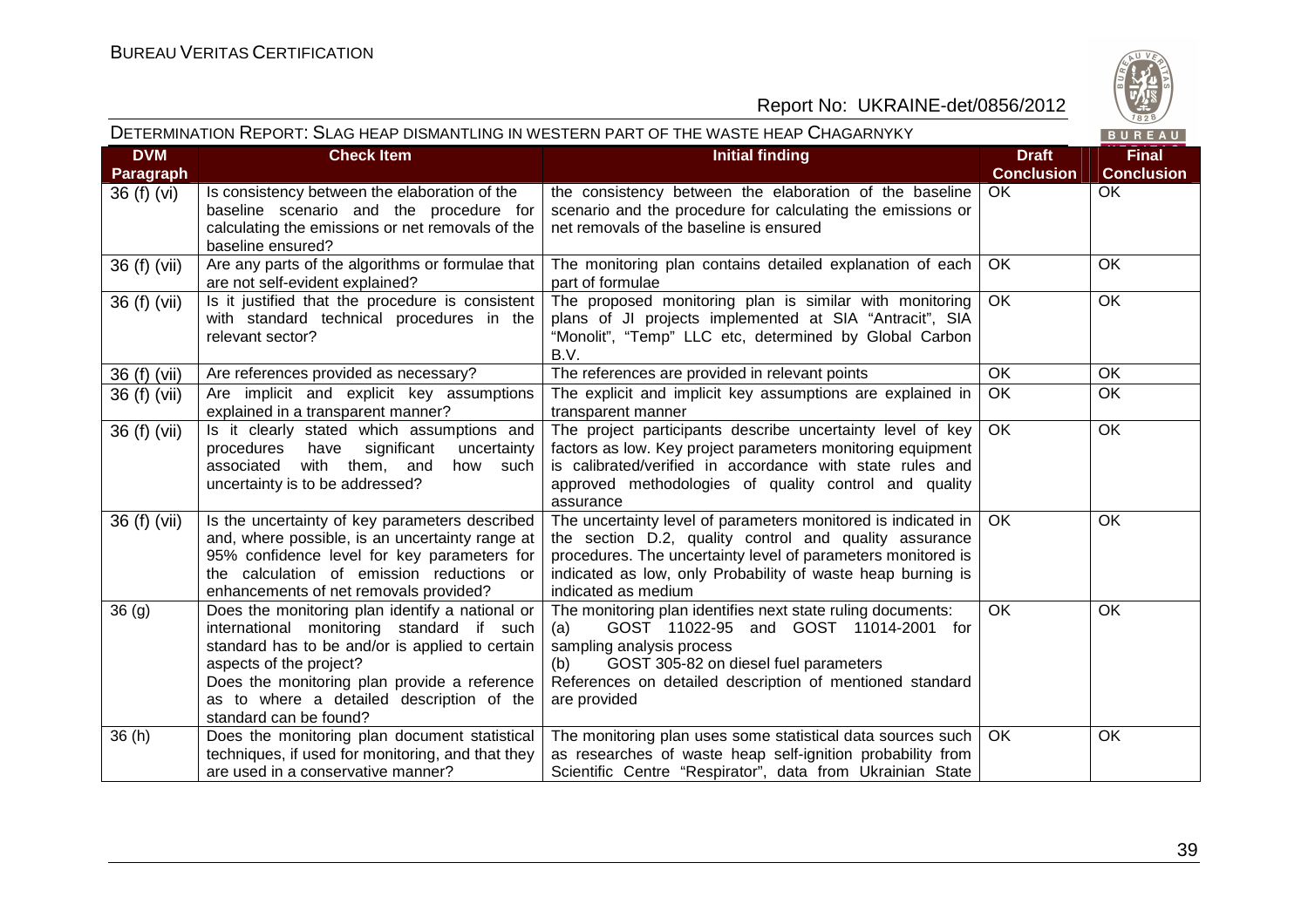DETERMINATION REPORT: SLAG HEAP DISMANTLING IN WESTERN PART OF THE WASTE HEAP CHAGARNYKY

| DVM Paragraph | Check Item | Initial finding | Draft Conclusion | Final Conclusion |
|---|---|---|---|---|
| 36 (f) (vi) | Is consistency between the elaboration of the baseline scenario and the procedure for calculating the emissions or net removals of the baseline ensured? | the consistency between the elaboration of the baseline scenario and the procedure for calculating the emissions or net removals of the baseline is ensured | OK | OK |
| 36 (f) (vii) | Are any parts of the algorithms or formulae that are not self-evident explained? | The monitoring plan contains detailed explanation of each part of formulae | OK | OK |
| 36 (f) (vii) | Is it justified that the procedure is consistent with standard technical procedures in the relevant sector? | The proposed monitoring plan is similar with monitoring plans of JI projects implemented at SIA "Antracit", SIA "Monolit", "Temp" LLC etc, determined by Global Carbon B.V. | OK | OK |
| 36 (f) (vii) | Are references provided as necessary? | The references are provided in relevant points | OK | OK |
| 36 (f) (vii) | Are implicit and explicit key assumptions explained in a transparent manner? | The explicit and implicit key assumptions are explained in transparent manner | OK | OK |
| 36 (f) (vii) | Is it clearly stated which assumptions and procedures have significant uncertainty associated with them, and how such uncertainty is to be addressed? | The project participants describe uncertainty level of key factors as low. Key project parameters monitoring equipment is calibrated/verified in accordance with state rules and approved methodologies of quality control and quality assurance | OK | OK |
| 36 (f) (vii) | Is the uncertainty of key parameters described and, where possible, is an uncertainty range at 95% confidence level for key parameters for the calculation of emission reductions or enhancements of net removals provided? | The uncertainty level of parameters monitored is indicated in the section D.2, quality control and quality assurance procedures. The uncertainty level of parameters monitored is indicated as low, only Probability of waste heap burning is indicated as medium | OK | OK |
| 36 (g) | Does the monitoring plan identify a national or international monitoring standard if such standard has to be and/or is applied to certain aspects of the project?<br>Does the monitoring plan provide a reference as to where a detailed description of the standard can be found? | The monitoring plan identifies next state ruling documents:<br>(a) GOST 11022-95 and GOST 11014-2001 for sampling analysis process<br>(b) GOST 305-82 on diesel fuel parameters<br>References on detailed description of mentioned standard are provided | OK | OK |
| 36 (h) | Does the monitoring plan document statistical techniques, if used for monitoring, and that they are used in a conservative manner? | The monitoring plan uses some statistical data sources such as researches of waste heap self-ignition probability from Scientific Centre "Respirator", data from Ukrainian State | OK | OK |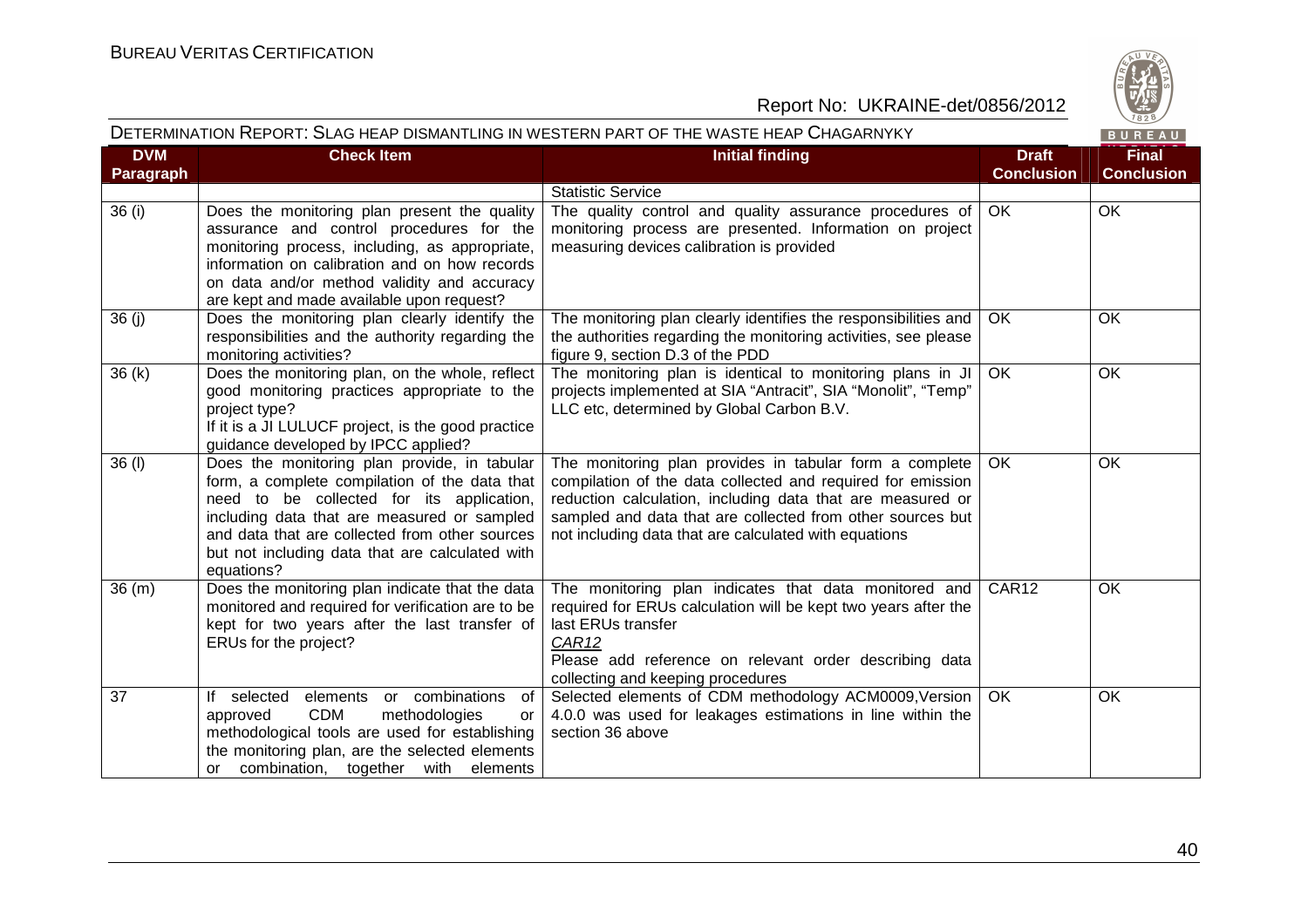| DVM Paragraph | Check Item | Initial finding | Draft Conclusion | Final Conclusion |
|---|---|---|---|---|
| | | Statistic Service | | |
| 36 (i) | Does the monitoring plan present the quality assurance and control procedures for the monitoring process, including, as appropriate, information on calibration and on how records on data and/or method validity and accuracy are kept and made available upon request? | The quality control and quality assurance procedures of monitoring process are presented. Information on project measuring devices calibration is provided | OK | OK |
| 36 (j) | Does the monitoring plan clearly identify the responsibilities and the authority regarding the monitoring activities? | The monitoring plan clearly identifies the responsibilities and the authorities regarding the monitoring activities, see please figure 9, section D.3 of the PDD | OK | OK |
| 36 (k) | Does the monitoring plan, on the whole, reflect good monitoring practices appropriate to the project type?<br>If it is a JI LULUCF project, is the good practice guidance developed by IPCC applied? | The monitoring plan is identical to monitoring plans in JI projects implemented at SIA "Antract", SIA "Monolit", "Temp" LLC etc, determined by Global Carbon B.V. | OK | OK |
| 36 (l) | Does the monitoring plan provide, in tabular form, a complete compilation of the data that need to be collected for its application, including data that are measured or sampled and data that are collected from other sources but not including data that are calculated with equations? | The monitoring plan provides in tabular form a complete compilation of the data collected and required for emission reduction calculation, including data that are measured or sampled and data that are collected from other sources but not including data that are calculated with equations | OK | OK |
| 36 (m) | Does the monitoring plan indicate that the data monitored and required for verification are to be kept for two years after the last transfer of ERUs for the project? | The monitoring plan indicates that data monitored and required for ERUs calculation will be kept two years after the last ERUs transfer<br>*CAR12*<br>Please add reference on relevant order describing data collecting and keeping procedures | CAR12 | OK |
| 37 | If selected elements or combinations of approved CDM methodologies or methodological tools are used for establishing the monitoring plan, are the selected elements or combination, together with elements | Selected elements of CDM methodology ACM0009,Version 4.0.0 was used for leakages estimations in line within the section 36 above | OK | OK |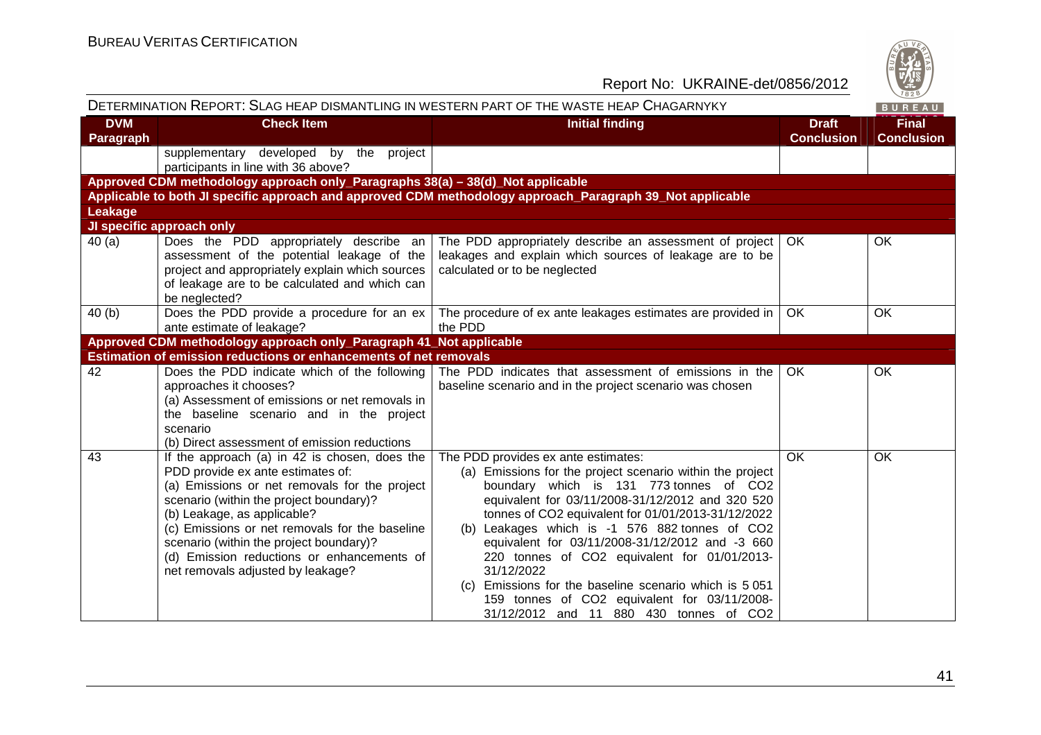| DVM Paragraph | Check Item | Initial finding | Draft Conclusion | Final Conclusion |
|---|---|---|---|---|
| | supplementary developed by the project participants in line with 36 above? | | | |
| **Approved CDM methodology approach only_Paragraphs 38(a) – 38(d)_Not applicable** | | | | |
| **Applicable to both JI specific approach and approved CDM methodology approach_Paragraph 39_Not applicable** | | | | |
| **Leakage** | | | | |
| **JI specific approach only** | | | | |
| 40 (a) | Does the PDD appropriately describe an assessment of the potential leakage of the project and appropriately explain which sources of leakage are to be calculated and which can be neglected? | The PDD appropriately describe an assessment of project leakages and explain which sources of leakage are to be calculated or to be neglected | OK | OK |
| 40 (b) | Does the PDD provide a procedure for an ex ante estimate of leakage? | The procedure of ex ante leakages estimates are provided in the PDD | OK | OK |
| **Approved CDM methodology approach only_Paragraph 41_Not applicable** | | | | |
| **Estimation of emission reductions or enhancements of net removals** | | | | |
| 42 | Does the PDD indicate which of the following approaches it chooses?<br>(a) Assessment of emissions or net removals in the baseline scenario and in the project scenario<br>(b) Direct assessment of emission reductions | The PDD indicates that assessment of emissions in the baseline scenario and in the project scenario was chosen | OK | OK |
| 43 | If the approach (a) in 42 is chosen, does the PDD provide ex ante estimates of:<br>(a) Emissions or net removals for the project scenario (within the project boundary)?<br>(b) Leakage, as applicable?<br>(c) Emissions or net removals for the baseline scenario (within the project boundary)?<br>(d) Emission reductions or enhancements of net removals adjusted by leakage? | The PDD provides ex ante estimates:<br>(a) Emissions for the project scenario within the project boundary which is 131 773 tonnes of $CO_2$ equivalent for 03/11/2008-31/12/2012 and 320 520 tonnes of $CO_2$ equivalent for 01/01/2013-31/12/2022<br>(b) Leakages which is -1 576 882 tonnes of $CO_2$ equivalent for 03/11/2008-31/12/2012 and -3 660 220 tonnes of $CO_2$ equivalent for 01/01/2013-31/12/2022<br>(c) Emissions for the baseline scenario which is 5 051 159 tonnes of $CO_2$ equivalent for 03/11/2008-31/12/2012 and 11 880 430 tonnes of $CO_2$ | OK | OK |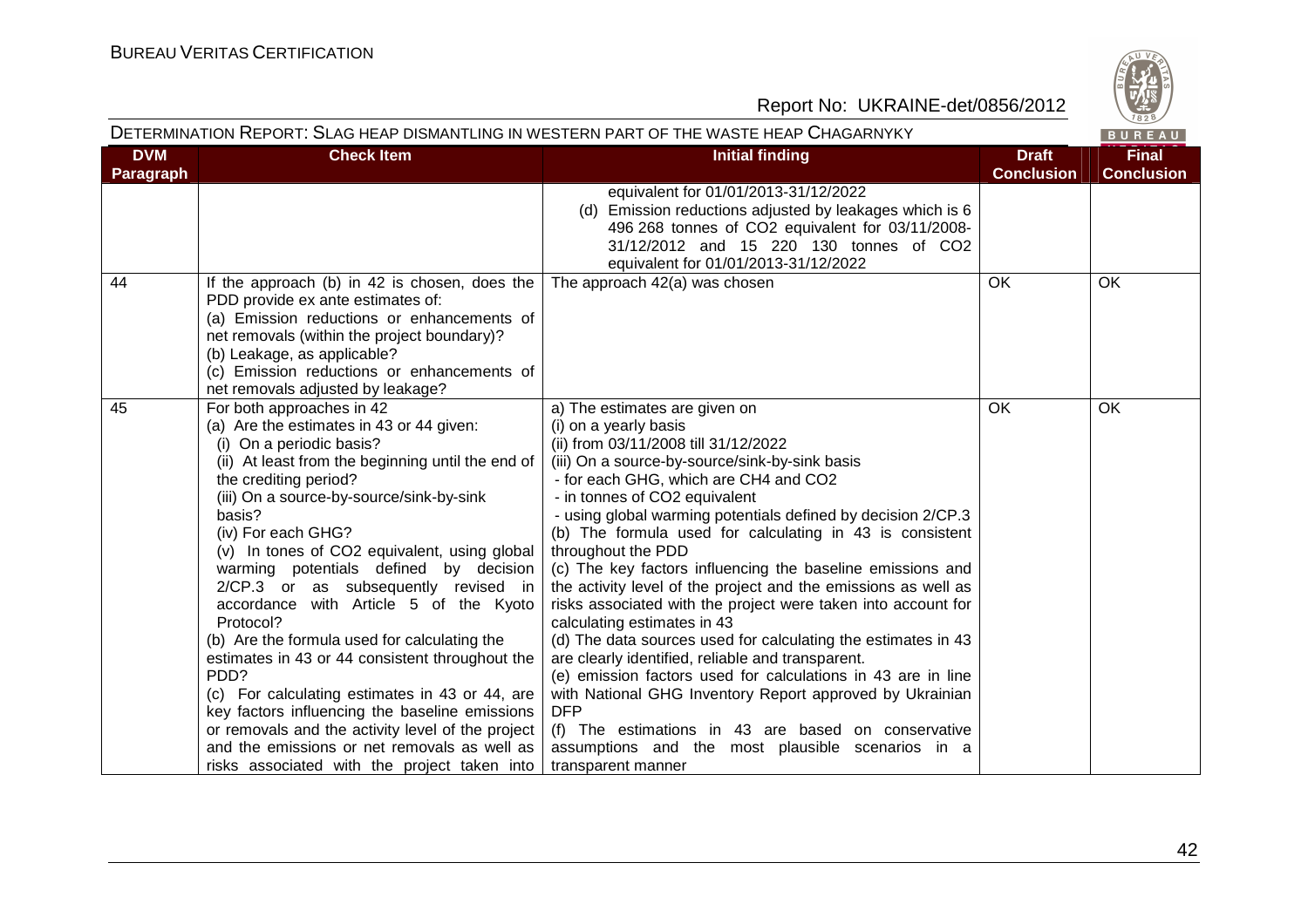DETERMINATION REPORT: SLAG HEAP DISMANTLING IN WESTERN PART OF THE WASTE HEAP CHAGARNYKY

| DVM Paragraph | Check Item | Initial finding | Draft Conclusion | Final Conclusion |
|---|---|---|---|---|
| | | equivalent for 01/01/2013-31/12/2022<br>(d) Emission reductions adjusted by leakages which is 6 496 268 tonnes of $CO_2$ equivalent for 03/11/2008-31/12/2012 and 15 220 130 tonnes of $CO_2$ equivalent for 01/01/2013-31/12/2022 | | |
| 44 | If the approach (b) in 42 is chosen, does the PDD provide ex ante estimates of:<br>(a) Emission reductions or enhancements of net removals (within the project boundary)?<br>(b) Leakage, as applicable?<br>(c) Emission reductions or enhancements of net removals adjusted by leakage? | The approach 42(a) was chosen | OK | OK |
| 45 | For both approaches in 42<br>(a) Are the estimates in 43 or 44 given:<br>(i) On a periodic basis?<br>(ii) At least from the beginning until the end of the crediting period?<br>(iii) On a source-by-source/sink-by-sink basis?<br>(iv) For each GHG?<br>(v) In tones of $CO_2$ equivalent, using global warming potentials defined by decision 2/CP.3 or as subsequently revised in accordance with Article 5 of the Kyoto Protocol?<br>(b) Are the formula used for calculating the estimates in 43 or 44 consistent throughout the PDD?<br>(c) For calculating estimates in 43 or 44, are key factors influencing the baseline emissions or removals and the activity level of the project and the emissions or net removals as well as risks associated with the project taken into | a) The estimates are given on<br>(i) on a yearly basis<br>(ii) from 03/11/2008 till 31/12/2022<br>(iii) On a source-by-source/sink-by-sink basis<br>- for each GHG, which are $CH_4$ and $CO_2$<br>- in tonnes of $CO_2$ equivalent<br>- using global warming potentials defined by decision 2/CP.3<br>(b) The formula used for calculating in 43 is consistent throughout the PDD<br>(c) The key factors influencing the baseline emissions and the activity level of the project and the emissions as well as risks associated with the project were taken into account for calculating estimates in 43<br>(d) The data sources used for calculating the estimates in 43 are clearly identified, reliable and transparent.<br>(e) emission factors used for calculations in 43 are in line with National GHG Inventory Report approved by Ukrainian DFP<br>(f) The estimations in 43 are based on conservative assumptions and the most plausible scenarios in a transparent manner | OK | OK |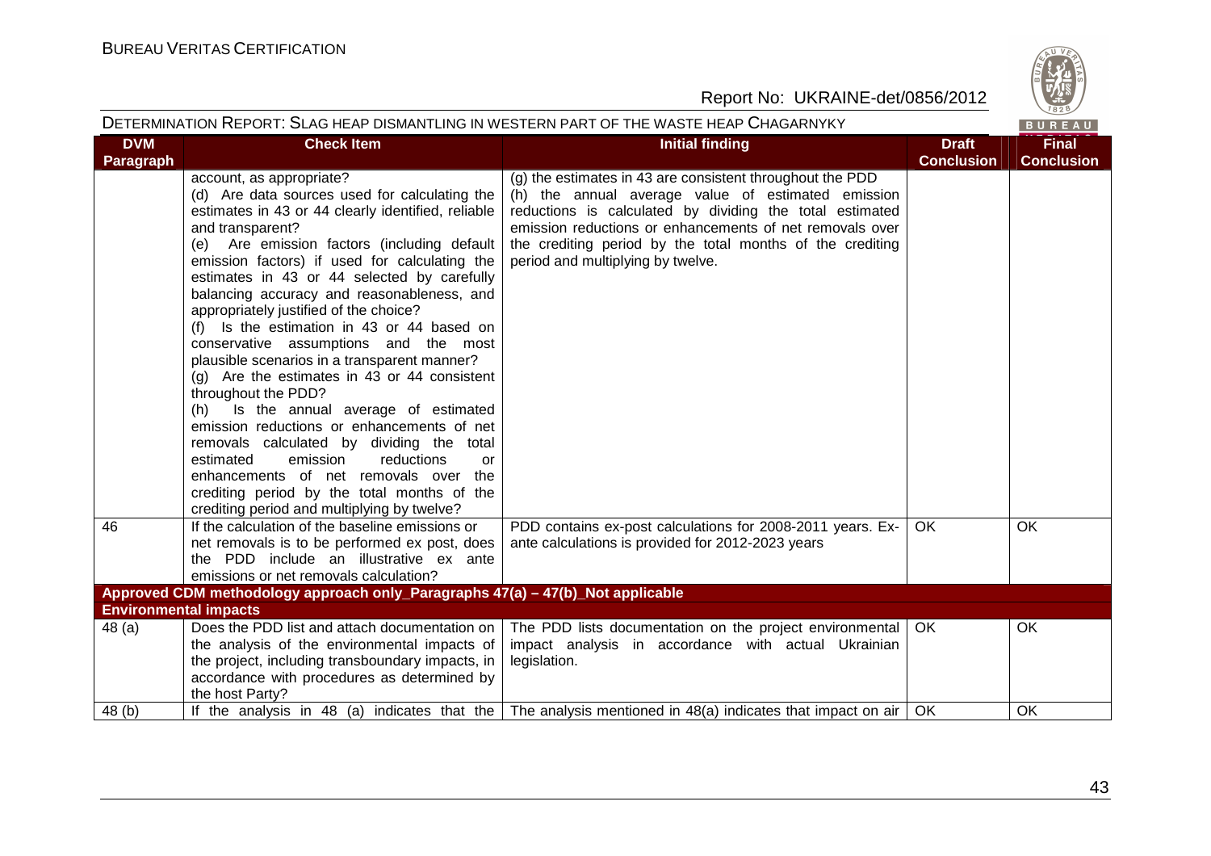DETERMINATION REPORT: SLAG HEAP DISMANTLING IN WESTERN PART OF THE WASTE HEAP CHAGARNYKY

| DVM Paragraph | Check Item | Initial finding | Draft Conclusion | Final Conclusion |
|---|---|---|---|---|
| | account, as appropriate?<br>(d) Are data sources used for calculating the estimates in 43 or 44 clearly identified, reliable and transparent?<br>(e) Are emission factors (including default emission factors) if used for calculating the estimates in 43 or 44 selected by carefully balancing accuracy and reasonableness, and appropriately justified of the choice?<br>(f) Is the estimation in 43 or 44 based on conservative assumptions and the most plausible scenarios in a transparent manner?<br>(g) Are the estimates in 43 or 44 consistent throughout the PDD?<br>(h) Is the annual average of estimated emission reductions or enhancements of net removals calculated by dividing the total estimated emission reductions or enhancements of net removals over the crediting period by the total months of the crediting period and multiplying by twelve? | (g) the estimates in 43 are consistent throughout the PDD<br>(h) the annual average value of estimated emission reductions is calculated by dividing the total estimated emission reductions or enhancements of net removals over the crediting period by the total months of the crediting period and multiplying by twelve. | | |
| 46 | If the calculation of the baseline emissions or net removals is to be performed ex post, does the PDD include an illustrative ex ante emissions or net removals calculation? | PDD contains ex-post calculations for 2008-2011 years. Ex-ante calculations is provided for 2012-2023 years | OK | OK |
| **Approved CDM methodology approach only_Paragraphs 47(a) – 47(b)_Not applicable** | | | | |
| **Environmental impacts** | | | | |
| 48 (a) | Does the PDD list and attach documentation on the analysis of the environmental impacts of the project, including transboundary impacts, in accordance with procedures as determined by the host Party? | The PDD lists documentation on the project environmental impact analysis in accordance with actual Ukrainian legislation. | OK | OK |
| 48 (b) | If the analysis in 48 (a) indicates that the | The analysis mentioned in 48(a) indicates that impact on air | OK | OK |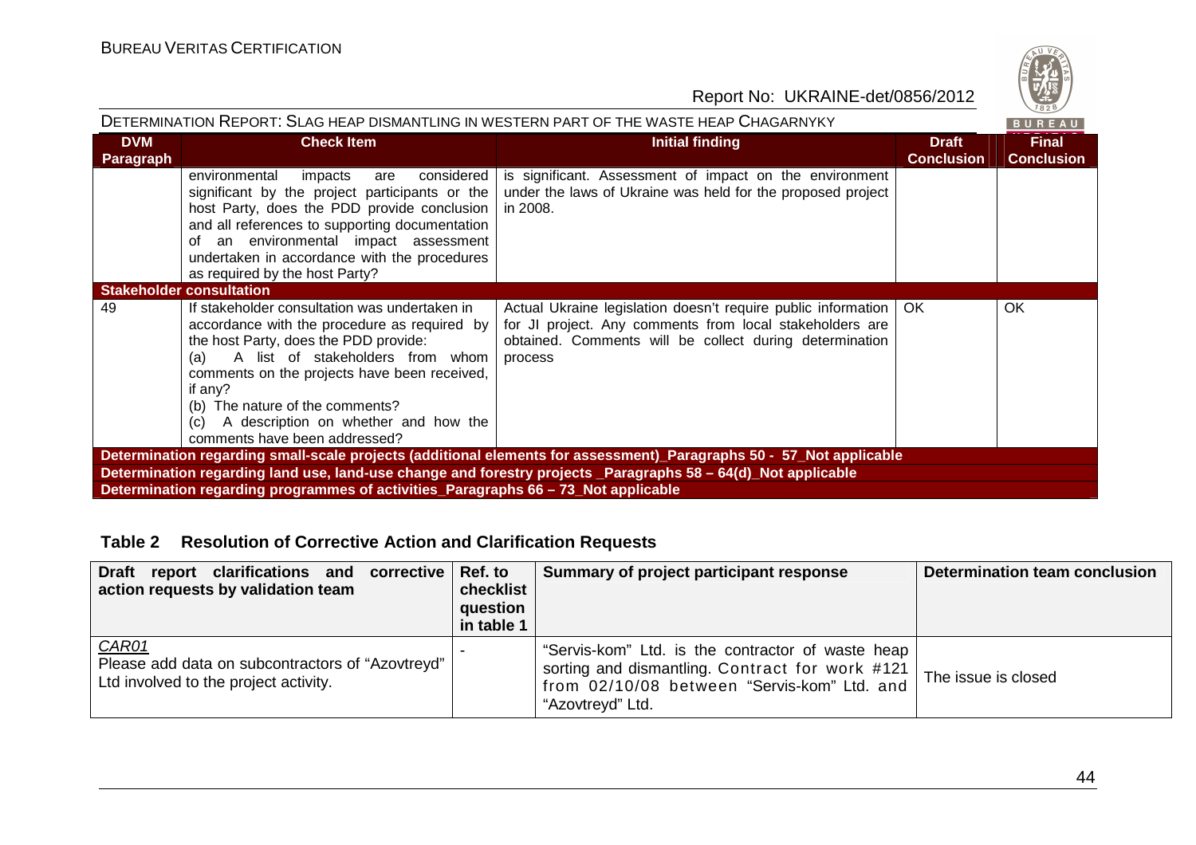| DVM Paragraph | Check Item | Initial finding | Draft Conclusion | Final Conclusion |
|---|---|---|---|---|
| | environmental impacts are considered significant by the project participants or the host Party, does the PDD provide conclusion and all references to supporting documentation of an environmental impact assessment undertaken in accordance with the procedures as required by the host Party? | is significant. Assessment of impact on the environment under the laws of Ukraine was held for the proposed project in 2008. | | |
| **Stakeholder consultation** | | | | |
| 49 | If stakeholder consultation was undertaken in accordance with the procedure as required by the host Party, does the PDD provide:<br>(a) A list of stakeholders from whom comments on the projects have been received, if any?<br>(b) The nature of the comments?<br>(c) A description on whether and how the comments have been addressed? | Actual Ukraine legislation doesn't require public information for JI project. Any comments from local stakeholders are obtained. Comments will be collect during determination process | OK | OK |
| **Determination regarding small-scale projects (additional elements for assessment)_Paragraphs 50 - 57_Not applicable** | | | | |
| **Determination regarding land use, land-use change and forestry projects _Paragraphs 58 – 64(d)_Not applicable** | | | | |
| **Determination regarding programmes of activities_Paragraphs 66 – 73_Not applicable** | | | | |

## Table 2 Resolution of Corrective Action and Clarification Requests

| Draft report clarifications and corrective action requests by validation team | Ref. to checklist question in table 1 | Summary of project participant response | Determination team conclusion |
|---|---|---|---|
| *CAR01*<br>Please add data on subcontractors of "Azovtreyd" Ltd involved to the project activity. | - | "Servis-kom" Ltd. is the contractor of waste heap sorting and dismantling. Contract for work #121 from 02/10/08 between "Servis-kom" Ltd. and "Azovtreyd" Ltd. | The issue is closed |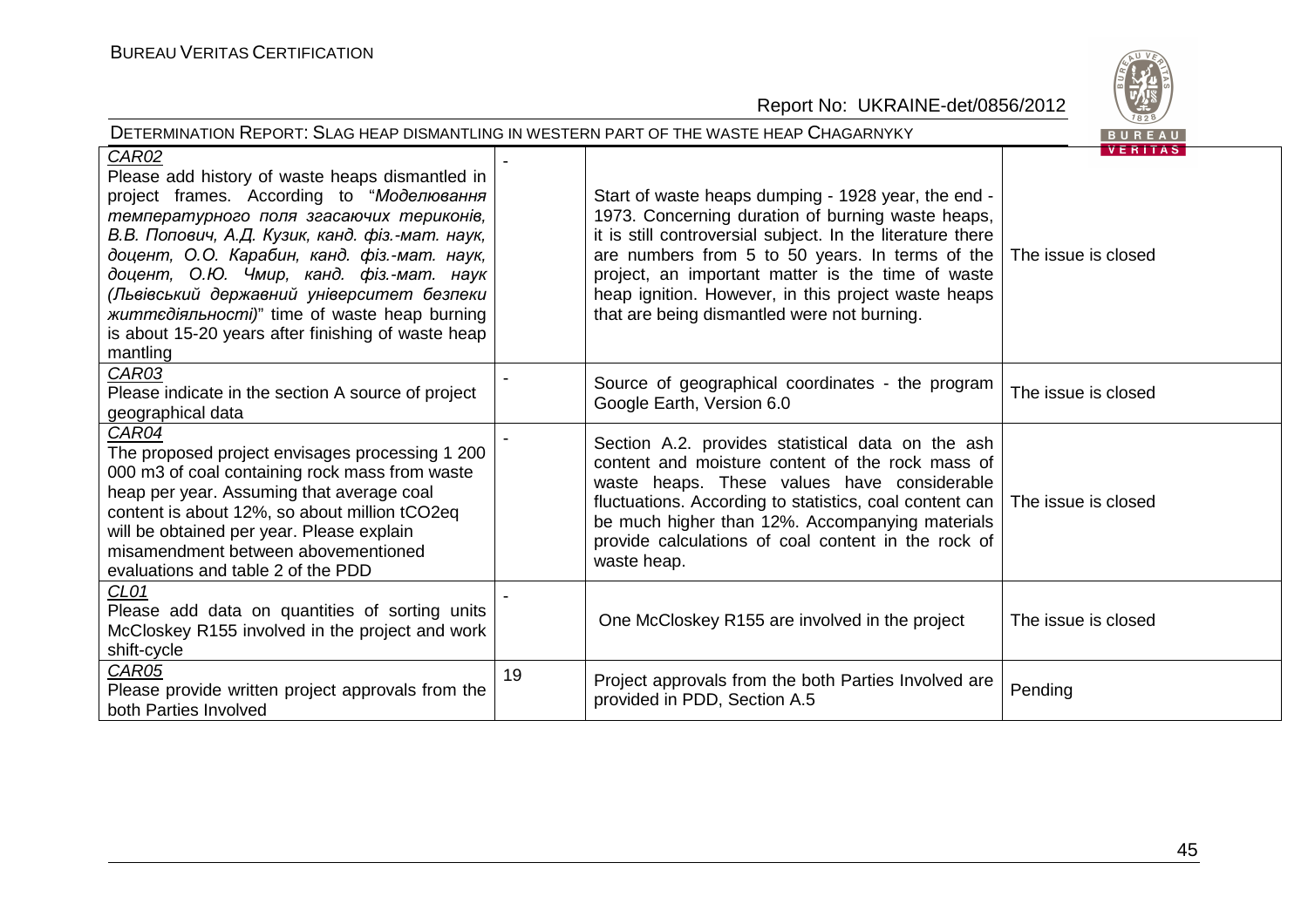| | | | |
|---|---|---|---|
| CAR02<br>Please add history of waste heaps dismantled in project frames. According to "*Моделювання температурного поля згасаючих териконів, В.В. Попович, А.Д. Кузик, канд. фіз.-мат. наук, доцент, О.О. Карабин, канд. фіз.-мат. наук, доцент, О.Ю. Чмир, канд. фіз.-мат. наук (Львівський державний університет безпеки життєдіяльності)*" time of waste heap burning is about 15-20 years after finishing of waste heap mantling | - | Start of waste heaps dumping - 1928 year, the end - 1973. Concerning duration of burning waste heaps, it is still controversial subject. In the literature there are numbers from 5 to 50 years. In terms of the project, an important matter is the time of waste heap ignition. However, in this project waste heaps that are being dismantled were not burning. | The issue is closed |
| CAR03<br>Please indicate in the section A source of project geographical data | - | Source of geographical coordinates - the program Google Earth, Version 6.0 | The issue is closed |
| CAR04<br>The proposed project envisages processing 1 200 000 m3 of coal containing rock mass from waste heap per year. Assuming that average coal content is about 12%, so about million tCO2eq will be obtained per year. Please explain misamendment between abovementioned evaluations and table 2 of the PDD | - | Section A.2. provides statistical data on the ash content and moisture content of the rock mass of waste heaps. These values have considerable fluctuations. According to statistics, coal content can be much higher than 12%. Accompanying materials provide calculations of coal content in the rock of waste heap. | The issue is closed |
| CL01<br>Please add data on quantities of sorting units McCloskey R155 involved in the project and work shift-cycle | - | One McCloskey R155 are involved in the project | The issue is closed |
| CAR05<br>Please provide written project approvals from the both Parties Involved | 19 | Project approvals from the both Parties Involved are provided in PDD, Section A.5 | Pending |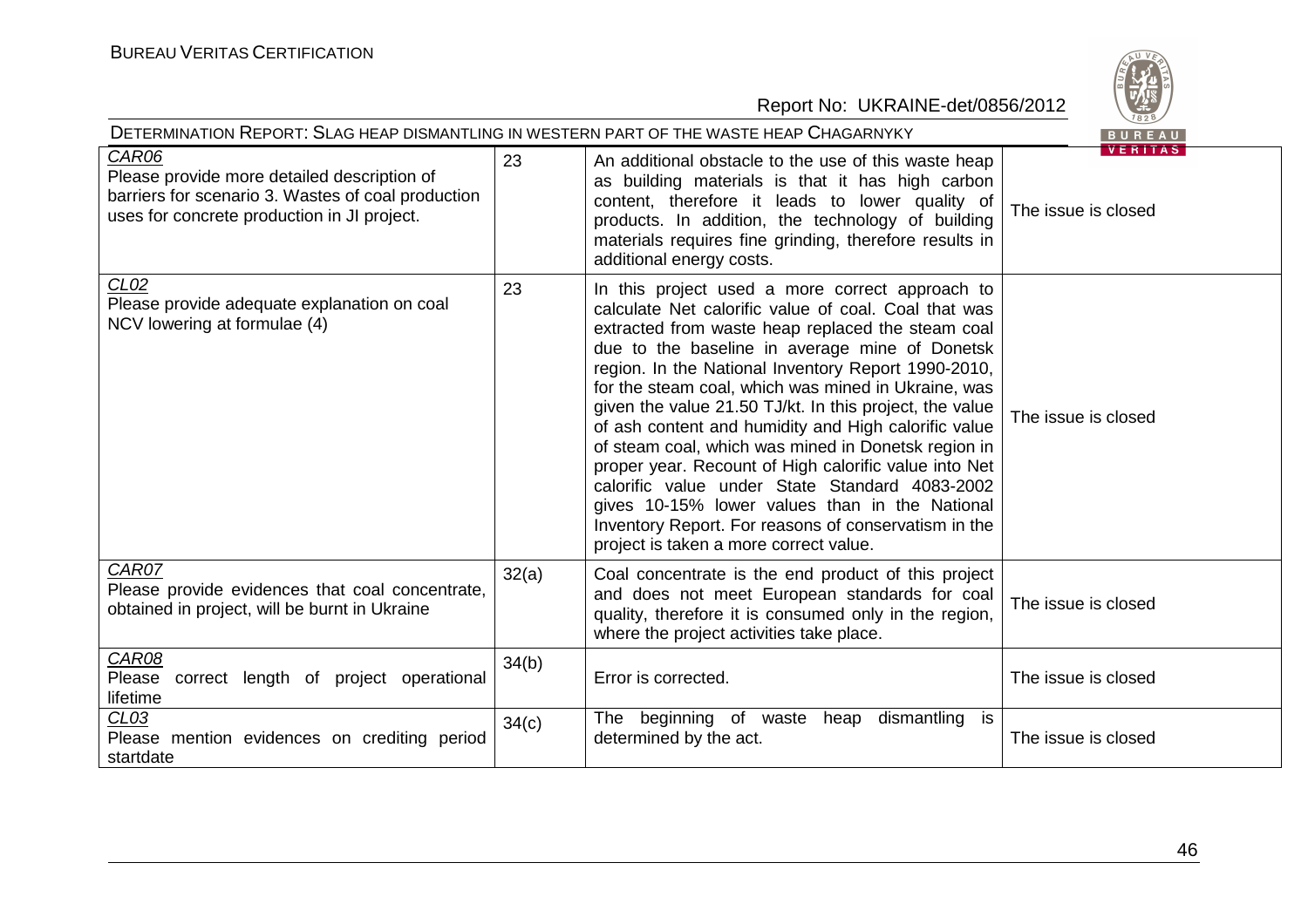| CAR06 Please provide more detailed description of barriers for scenario 3. Wastes of coal production uses for concrete production in JI project. | 23 | An additional obstacle to the use of this waste heap as building materials is that it has high carbon content, therefore it leads to lower quality of products. In addition, the technology of building materials requires fine grinding, therefore results in additional energy costs. | The issue is closed |
|---|---|---|---|
| CL02 Please provide adequate explanation on coal NCV lowering at formulae (4) | 23 | In this project used a more correct approach to calculate Net calorific value of coal. Coal that was extracted from waste heap replaced the steam coal due to the baseline in average mine of Donetsk region. In the National Inventory Report 1990-2010, for the steam coal, which was mined in Ukraine, was given the value 21.50 TJ/kt. In this project, the value of ash content and humidity and High calorific value of steam coal, which was mined in Donetsk region in proper year. Recount of High calorific value into Net calorific value under State Standard 4083-2002 gives 10-15% lower values than in the National Inventory Report. For reasons of conservatism in the project is taken a more correct value. | The issue is closed |
| CAR07 Please provide evidences that coal concentrate, obtained in project, will be burnt in Ukraine | 32(a) | Coal concentrate is the end product of this project and does not meet European standards for coal quality, therefore it is consumed only in the region, where the project activities take place. | The issue is closed |
| CAR08 Please correct length of project operational lifetime | 34(b) | Error is corrected. | The issue is closed |
| CL03 Please mention evidences on crediting period startdate | 34(c) | The beginning of waste heap dismantling is determined by the act. | The issue is closed |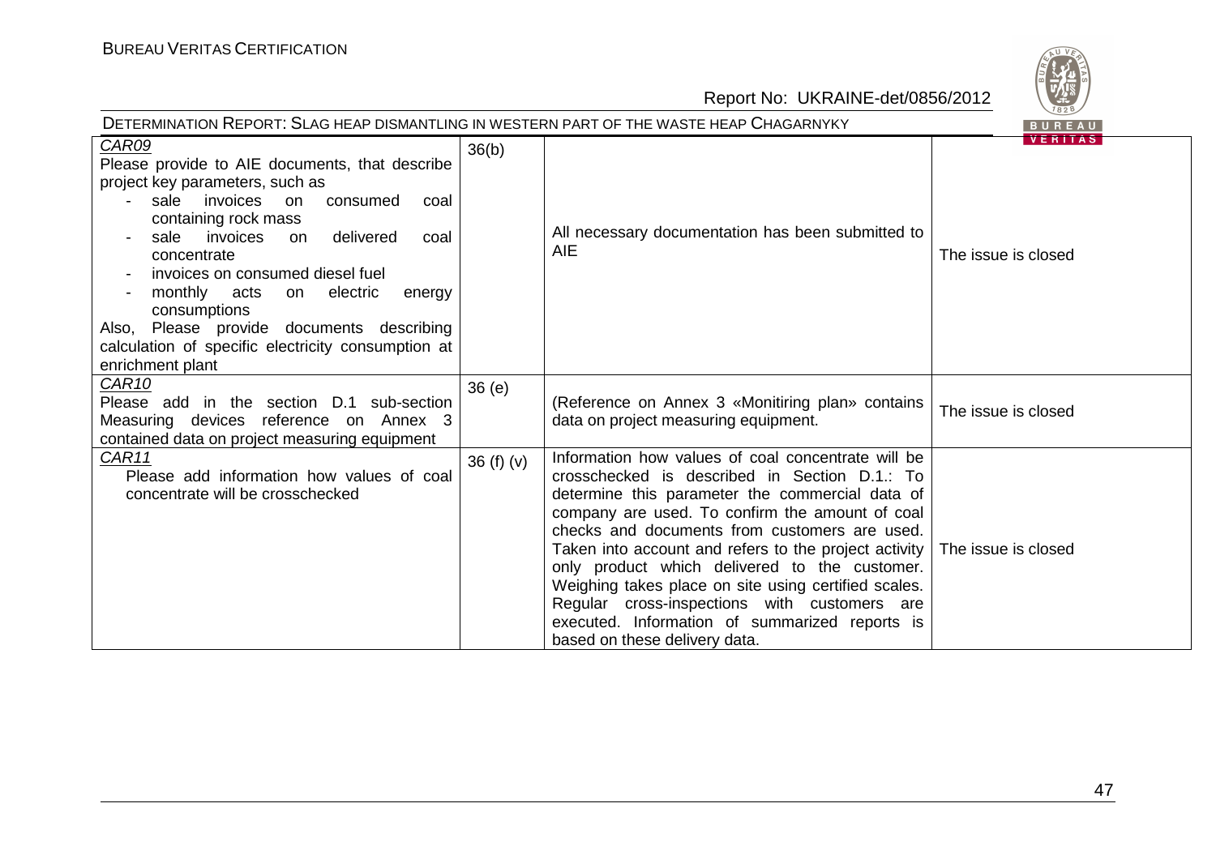| | | | |
|---|---|---|---|
| CAR09<br>Please provide to AIE documents, that describe project key parameters, such as<br>- sale invoices on consumed coal containing rock mass<br>- sale invoices on delivered coal concentrate<br>- invoices on consumed diesel fuel<br>- monthly acts on electric energy consumptions<br>Also, Please provide documents describing calculation of specific electricity consumption at enrichment plant | 36(b) | All necessary documentation has been submitted to AIE | The issue is closed |
| CAR10<br>Please add in the section D.1 sub-section Measuring devices reference on Annex 3 contained data on project measuring equipment | 36 (e) | (Reference on Annex 3 «Monitiring plan» contains data on project measuring equipment. | The issue is closed |
| CAR11<br>Please add information how values of coal concentrate will be crosschecked | 36 (f) (v) | Information how values of coal concentrate will be crosschecked is described in Section D.1.: To determine this parameter the commercial data of company are used. To confirm the amount of coal checks and documents from customers are used. Taken into account and refers to the project activity only product which delivered to the customer. Weighing takes place on site using certified scales. Regular cross-inspections with customers are executed. Information of summarized reports is based on these delivery data. | The issue is closed |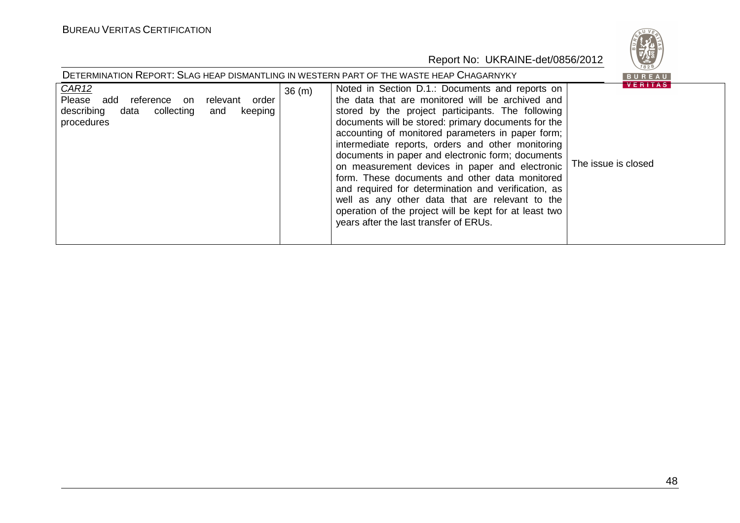| | | | |
|---|---|---|---|
| *CAR12*<br>Please add reference on relevant order describing data collecting and keeping procedures | 36 (m) | Noted in Section D.1.: Documents and reports on the data that are monitored will be archived and stored by the project participants. The following documents will be stored: primary documents for the accounting of monitored parameters in paper form; intermediate reports, orders and other monitoring documents in paper and electronic form; documents on measurement devices in paper and electronic form. These documents and other data monitored and required for determination and verification, as well as any other data that are relevant to the operation of the project will be kept for at least two years after the last transfer of ERUs. | The issue is closed |